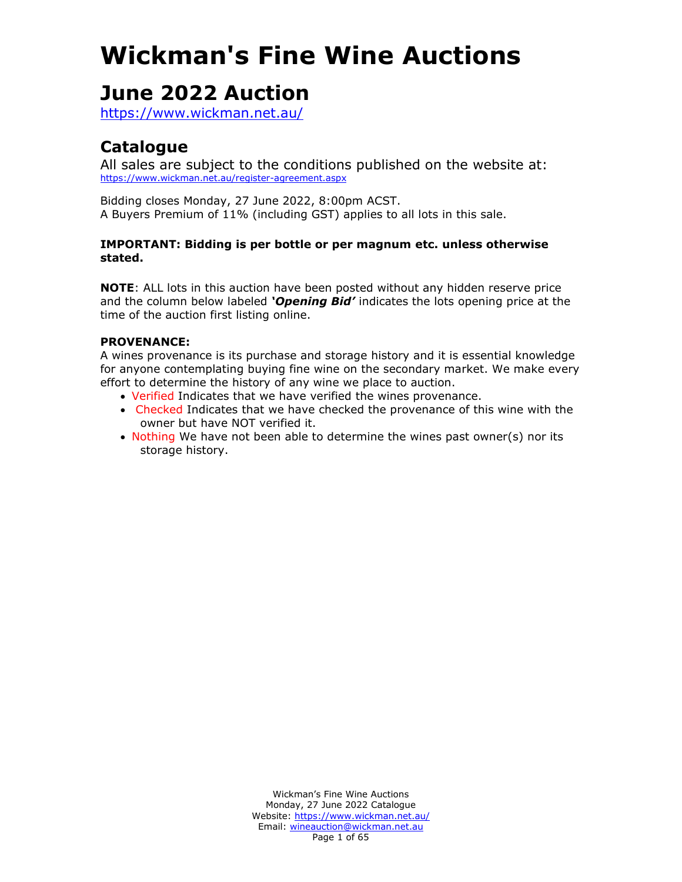# Wickman's Fine Wine Auctions

## June 2022 Auction

https://www.wickman.net.au/

### Catalogue

All sales are subject to the conditions published on the website at:
https://www.wickman.net.au/register-agreement.aspx

Bidding closes Monday, 27 June 2022, 8:00pm ACST.
A Buyers Premium of 11% (including GST) applies to all lots in this sale.

**IMPORTANT: Bidding is per bottle or per magnum etc. unless otherwise stated.**

**NOTE**: ALL lots in this auction have been posted without any hidden reserve price and the column below labeled ***'Opening Bid'*** indicates the lots opening price at the time of the auction first listing online.

**PROVENANCE:**
A wines provenance is its purchase and storage history and it is essential knowledge for anyone contemplating buying fine wine on the secondary market. We make every effort to determine the history of any wine we place to auction.

- Verified Indicates that we have verified the wines provenance.
- Checked Indicates that we have checked the provenance of this wine with the owner but have NOT verified it.
- Nothing We have not been able to determine the wines past owner(s) nor its storage history.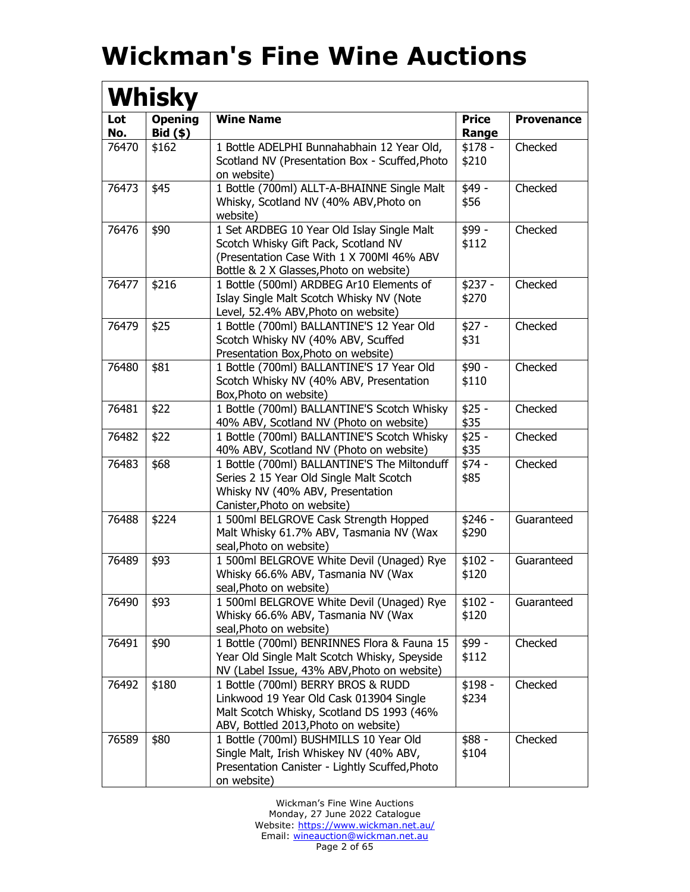# Wickman's Fine Wine Auctions

## Whisky

| Lot No. | Opening Bid ($) | Wine Name | Price Range | Provenance |
|---|---|---|---|---|
| 76470 | $162 | 1 Bottle ADELPHI Bunnahabhain 12 Year Old, Scotland NV (Presentation Box - Scuffed,Photo on website) | $178 - $210 | Checked |
| 76473 | $45 | 1 Bottle (700ml) ALLT-A-BHAINNE Single Malt Whisky, Scotland NV (40% ABV,Photo on website) | $49 - $56 | Checked |
| 76476 | $90 | 1 Set ARDBEG 10 Year Old Islay Single Malt Scotch Whisky Gift Pack, Scotland NV (Presentation Case With 1 X 700Ml 46% ABV Bottle & 2 X Glasses,Photo on website) | $99 - $112 | Checked |
| 76477 | $216 | 1 Bottle (500ml) ARDBEG Ar10 Elements of Islay Single Malt Scotch Whisky NV (Note Level, 52.4% ABV,Photo on website) | $237 - $270 | Checked |
| 76479 | $25 | 1 Bottle (700ml) BALLANTINE'S 12 Year Old Scotch Whisky NV (40% ABV, Scuffed Presentation Box,Photo on website) | $27 - $31 | Checked |
| 76480 | $81 | 1 Bottle (700ml) BALLANTINE'S 17 Year Old Scotch Whisky NV (40% ABV, Presentation Box,Photo on website) | $90 - $110 | Checked |
| 76481 | $22 | 1 Bottle (700ml) BALLANTINE'S Scotch Whisky 40% ABV, Scotland NV (Photo on website) | $25 - $35 | Checked |
| 76482 | $22 | 1 Bottle (700ml) BALLANTINE'S Scotch Whisky 40% ABV, Scotland NV (Photo on website) | $25 - $35 | Checked |
| 76483 | $68 | 1 Bottle (700ml) BALLANTINE'S The Miltonduff Series 2 15 Year Old Single Malt Scotch Whisky NV (40% ABV, Presentation Canister,Photo on website) | $74 - $85 | Checked |
| 76488 | $224 | 1 500ml BELGROVE Cask Strength Hopped Malt Whisky 61.7% ABV, Tasmania NV (Wax seal,Photo on website) | $246 - $290 | Guaranteed |
| 76489 | $93 | 1 500ml BELGROVE White Devil (Unaged) Rye Whisky 66.6% ABV, Tasmania NV (Wax seal,Photo on website) | $102 - $120 | Guaranteed |
| 76490 | $93 | 1 500ml BELGROVE White Devil (Unaged) Rye Whisky 66.6% ABV, Tasmania NV (Wax seal,Photo on website) | $102 - $120 | Guaranteed |
| 76491 | $90 | 1 Bottle (700ml) BENRINNES Flora & Fauna 15 Year Old Single Malt Scotch Whisky, Speyside NV (Label Issue, 43% ABV,Photo on website) | $99 - $112 | Checked |
| 76492 | $180 | 1 Bottle (700ml) BERRY BROS & RUDD Linkwood 19 Year Old Cask 013904 Single Malt Scotch Whisky, Scotland DS 1993 (46% ABV, Bottled 2013,Photo on website) | $198 - $234 | Checked |
| 76589 | $80 | 1 Bottle (700ml) BUSHMILLS 10 Year Old Single Malt, Irish Whiskey NV (40% ABV, Presentation Canister - Lightly Scuffed,Photo on website) | $88 - $104 | Checked |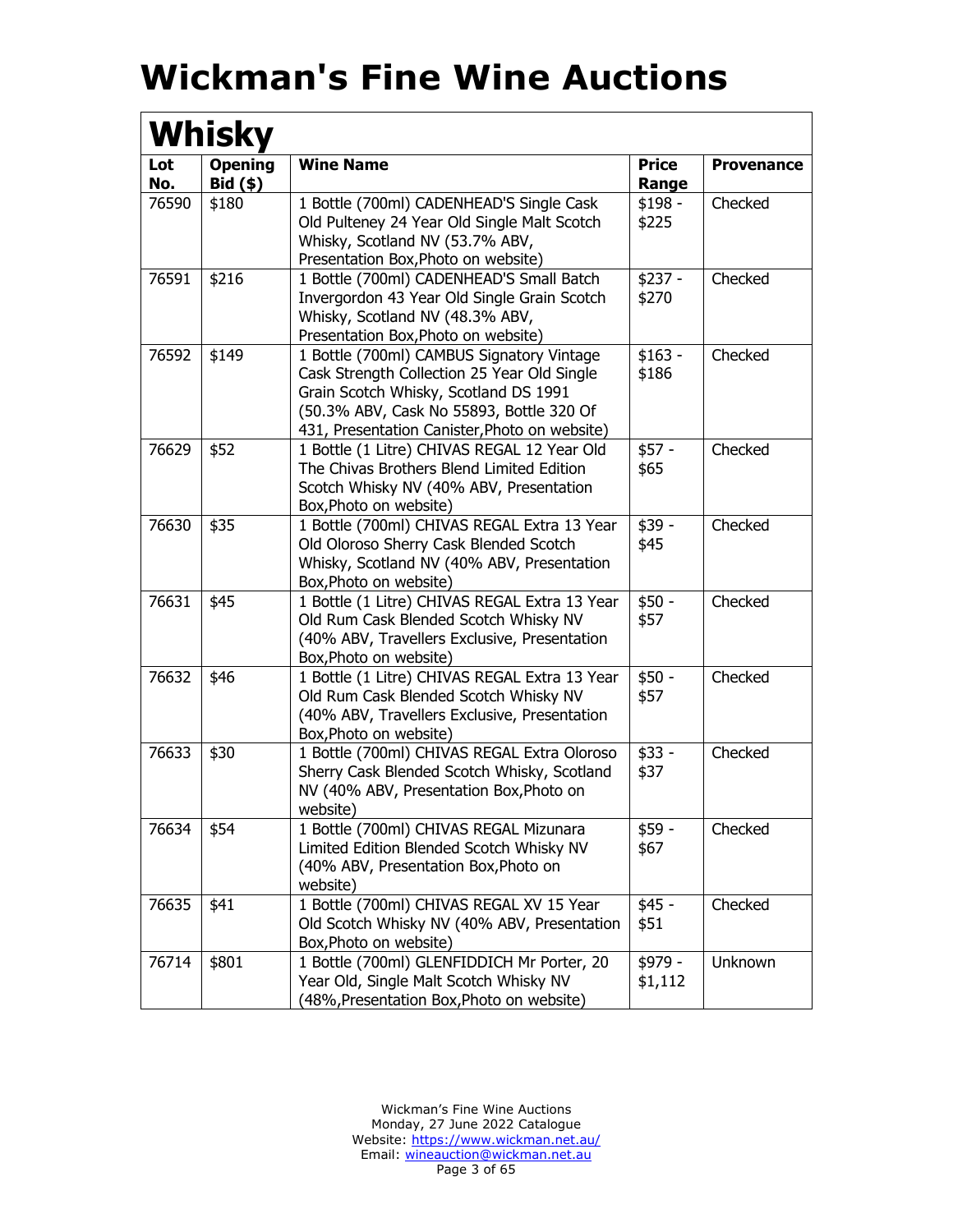# Wickman's Fine Wine Auctions

## Whisky

| Lot No. | Opening Bid ($) | Wine Name | Price Range | Provenance |
|---|---|---|---|---|
| 76590 | $180 | 1 Bottle (700ml) CADENHEAD'S Single Cask Old Pulteney 24 Year Old Single Malt Scotch Whisky, Scotland NV (53.7% ABV, Presentation Box,Photo on website) | $198 - $225 | Checked |
| 76591 | $216 | 1 Bottle (700ml) CADENHEAD'S Small Batch Invergordon 43 Year Old Single Grain Scotch Whisky, Scotland NV (48.3% ABV, Presentation Box,Photo on website) | $237 - $270 | Checked |
| 76592 | $149 | 1 Bottle (700ml) CAMBUS Signatory Vintage Cask Strength Collection 25 Year Old Single Grain Scotch Whisky, Scotland DS 1991 (50.3% ABV, Cask No 55893, Bottle 320 Of 431, Presentation Canister,Photo on website) | $163 - $186 | Checked |
| 76629 | $52 | 1 Bottle (1 Litre) CHIVAS REGAL 12 Year Old The Chivas Brothers Blend Limited Edition Scotch Whisky NV (40% ABV, Presentation Box,Photo on website) | $57 - $65 | Checked |
| 76630 | $35 | 1 Bottle (700ml) CHIVAS REGAL Extra 13 Year Old Oloroso Sherry Cask Blended Scotch Whisky, Scotland NV (40% ABV, Presentation Box,Photo on website) | $39 - $45 | Checked |
| 76631 | $45 | 1 Bottle (1 Litre) CHIVAS REGAL Extra 13 Year Old Rum Cask Blended Scotch Whisky NV (40% ABV, Travellers Exclusive, Presentation Box,Photo on website) | $50 - $57 | Checked |
| 76632 | $46 | 1 Bottle (1 Litre) CHIVAS REGAL Extra 13 Year Old Rum Cask Blended Scotch Whisky NV (40% ABV, Travellers Exclusive, Presentation Box,Photo on website) | $50 - $57 | Checked |
| 76633 | $30 | 1 Bottle (700ml) CHIVAS REGAL Extra Oloroso Sherry Cask Blended Scotch Whisky, Scotland NV (40% ABV, Presentation Box,Photo on website) | $33 - $37 | Checked |
| 76634 | $54 | 1 Bottle (700ml) CHIVAS REGAL Mizunara Limited Edition Blended Scotch Whisky NV (40% ABV, Presentation Box,Photo on website) | $59 - $67 | Checked |
| 76635 | $41 | 1 Bottle (700ml) CHIVAS REGAL XV 15 Year Old Scotch Whisky NV (40% ABV, Presentation Box,Photo on website) | $45 - $51 | Checked |
| 76714 | $801 | 1 Bottle (700ml) GLENFIDDICH Mr Porter, 20 Year Old, Single Malt Scotch Whisky NV (48%,Presentation Box,Photo on website) | $979 - $1,112 | Unknown |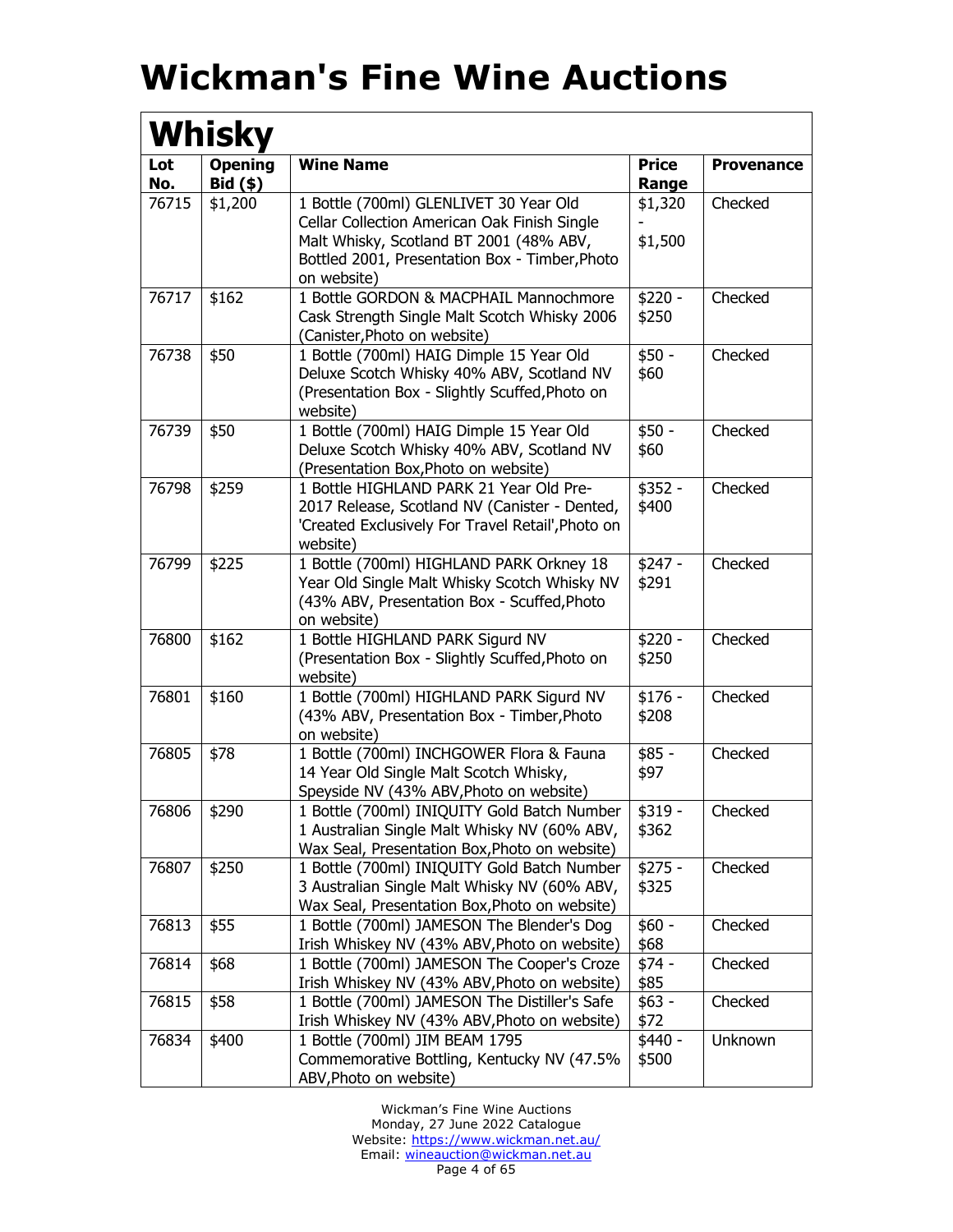# Wickman's Fine Wine Auctions

## Whisky

| Lot No. | Opening Bid ($) | Wine Name | Price Range | Provenance |
|---|---|---|---|---|
| 76715 | $1,200 | 1 Bottle (700ml) GLENLIVET 30 Year Old Cellar Collection American Oak Finish Single Malt Whisky, Scotland BT 2001 (48% ABV, Bottled 2001, Presentation Box - Timber,Photo on website) | $1,320 - $1,500 | Checked |
| 76717 | $162 | 1 Bottle GORDON & MACPHAIL Mannochmore Cask Strength Single Malt Scotch Whisky 2006 (Canister,Photo on website) | $220 - $250 | Checked |
| 76738 | $50 | 1 Bottle (700ml) HAIG Dimple 15 Year Old Deluxe Scotch Whisky 40% ABV, Scotland NV (Presentation Box - Slightly Scuffed,Photo on website) | $50 - $60 | Checked |
| 76739 | $50 | 1 Bottle (700ml) HAIG Dimple 15 Year Old Deluxe Scotch Whisky 40% ABV, Scotland NV (Presentation Box,Photo on website) | $50 - $60 | Checked |
| 76798 | $259 | 1 Bottle HIGHLAND PARK 21 Year Old Pre-2017 Release, Scotland NV (Canister - Dented, 'Created Exclusively For Travel Retail',Photo on website) | $352 - $400 | Checked |
| 76799 | $225 | 1 Bottle (700ml) HIGHLAND PARK Orkney 18 Year Old Single Malt Whisky Scotch Whisky NV (43% ABV, Presentation Box - Scuffed,Photo on website) | $247 - $291 | Checked |
| 76800 | $162 | 1 Bottle HIGHLAND PARK Sigurd NV (Presentation Box - Slightly Scuffed,Photo on website) | $220 - $250 | Checked |
| 76801 | $160 | 1 Bottle (700ml) HIGHLAND PARK Sigurd NV (43% ABV, Presentation Box - Timber,Photo on website) | $176 - $208 | Checked |
| 76805 | $78 | 1 Bottle (700ml) INCHGOWER Flora & Fauna 14 Year Old Single Malt Scotch Whisky, Speyside NV (43% ABV,Photo on website) | $85 - $97 | Checked |
| 76806 | $290 | 1 Bottle (700ml) INIQUITY Gold Batch Number 1 Australian Single Malt Whisky NV (60% ABV, Wax Seal, Presentation Box,Photo on website) | $319 - $362 | Checked |
| 76807 | $250 | 1 Bottle (700ml) INIQUITY Gold Batch Number 3 Australian Single Malt Whisky NV (60% ABV, Wax Seal, Presentation Box,Photo on website) | $275 - $325 | Checked |
| 76813 | $55 | 1 Bottle (700ml) JAMESON The Blender's Dog Irish Whiskey NV (43% ABV,Photo on website) | $60 - $68 | Checked |
| 76814 | $68 | 1 Bottle (700ml) JAMESON The Cooper's Croze Irish Whiskey NV (43% ABV,Photo on website) | $74 - $85 | Checked |
| 76815 | $58 | 1 Bottle (700ml) JAMESON The Distiller's Safe Irish Whiskey NV (43% ABV,Photo on website) | $63 - $72 | Checked |
| 76834 | $400 | 1 Bottle (700ml) JIM BEAM 1795 Commemorative Bottling, Kentucky NV (47.5% ABV,Photo on website) | $440 - $500 | Unknown |

Wickman's Fine Wine Auctions
Monday, 27 June 2022 Catalogue
Website: https://www.wickman.net.au/
Email: wineauction@wickman.net.au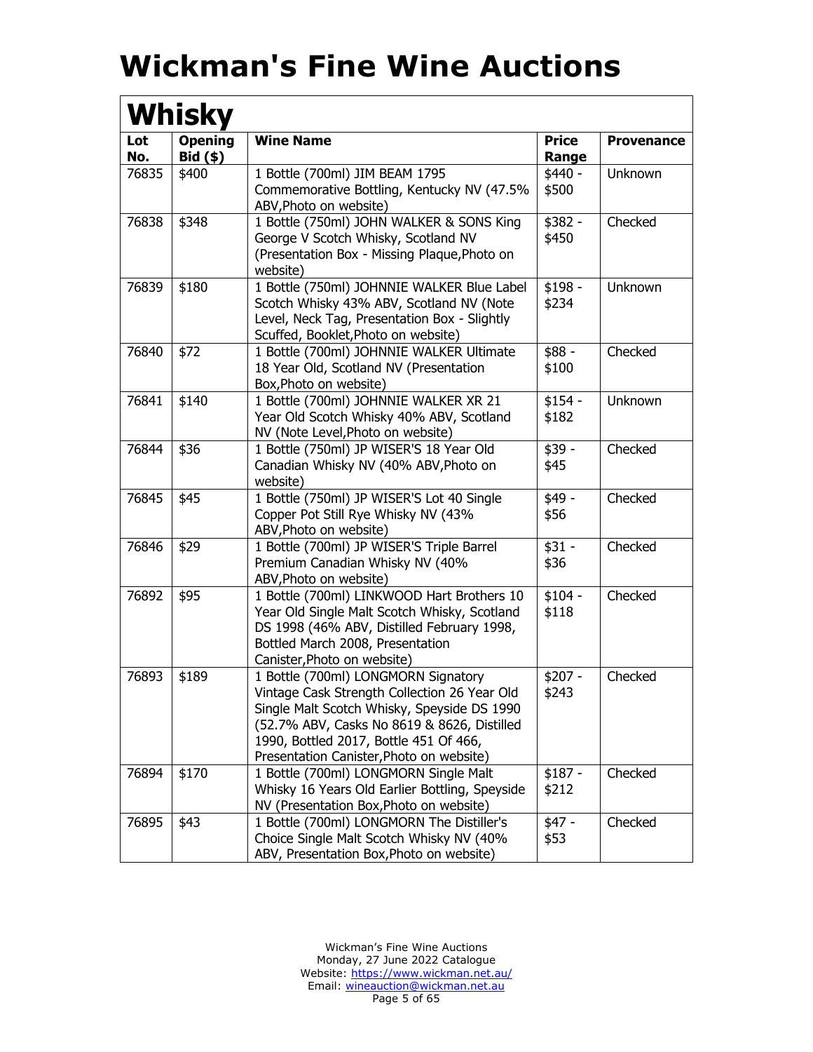# Wickman's Fine Wine Auctions

## Whisky

| Lot No. | Opening Bid ($) | Wine Name | Price Range | Provenance |
|---|---|---|---|---|
| 76835 | $400 | 1 Bottle (700ml) JIM BEAM 1795 Commemorative Bottling, Kentucky NV (47.5% ABV,Photo on website) | $440 - $500 | Unknown |
| 76838 | $348 | 1 Bottle (750ml) JOHN WALKER & SONS King George V Scotch Whisky, Scotland NV (Presentation Box - Missing Plaque,Photo on website) | $382 - $450 | Checked |
| 76839 | $180 | 1 Bottle (750ml) JOHNNIE WALKER Blue Label Scotch Whisky 43% ABV, Scotland NV (Note Level, Neck Tag, Presentation Box - Slightly Scuffed, Booklet,Photo on website) | $198 - $234 | Unknown |
| 76840 | $72 | 1 Bottle (700ml) JOHNNIE WALKER Ultimate 18 Year Old, Scotland NV (Presentation Box,Photo on website) | $88 - $100 | Checked |
| 76841 | $140 | 1 Bottle (700ml) JOHNNIE WALKER XR 21 Year Old Scotch Whisky 40% ABV, Scotland NV (Note Level,Photo on website) | $154 - $182 | Unknown |
| 76844 | $36 | 1 Bottle (750ml) JP WISER'S 18 Year Old Canadian Whisky NV (40% ABV,Photo on website) | $39 - $45 | Checked |
| 76845 | $45 | 1 Bottle (750ml) JP WISER'S Lot 40 Single Copper Pot Still Rye Whisky NV (43% ABV,Photo on website) | $49 - $56 | Checked |
| 76846 | $29 | 1 Bottle (700ml) JP WISER'S Triple Barrel Premium Canadian Whisky NV (40% ABV,Photo on website) | $31 - $36 | Checked |
| 76892 | $95 | 1 Bottle (700ml) LINKWOOD Hart Brothers 10 Year Old Single Malt Scotch Whisky, Scotland DS 1998 (46% ABV, Distilled February 1998, Bottled March 2008, Presentation Canister,Photo on website) | $104 - $118 | Checked |
| 76893 | $189 | 1 Bottle (700ml) LONGMORN Signatory Vintage Cask Strength Collection 26 Year Old Single Malt Scotch Whisky, Speyside DS 1990 (52.7% ABV, Casks No 8619 & 8626, Distilled 1990, Bottled 2017, Bottle 451 Of 466, Presentation Canister,Photo on website) | $207 - $243 | Checked |
| 76894 | $170 | 1 Bottle (700ml) LONGMORN Single Malt Whisky 16 Years Old Earlier Bottling, Speyside NV (Presentation Box,Photo on website) | $187 - $212 | Checked |
| 76895 | $43 | 1 Bottle (700ml) LONGMORN The Distiller's Choice Single Malt Scotch Whisky NV (40% ABV, Presentation Box,Photo on website) | $47 - $53 | Checked |

Wickman's Fine Wine Auctions
Monday, 27 June 2022 Catalogue
Website: https://www.wickman.net.au/
Email: wineauction@wickman.net.au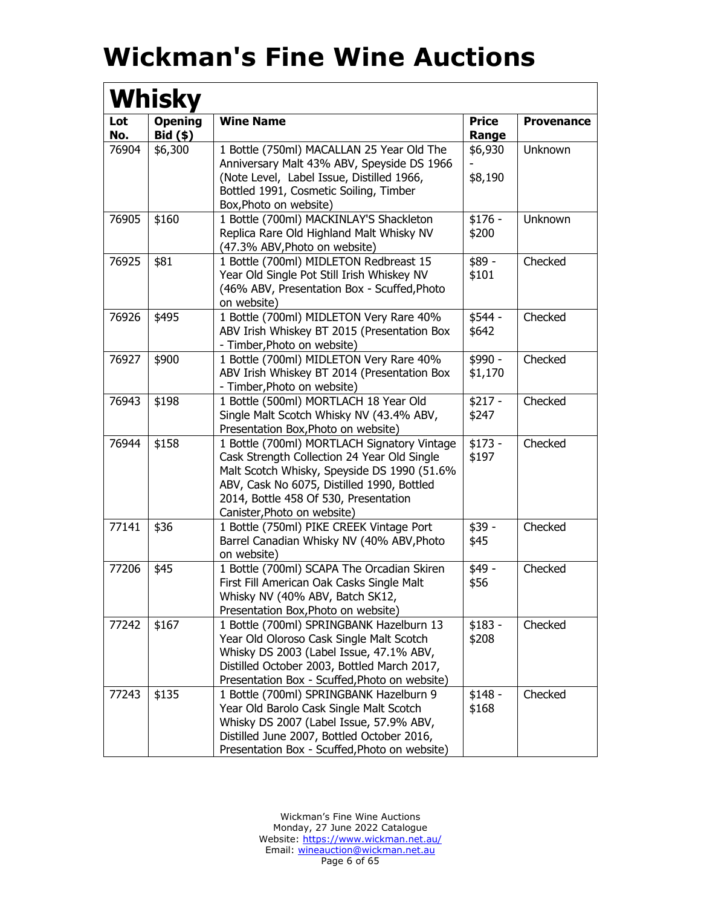# Wickman's Fine Wine Auctions

## Whisky

| Lot No. | Opening Bid ($) | Wine Name | Price Range | Provenance |
|---|---|---|---|---|
| 76904 | $6,300 | 1 Bottle (750ml) MACALLAN 25 Year Old The Anniversary Malt 43% ABV, Speyside DS 1966 (Note Level, Label Issue, Distilled 1966, Bottled 1991, Cosmetic Soiling, Timber Box,Photo on website) | $6,930 - $8,190 | Unknown |
| 76905 | $160 | 1 Bottle (700ml) MACKINLAY'S Shackleton Replica Rare Old Highland Malt Whisky NV (47.3% ABV,Photo on website) | $176 - $200 | Unknown |
| 76925 | $81 | 1 Bottle (700ml) MIDLETON Redbreast 15 Year Old Single Pot Still Irish Whiskey NV (46% ABV, Presentation Box - Scuffed,Photo on website) | $89 - $101 | Checked |
| 76926 | $495 | 1 Bottle (700ml) MIDLETON Very Rare 40% ABV Irish Whiskey BT 2015 (Presentation Box - Timber,Photo on website) | $544 - $642 | Checked |
| 76927 | $900 | 1 Bottle (700ml) MIDLETON Very Rare 40% ABV Irish Whiskey BT 2014 (Presentation Box - Timber,Photo on website) | $990 - $1,170 | Checked |
| 76943 | $198 | 1 Bottle (500ml) MORTLACH 18 Year Old Single Malt Scotch Whisky NV (43.4% ABV, Presentation Box,Photo on website) | $217 - $247 | Checked |
| 76944 | $158 | 1 Bottle (700ml) MORTLACH Signatory Vintage Cask Strength Collection 24 Year Old Single Malt Scotch Whisky, Speyside DS 1990 (51.6% ABV, Cask No 6075, Distilled 1990, Bottled 2014, Bottle 458 Of 530, Presentation Canister,Photo on website) | $173 - $197 | Checked |
| 77141 | $36 | 1 Bottle (750ml) PIKE CREEK Vintage Port Barrel Canadian Whisky NV (40% ABV,Photo on website) | $39 - $45 | Checked |
| 77206 | $45 | 1 Bottle (700ml) SCAPA The Orcadian Skiren First Fill American Oak Casks Single Malt Whisky NV (40% ABV, Batch SK12, Presentation Box,Photo on website) | $49 - $56 | Checked |
| 77242 | $167 | 1 Bottle (700ml) SPRINGBANK Hazelburn 13 Year Old Oloroso Cask Single Malt Scotch Whisky DS 2003 (Label Issue, 47.1% ABV, Distilled October 2003, Bottled March 2017, Presentation Box - Scuffed,Photo on website) | $183 - $208 | Checked |
| 77243 | $135 | 1 Bottle (700ml) SPRINGBANK Hazelburn 9 Year Old Barolo Cask Single Malt Scotch Whisky DS 2007 (Label Issue, 57.9% ABV, Distilled June 2007, Bottled October 2016, Presentation Box - Scuffed,Photo on website) | $148 - $168 | Checked |

Wickman's Fine Wine Auctions
Monday, 27 June 2022 Catalogue
Website: https://www.wickman.net.au/
Email: wineauction@wickman.net.au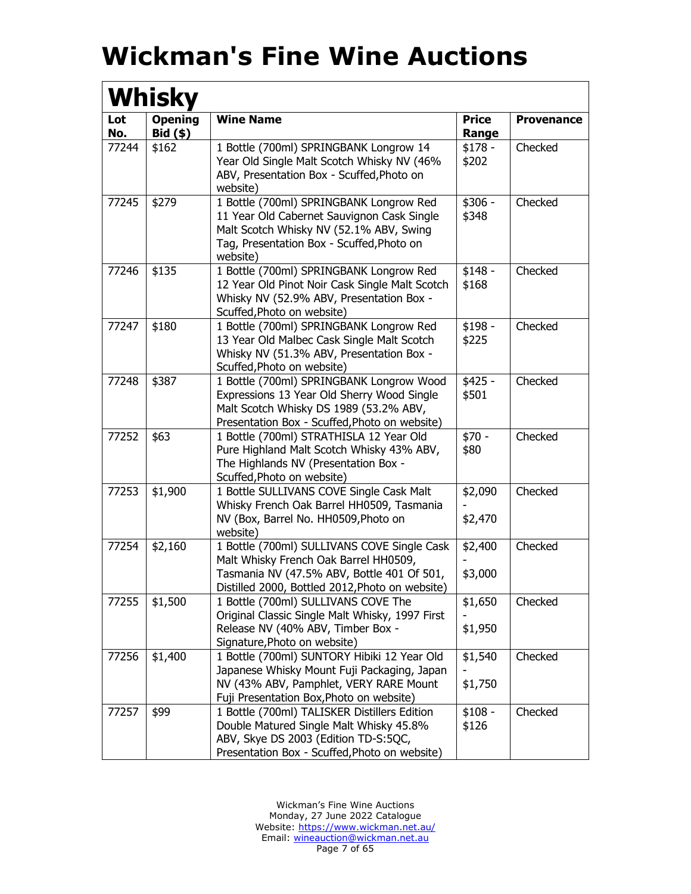# Wickman's Fine Wine Auctions

## Whisky

| Lot No. | Opening Bid ($) | Wine Name | Price Range | Provenance |
|---|---|---|---|---|
| 77244 | $162 | 1 Bottle (700ml) SPRINGBANK Longrow 14 Year Old Single Malt Scotch Whisky NV (46% ABV, Presentation Box - Scuffed,Photo on website) | $178 - $202 | Checked |
| 77245 | $279 | 1 Bottle (700ml) SPRINGBANK Longrow Red 11 Year Old Cabernet Sauvignon Cask Single Malt Scotch Whisky NV (52.1% ABV, Swing Tag, Presentation Box - Scuffed,Photo on website) | $306 - $348 | Checked |
| 77246 | $135 | 1 Bottle (700ml) SPRINGBANK Longrow Red 12 Year Old Pinot Noir Cask Single Malt Scotch Whisky NV (52.9% ABV, Presentation Box - Scuffed,Photo on website) | $148 - $168 | Checked |
| 77247 | $180 | 1 Bottle (700ml) SPRINGBANK Longrow Red 13 Year Old Malbec Cask Single Malt Scotch Whisky NV (51.3% ABV, Presentation Box - Scuffed,Photo on website) | $198 - $225 | Checked |
| 77248 | $387 | 1 Bottle (700ml) SPRINGBANK Longrow Wood Expressions 13 Year Old Sherry Wood Single Malt Scotch Whisky DS 1989 (53.2% ABV, Presentation Box - Scuffed,Photo on website) | $425 - $501 | Checked |
| 77252 | $63 | 1 Bottle (700ml) STRATHISLA 12 Year Old Pure Highland Malt Scotch Whisky 43% ABV, The Highlands NV (Presentation Box - Scuffed,Photo on website) | $70 - $80 | Checked |
| 77253 | $1,900 | 1 Bottle SULLIVANS COVE Single Cask Malt Whisky French Oak Barrel HH0509, Tasmania NV (Box, Barrel No. HH0509,Photo on website) | $2,090 - $2,470 | Checked |
| 77254 | $2,160 | 1 Bottle (700ml) SULLIVANS COVE Single Cask Malt Whisky French Oak Barrel HH0509, Tasmania NV (47.5% ABV, Bottle 401 Of 501, Distilled 2000, Bottled 2012,Photo on website) | $2,400 - $3,000 | Checked |
| 77255 | $1,500 | 1 Bottle (700ml) SULLIVANS COVE The Original Classic Single Malt Whisky, 1997 First Release NV (40% ABV, Timber Box - Signature,Photo on website) | $1,650 - $1,950 | Checked |
| 77256 | $1,400 | 1 Bottle (700ml) SUNTORY Hibiki 12 Year Old Japanese Whisky Mount Fuji Packaging, Japan NV (43% ABV, Pamphlet, VERY RARE Mount Fuji Presentation Box,Photo on website) | $1,540 - $1,750 | Checked |
| 77257 | $99 | 1 Bottle (700ml) TALISKER Distillers Edition Double Matured Single Malt Whisky 45.8% ABV, Skye DS 2003 (Edition TD-S:5QC, Presentation Box - Scuffed,Photo on website) | $108 - $126 | Checked |

Wickman's Fine Wine Auctions
Monday, 27 June 2022 Catalogue
Website: https://www.wickman.net.au/
Email: wineauction@wickman.net.au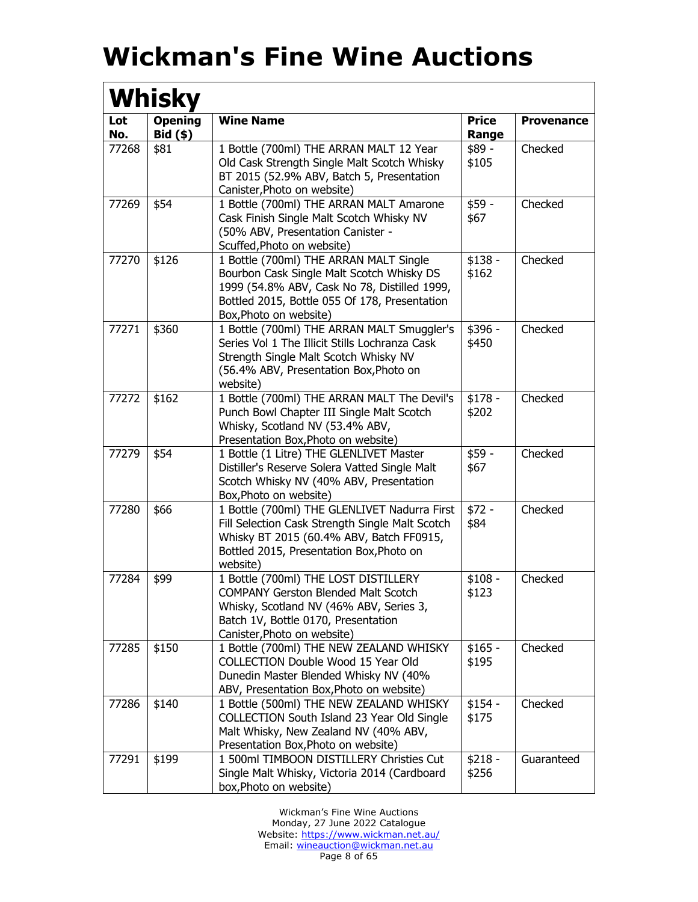# Wickman's Fine Wine Auctions

## Whisky

| Lot No. | Opening Bid ($) | Wine Name | Price Range | Provenance |
|---|---|---|---|---|
| 77268 | $81 | 1 Bottle (700ml) THE ARRAN MALT 12 Year Old Cask Strength Single Malt Scotch Whisky BT 2015 (52.9% ABV, Batch 5, Presentation Canister,Photo on website) | $89 - $105 | Checked |
| 77269 | $54 | 1 Bottle (700ml) THE ARRAN MALT Amarone Cask Finish Single Malt Scotch Whisky NV (50% ABV, Presentation Canister - Scuffed,Photo on website) | $59 - $67 | Checked |
| 77270 | $126 | 1 Bottle (700ml) THE ARRAN MALT Single Bourbon Cask Single Malt Scotch Whisky DS 1999 (54.8% ABV, Cask No 78, Distilled 1999, Bottled 2015, Bottle 055 Of 178, Presentation Box,Photo on website) | $138 - $162 | Checked |
| 77271 | $360 | 1 Bottle (700ml) THE ARRAN MALT Smuggler's Series Vol 1 The Illicit Stills Lochranza Cask Strength Single Malt Scotch Whisky NV (56.4% ABV, Presentation Box,Photo on website) | $396 - $450 | Checked |
| 77272 | $162 | 1 Bottle (700ml) THE ARRAN MALT The Devil's Punch Bowl Chapter III Single Malt Scotch Whisky, Scotland NV (53.4% ABV, Presentation Box,Photo on website) | $178 - $202 | Checked |
| 77279 | $54 | 1 Bottle (1 Litre) THE GLENLIVET Master Distiller's Reserve Solera Vatted Single Malt Scotch Whisky NV (40% ABV, Presentation Box,Photo on website) | $59 - $67 | Checked |
| 77280 | $66 | 1 Bottle (700ml) THE GLENLIVET Nadurra First Fill Selection Cask Strength Single Malt Scotch Whisky BT 2015 (60.4% ABV, Batch FF0915, Bottled 2015, Presentation Box,Photo on website) | $72 - $84 | Checked |
| 77284 | $99 | 1 Bottle (700ml) THE LOST DISTILLERY COMPANY Gerston Blended Malt Scotch Whisky, Scotland NV (46% ABV, Series 3, Batch 1V, Bottle 0170, Presentation Canister,Photo on website) | $108 - $123 | Checked |
| 77285 | $150 | 1 Bottle (700ml) THE NEW ZEALAND WHISKY COLLECTION Double Wood 15 Year Old Dunedin Master Blended Whisky NV (40% ABV, Presentation Box,Photo on website) | $165 - $195 | Checked |
| 77286 | $140 | 1 Bottle (500ml) THE NEW ZEALAND WHISKY COLLECTION South Island 23 Year Old Single Malt Whisky, New Zealand NV (40% ABV, Presentation Box,Photo on website) | $154 - $175 | Checked |
| 77291 | $199 | 1 500ml TIMBOON DISTILLERY Christies Cut Single Malt Whisky, Victoria 2014 (Cardboard box,Photo on website) | $218 - $256 | Guaranteed |

Wickman's Fine Wine Auctions
Monday, 27 June 2022 Catalogue
Website: https://www.wickman.net.au/
Email: wineauction@wickman.net.au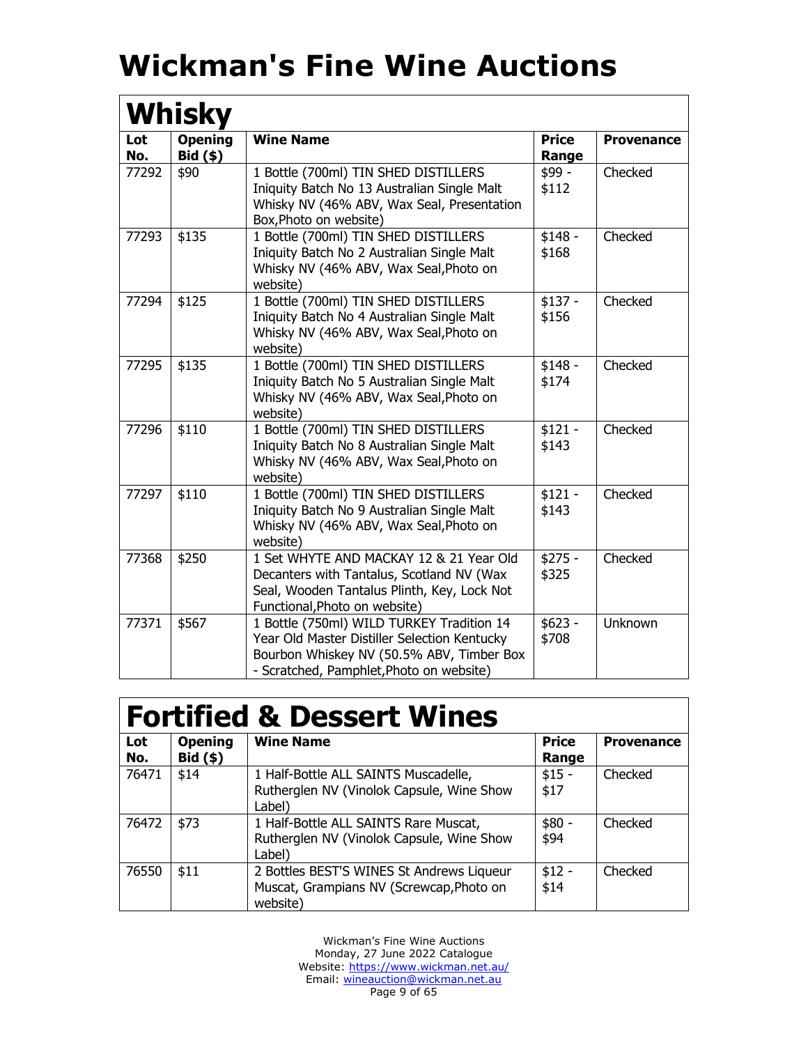# Wickman's Fine Wine Auctions

## Whisky

| Lot No. | Opening Bid ($) | Wine Name | Price Range | Provenance |
|---|---|---|---|---|
| 77292 | $90 | 1 Bottle (700ml) TIN SHED DISTILLERS Iniquity Batch No 13 Australian Single Malt Whisky NV (46% ABV, Wax Seal, Presentation Box,Photo on website) | $99 - $112 | Checked |
| 77293 | $135 | 1 Bottle (700ml) TIN SHED DISTILLERS Iniquity Batch No 2 Australian Single Malt Whisky NV (46% ABV, Wax Seal,Photo on website) | $148 - $168 | Checked |
| 77294 | $125 | 1 Bottle (700ml) TIN SHED DISTILLERS Iniquity Batch No 4 Australian Single Malt Whisky NV (46% ABV, Wax Seal,Photo on website) | $137 - $156 | Checked |
| 77295 | $135 | 1 Bottle (700ml) TIN SHED DISTILLERS Iniquity Batch No 5 Australian Single Malt Whisky NV (46% ABV, Wax Seal,Photo on website) | $148 - $174 | Checked |
| 77296 | $110 | 1 Bottle (700ml) TIN SHED DISTILLERS Iniquity Batch No 8 Australian Single Malt Whisky NV (46% ABV, Wax Seal,Photo on website) | $121 - $143 | Checked |
| 77297 | $110 | 1 Bottle (700ml) TIN SHED DISTILLERS Iniquity Batch No 9 Australian Single Malt Whisky NV (46% ABV, Wax Seal,Photo on website) | $121 - $143 | Checked |
| 77368 | $250 | 1 Set WHYTE AND MACKAY 12 & 21 Year Old Decanters with Tantalus, Scotland NV (Wax Seal, Wooden Tantalus Plinth, Key, Lock Not Functional,Photo on website) | $275 - $325 | Checked |
| 77371 | $567 | 1 Bottle (750ml) WILD TURKEY Tradition 14 Year Old Master Distiller Selection Kentucky Bourbon Whiskey NV (50.5% ABV, Timber Box - Scratched, Pamphlet,Photo on website) | $623 - $708 | Unknown |

## Fortified & Dessert Wines

| Lot No. | Opening Bid ($) | Wine Name | Price Range | Provenance |
|---|---|---|---|---|
| 76471 | $14 | 1 Half-Bottle ALL SAINTS Muscadelle, Rutherglen NV (Vinolok Capsule, Wine Show Label) | $15 - $17 | Checked |
| 76472 | $73 | 1 Half-Bottle ALL SAINTS Rare Muscat, Rutherglen NV (Vinolok Capsule, Wine Show Label) | $80 - $94 | Checked |
| 76550 | $11 | 2 Bottles BEST'S WINES St Andrews Liqueur Muscat, Grampians NV (Screwcap,Photo on website) | $12 - $14 | Checked |

Wickman's Fine Wine Auctions
Monday, 27 June 2022 Catalogue
Website: https://www.wickman.net.au/
Email: wineauction@wickman.net.au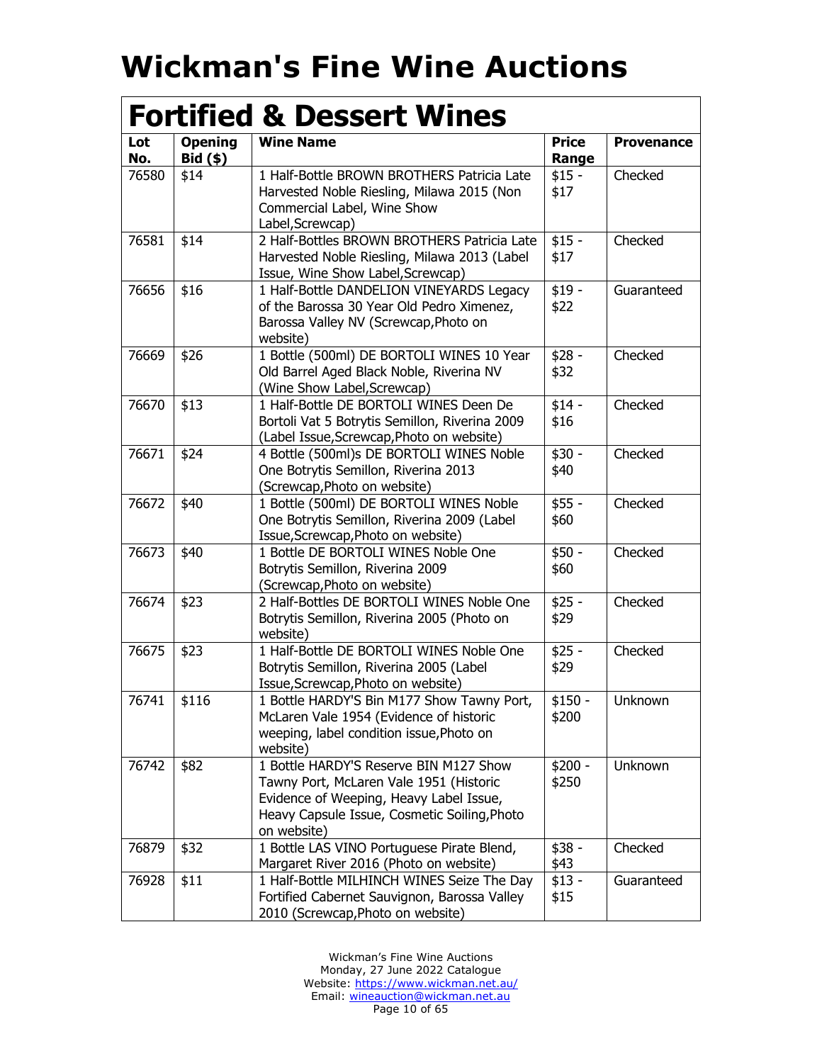# Wickman's Fine Wine Auctions

## Fortified & Dessert Wines

| Lot No. | Opening Bid ($) | Wine Name | Price Range | Provenance |
|---|---|---|---|---|
| 76580 | $14 | 1 Half-Bottle BROWN BROTHERS Patricia Late Harvested Noble Riesling, Milawa 2015 (Non Commercial Label, Wine Show Label,Screwcap) | $15 - $17 | Checked |
| 76581 | $14 | 2 Half-Bottles BROWN BROTHERS Patricia Late Harvested Noble Riesling, Milawa 2013 (Label Issue, Wine Show Label,Screwcap) | $15 - $17 | Checked |
| 76656 | $16 | 1 Half-Bottle DANDELION VINEYARDS Legacy of the Barossa 30 Year Old Pedro Ximenez, Barossa Valley NV (Screwcap,Photo on website) | $19 - $22 | Guaranteed |
| 76669 | $26 | 1 Bottle (500ml) DE BORTOLI WINES 10 Year Old Barrel Aged Black Noble, Riverina NV (Wine Show Label,Screwcap) | $28 - $32 | Checked |
| 76670 | $13 | 1 Half-Bottle DE BORTOLI WINES Deen De Bortoli Vat 5 Botrytis Semillon, Riverina 2009 (Label Issue,Screwcap,Photo on website) | $14 - $16 | Checked |
| 76671 | $24 | 4 Bottle (500ml)s DE BORTOLI WINES Noble One Botrytis Semillon, Riverina 2013 (Screwcap,Photo on website) | $30 - $40 | Checked |
| 76672 | $40 | 1 Bottle (500ml) DE BORTOLI WINES Noble One Botrytis Semillon, Riverina 2009 (Label Issue,Screwcap,Photo on website) | $55 - $60 | Checked |
| 76673 | $40 | 1 Bottle DE BORTOLI WINES Noble One Botrytis Semillon, Riverina 2009 (Screwcap,Photo on website) | $50 - $60 | Checked |
| 76674 | $23 | 2 Half-Bottles DE BORTOLI WINES Noble One Botrytis Semillon, Riverina 2005 (Photo on website) | $25 - $29 | Checked |
| 76675 | $23 | 1 Half-Bottle DE BORTOLI WINES Noble One Botrytis Semillon, Riverina 2005 (Label Issue,Screwcap,Photo on website) | $25 - $29 | Checked |
| 76741 | $116 | 1 Bottle HARDY'S Bin M177 Show Tawny Port, McLaren Vale 1954 (Evidence of historic weeping, label condition issue,Photo on website) | $150 - $200 | Unknown |
| 76742 | $82 | 1 Bottle HARDY'S Reserve BIN M127 Show Tawny Port, McLaren Vale 1951 (Historic Evidence of Weeping, Heavy Label Issue, Heavy Capsule Issue, Cosmetic Soiling,Photo on website) | $200 - $250 | Unknown |
| 76879 | $32 | 1 Bottle LAS VINO Portuguese Pirate Blend, Margaret River 2016 (Photo on website) | $38 - $43 | Checked |
| 76928 | $11 | 1 Half-Bottle MILHINCH WINES Seize The Day Fortified Cabernet Sauvignon, Barossa Valley 2010 (Screwcap,Photo on website) | $13 - $15 | Guaranteed |

Wickman's Fine Wine Auctions
Monday, 27 June 2022 Catalogue
Website: https://www.wickman.net.au/
Email: wineauction@wickman.net.au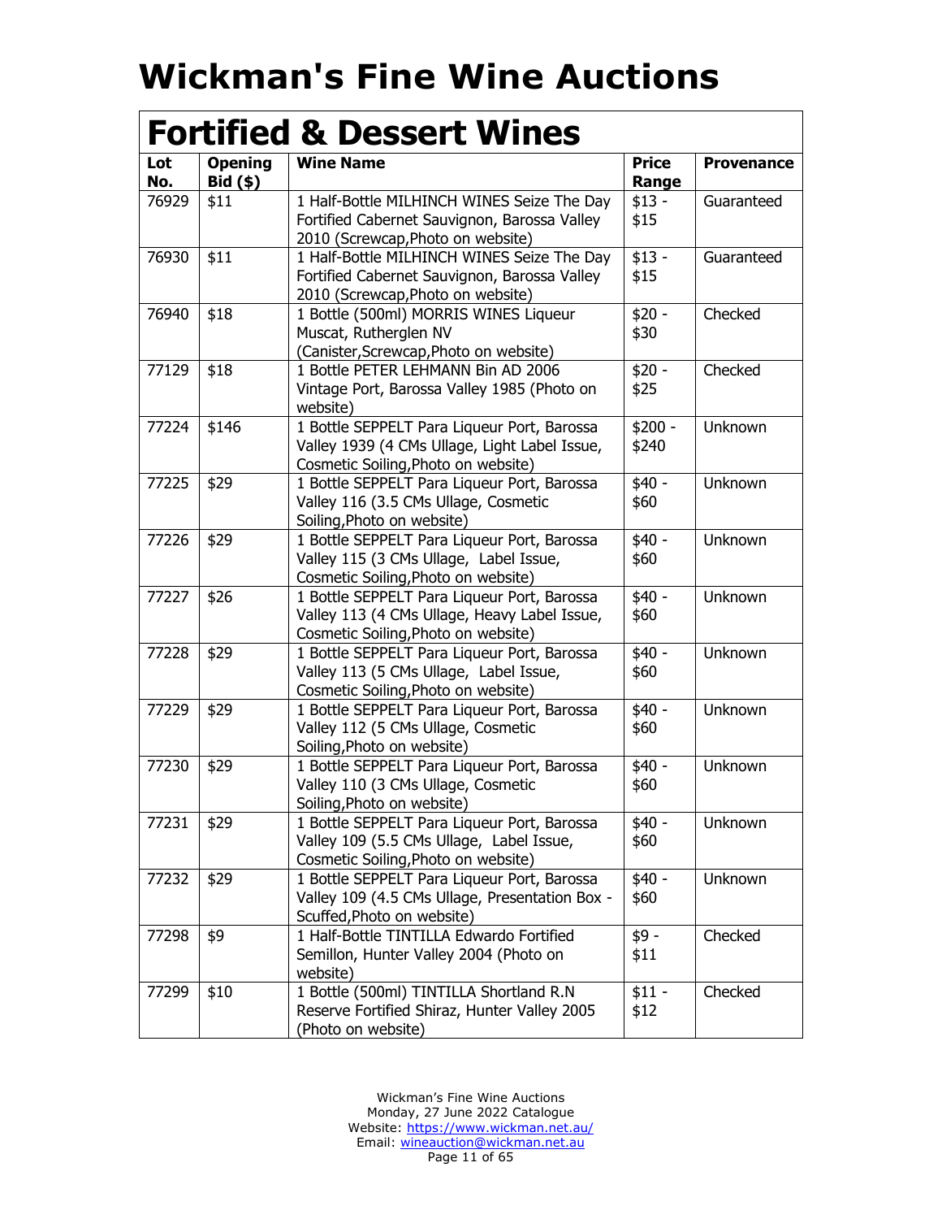# Wickman's Fine Wine Auctions

## Fortified & Dessert Wines

| Lot No. | Opening Bid ($) | Wine Name | Price Range | Provenance |
|---|---|---|---|---|
| 76929 | $11 | 1 Half-Bottle MILHINCH WINES Seize The Day Fortified Cabernet Sauvignon, Barossa Valley 2010 (Screwcap,Photo on website) | $13 - $15 | Guaranteed |
| 76930 | $11 | 1 Half-Bottle MILHINCH WINES Seize The Day Fortified Cabernet Sauvignon, Barossa Valley 2010 (Screwcap,Photo on website) | $13 - $15 | Guaranteed |
| 76940 | $18 | 1 Bottle (500ml) MORRIS WINES Liqueur Muscat, Rutherglen NV (Canister,Screwcap,Photo on website) | $20 - $30 | Checked |
| 77129 | $18 | 1 Bottle PETER LEHMANN Bin AD 2006 Vintage Port, Barossa Valley 1985 (Photo on website) | $20 - $25 | Checked |
| 77224 | $146 | 1 Bottle SEPPELT Para Liqueur Port, Barossa Valley 1939 (4 CMs Ullage, Light Label Issue, Cosmetic Soiling,Photo on website) | $200 - $240 | Unknown |
| 77225 | $29 | 1 Bottle SEPPELT Para Liqueur Port, Barossa Valley 116 (3.5 CMs Ullage, Cosmetic Soiling,Photo on website) | $40 - $60 | Unknown |
| 77226 | $29 | 1 Bottle SEPPELT Para Liqueur Port, Barossa Valley 115 (3 CMs Ullage, Label Issue, Cosmetic Soiling,Photo on website) | $40 - $60 | Unknown |
| 77227 | $26 | 1 Bottle SEPPELT Para Liqueur Port, Barossa Valley 113 (4 CMs Ullage, Heavy Label Issue, Cosmetic Soiling,Photo on website) | $40 - $60 | Unknown |
| 77228 | $29 | 1 Bottle SEPPELT Para Liqueur Port, Barossa Valley 113 (5 CMs Ullage, Label Issue, Cosmetic Soiling,Photo on website) | $40 - $60 | Unknown |
| 77229 | $29 | 1 Bottle SEPPELT Para Liqueur Port, Barossa Valley 112 (5 CMs Ullage, Cosmetic Soiling,Photo on website) | $40 - $60 | Unknown |
| 77230 | $29 | 1 Bottle SEPPELT Para Liqueur Port, Barossa Valley 110 (3 CMs Ullage, Cosmetic Soiling,Photo on website) | $40 - $60 | Unknown |
| 77231 | $29 | 1 Bottle SEPPELT Para Liqueur Port, Barossa Valley 109 (5.5 CMs Ullage, Label Issue, Cosmetic Soiling,Photo on website) | $40 - $60 | Unknown |
| 77232 | $29 | 1 Bottle SEPPELT Para Liqueur Port, Barossa Valley 109 (4.5 CMs Ullage, Presentation Box - Scuffed,Photo on website) | $40 - $60 | Unknown |
| 77298 | $9 | 1 Half-Bottle TINTILLA Edwardo Fortified Semillon, Hunter Valley 2004 (Photo on website) | $9 - $11 | Checked |
| 77299 | $10 | 1 Bottle (500ml) TINTILLA Shortland R.N Reserve Fortified Shiraz, Hunter Valley 2005 (Photo on website) | $11 - $12 | Checked |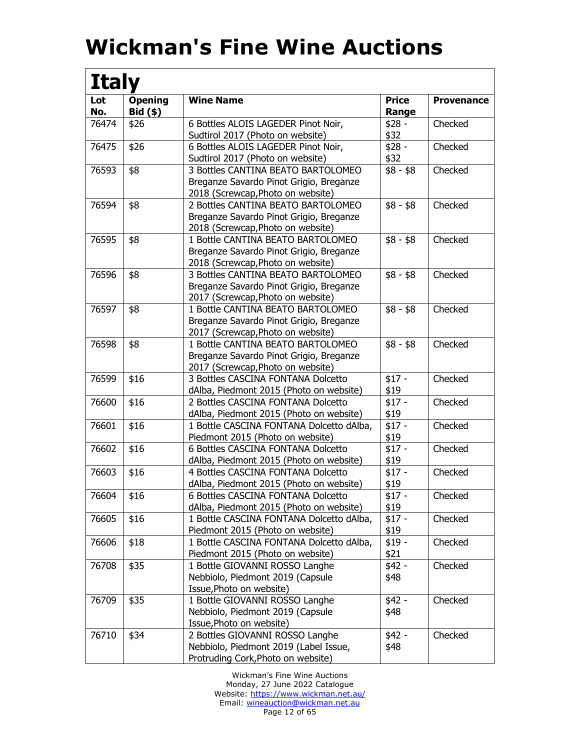# Wickman's Fine Wine Auctions

## Italy

| Lot No. | Opening Bid ($) | Wine Name | Price Range | Provenance |
|---|---|---|---|---|
| 76474 | $26 | 6 Bottles ALOIS LAGEDER Pinot Noir, Sudtirol 2017 (Photo on website) | $28 - $32 | Checked |
| 76475 | $26 | 6 Bottles ALOIS LAGEDER Pinot Noir, Sudtirol 2017 (Photo on website) | $28 - $32 | Checked |
| 76593 | $8 | 3 Bottles CANTINA BEATO BARTOLOMEO Breganze Savardo Pinot Grigio, Breganze 2018 (Screwcap,Photo on website) | $8 - $8 | Checked |
| 76594 | $8 | 2 Bottles CANTINA BEATO BARTOLOMEO Breganze Savardo Pinot Grigio, Breganze 2018 (Screwcap,Photo on website) | $8 - $8 | Checked |
| 76595 | $8 | 1 Bottle CANTINA BEATO BARTOLOMEO Breganze Savardo Pinot Grigio, Breganze 2018 (Screwcap,Photo on website) | $8 - $8 | Checked |
| 76596 | $8 | 3 Bottles CANTINA BEATO BARTOLOMEO Breganze Savardo Pinot Grigio, Breganze 2017 (Screwcap,Photo on website) | $8 - $8 | Checked |
| 76597 | $8 | 1 Bottle CANTINA BEATO BARTOLOMEO Breganze Savardo Pinot Grigio, Breganze 2017 (Screwcap,Photo on website) | $8 - $8 | Checked |
| 76598 | $8 | 1 Bottle CANTINA BEATO BARTOLOMEO Breganze Savardo Pinot Grigio, Breganze 2017 (Screwcap,Photo on website) | $8 - $8 | Checked |
| 76599 | $16 | 3 Bottles CASCINA FONTANA Dolcetto dAlba, Piedmont 2015 (Photo on website) | $17 - $19 | Checked |
| 76600 | $16 | 2 Bottles CASCINA FONTANA Dolcetto dAlba, Piedmont 2015 (Photo on website) | $17 - $19 | Checked |
| 76601 | $16 | 1 Bottle CASCINA FONTANA Dolcetto dAlba, Piedmont 2015 (Photo on website) | $17 - $19 | Checked |
| 76602 | $16 | 6 Bottles CASCINA FONTANA Dolcetto dAlba, Piedmont 2015 (Photo on website) | $17 - $19 | Checked |
| 76603 | $16 | 4 Bottles CASCINA FONTANA Dolcetto dAlba, Piedmont 2015 (Photo on website) | $17 - $19 | Checked |
| 76604 | $16 | 6 Bottles CASCINA FONTANA Dolcetto dAlba, Piedmont 2015 (Photo on website) | $17 - $19 | Checked |
| 76605 | $16 | 1 Bottle CASCINA FONTANA Dolcetto dAlba, Piedmont 2015 (Photo on website) | $17 - $19 | Checked |
| 76606 | $18 | 1 Bottle CASCINA FONTANA Dolcetto dAlba, Piedmont 2015 (Photo on website) | $19 - $21 | Checked |
| 76708 | $35 | 1 Bottle GIOVANNI ROSSO Langhe Nebbiolo, Piedmont 2019 (Capsule Issue,Photo on website) | $42 - $48 | Checked |
| 76709 | $35 | 1 Bottle GIOVANNI ROSSO Langhe Nebbiolo, Piedmont 2019 (Capsule Issue,Photo on website) | $42 - $48 | Checked |
| 76710 | $34 | 2 Bottles GIOVANNI ROSSO Langhe Nebbiolo, Piedmont 2019 (Label Issue, Protruding Cork,Photo on website) | $42 - $48 | Checked |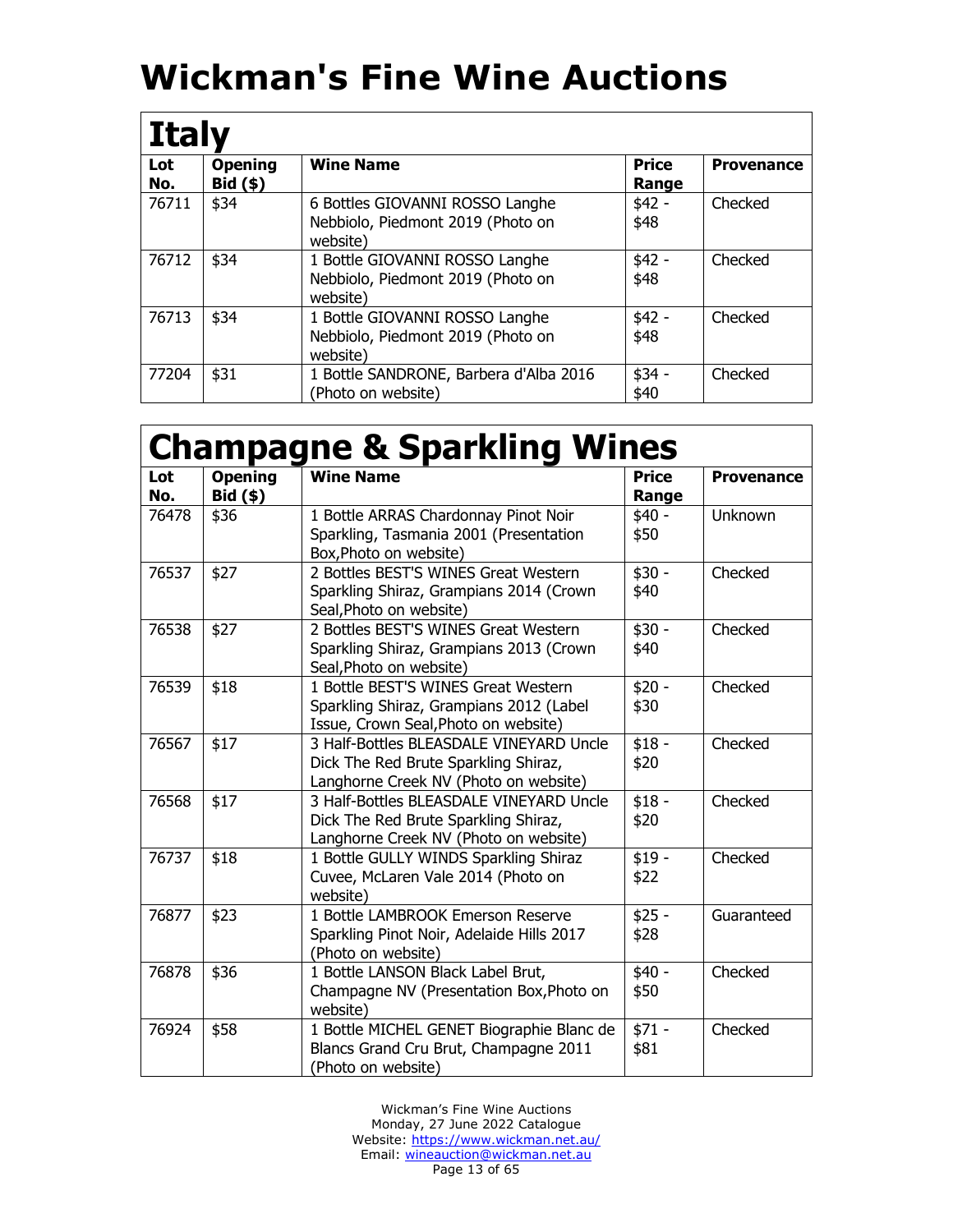# Wickman's Fine Wine Auctions

## Italy

| Lot No. | Opening Bid ($) | Wine Name | Price Range | Provenance |
|---|---|---|---|---|
| 76711 | $34 | 6 Bottles GIOVANNI ROSSO Langhe Nebbiolo, Piedmont 2019 (Photo on website) | $42 - $48 | Checked |
| 76712 | $34 | 1 Bottle GIOVANNI ROSSO Langhe Nebbiolo, Piedmont 2019 (Photo on website) | $42 - $48 | Checked |
| 76713 | $34 | 1 Bottle GIOVANNI ROSSO Langhe Nebbiolo, Piedmont 2019 (Photo on website) | $42 - $48 | Checked |
| 77204 | $31 | 1 Bottle SANDRONE, Barbera d'Alba 2016 (Photo on website) | $34 - $40 | Checked |

## Champagne & Sparkling Wines

| Lot No. | Opening Bid ($) | Wine Name | Price Range | Provenance |
|---|---|---|---|---|
| 76478 | $36 | 1 Bottle ARRAS Chardonnay Pinot Noir Sparkling, Tasmania 2001 (Presentation Box,Photo on website) | $40 - $50 | Unknown |
| 76537 | $27 | 2 Bottles BEST'S WINES Great Western Sparkling Shiraz, Grampians 2014 (Crown Seal,Photo on website) | $30 - $40 | Checked |
| 76538 | $27 | 2 Bottles BEST'S WINES Great Western Sparkling Shiraz, Grampians 2013 (Crown Seal,Photo on website) | $30 - $40 | Checked |
| 76539 | $18 | 1 Bottle BEST'S WINES Great Western Sparkling Shiraz, Grampians 2012 (Label Issue, Crown Seal,Photo on website) | $20 - $30 | Checked |
| 76567 | $17 | 3 Half-Bottles BLEASDALE VINEYARD Uncle Dick The Red Brute Sparkling Shiraz, Langhorne Creek NV (Photo on website) | $18 - $20 | Checked |
| 76568 | $17 | 3 Half-Bottles BLEASDALE VINEYARD Uncle Dick The Red Brute Sparkling Shiraz, Langhorne Creek NV (Photo on website) | $18 - $20 | Checked |
| 76737 | $18 | 1 Bottle GULLY WINDS Sparkling Shiraz Cuvee, McLaren Vale 2014 (Photo on website) | $19 - $22 | Checked |
| 76877 | $23 | 1 Bottle LAMBROOK Emerson Reserve Sparkling Pinot Noir, Adelaide Hills 2017 (Photo on website) | $25 - $28 | Guaranteed |
| 76878 | $36 | 1 Bottle LANSON Black Label Brut, Champagne NV (Presentation Box,Photo on website) | $40 - $50 | Checked |
| 76924 | $58 | 1 Bottle MICHEL GENET Biographie Blanc de Blancs Grand Cru Brut, Champagne 2011 (Photo on website) | $71 - $81 | Checked |

Wickman's Fine Wine Auctions
Monday, 27 June 2022 Catalogue
Website: https://www.wickman.net.au/
Email: wineauction@wickman.net.au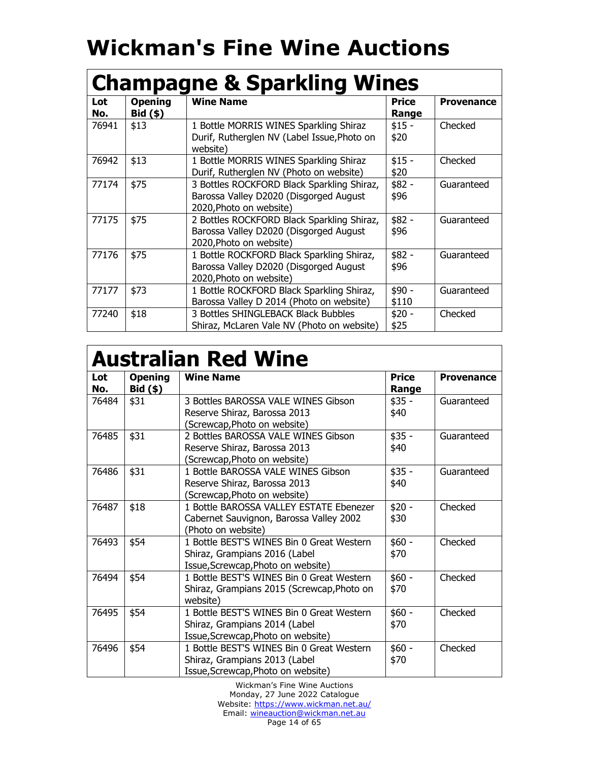# Wickman's Fine Wine Auctions

## Champagne & Sparkling Wines

| Lot No. | Opening Bid ($) | Wine Name | Price Range | Provenance |
|---|---|---|---|---|
| 76941 | $13 | 1 Bottle MORRIS WINES Sparkling Shiraz Durif, Rutherglen NV (Label Issue,Photo on website) | $15 - $20 | Checked |
| 76942 | $13 | 1 Bottle MORRIS WINES Sparkling Shiraz Durif, Rutherglen NV (Photo on website) | $15 - $20 | Checked |
| 77174 | $75 | 3 Bottles ROCKFORD Black Sparkling Shiraz, Barossa Valley D2020 (Disgorged August 2020,Photo on website) | $82 - $96 | Guaranteed |
| 77175 | $75 | 2 Bottles ROCKFORD Black Sparkling Shiraz, Barossa Valley D2020 (Disgorged August 2020,Photo on website) | $82 - $96 | Guaranteed |
| 77176 | $75 | 1 Bottle ROCKFORD Black Sparkling Shiraz, Barossa Valley D2020 (Disgorged August 2020,Photo on website) | $82 - $96 | Guaranteed |
| 77177 | $73 | 1 Bottle ROCKFORD Black Sparkling Shiraz, Barossa Valley D 2014 (Photo on website) | $90 - $110 | Guaranteed |
| 77240 | $18 | 3 Bottles SHINGLEBACK Black Bubbles Shiraz, McLaren Vale NV (Photo on website) | $20 - $25 | Checked |

## Australian Red Wine

| Lot No. | Opening Bid ($) | Wine Name | Price Range | Provenance |
|---|---|---|---|---|
| 76484 | $31 | 3 Bottles BAROSSA VALE WINES Gibson Reserve Shiraz, Barossa 2013 (Screwcap,Photo on website) | $35 - $40 | Guaranteed |
| 76485 | $31 | 2 Bottles BAROSSA VALE WINES Gibson Reserve Shiraz, Barossa 2013 (Screwcap,Photo on website) | $35 - $40 | Guaranteed |
| 76486 | $31 | 1 Bottle BAROSSA VALE WINES Gibson Reserve Shiraz, Barossa 2013 (Screwcap,Photo on website) | $35 - $40 | Guaranteed |
| 76487 | $18 | 1 Bottle BAROSSA VALLEY ESTATE Ebenezer Cabernet Sauvignon, Barossa Valley 2002 (Photo on website) | $20 - $30 | Checked |
| 76493 | $54 | 1 Bottle BEST'S WINES Bin 0 Great Western Shiraz, Grampians 2016 (Label Issue,Screwcap,Photo on website) | $60 - $70 | Checked |
| 76494 | $54 | 1 Bottle BEST'S WINES Bin 0 Great Western Shiraz, Grampians 2015 (Screwcap,Photo on website) | $60 - $70 | Checked |
| 76495 | $54 | 1 Bottle BEST'S WINES Bin 0 Great Western Shiraz, Grampians 2014 (Label Issue,Screwcap,Photo on website) | $60 - $70 | Checked |
| 76496 | $54 | 1 Bottle BEST'S WINES Bin 0 Great Western Shiraz, Grampians 2013 (Label Issue,Screwcap,Photo on website) | $60 - $70 | Checked |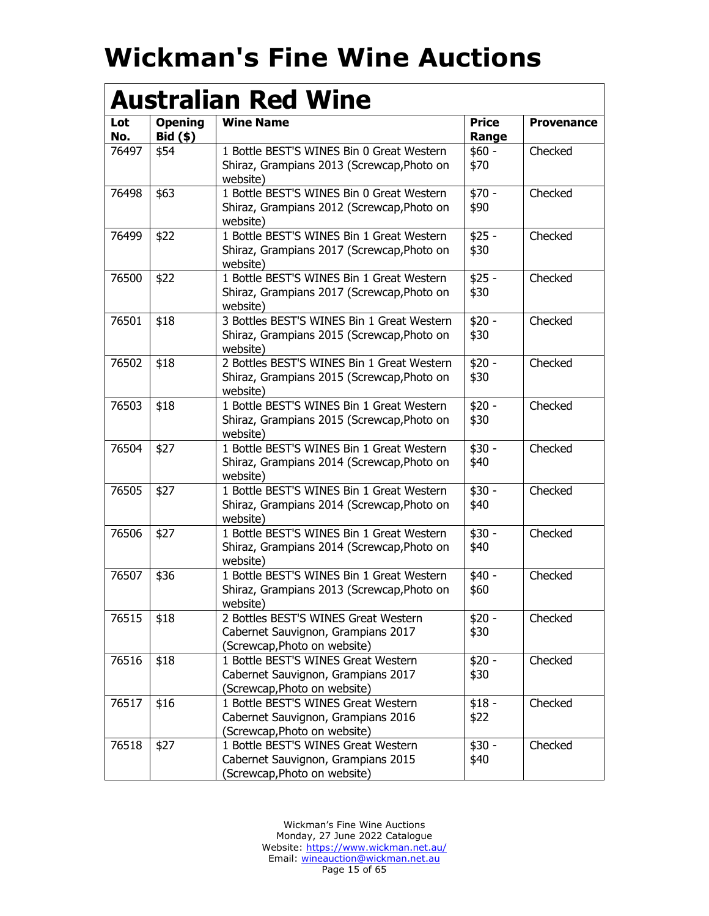# Wickman's Fine Wine Auctions

## Australian Red Wine

| Lot No. | Opening Bid ($) | Wine Name | Price Range | Provenance |
|---|---|---|---|---|
| 76497 | $54 | 1 Bottle BEST'S WINES Bin 0 Great Western Shiraz, Grampians 2013 (Screwcap,Photo on website) | $60 - $70 | Checked |
| 76498 | $63 | 1 Bottle BEST'S WINES Bin 0 Great Western Shiraz, Grampians 2012 (Screwcap,Photo on website) | $70 - $90 | Checked |
| 76499 | $22 | 1 Bottle BEST'S WINES Bin 1 Great Western Shiraz, Grampians 2017 (Screwcap,Photo on website) | $25 - $30 | Checked |
| 76500 | $22 | 1 Bottle BEST'S WINES Bin 1 Great Western Shiraz, Grampians 2017 (Screwcap,Photo on website) | $25 - $30 | Checked |
| 76501 | $18 | 3 Bottles BEST'S WINES Bin 1 Great Western Shiraz, Grampians 2015 (Screwcap,Photo on website) | $20 - $30 | Checked |
| 76502 | $18 | 2 Bottles BEST'S WINES Bin 1 Great Western Shiraz, Grampians 2015 (Screwcap,Photo on website) | $20 - $30 | Checked |
| 76503 | $18 | 1 Bottle BEST'S WINES Bin 1 Great Western Shiraz, Grampians 2015 (Screwcap,Photo on website) | $20 - $30 | Checked |
| 76504 | $27 | 1 Bottle BEST'S WINES Bin 1 Great Western Shiraz, Grampians 2014 (Screwcap,Photo on website) | $30 - $40 | Checked |
| 76505 | $27 | 1 Bottle BEST'S WINES Bin 1 Great Western Shiraz, Grampians 2014 (Screwcap,Photo on website) | $30 - $40 | Checked |
| 76506 | $27 | 1 Bottle BEST'S WINES Bin 1 Great Western Shiraz, Grampians 2014 (Screwcap,Photo on website) | $30 - $40 | Checked |
| 76507 | $36 | 1 Bottle BEST'S WINES Bin 1 Great Western Shiraz, Grampians 2013 (Screwcap,Photo on website) | $40 - $60 | Checked |
| 76515 | $18 | 2 Bottles BEST'S WINES Great Western Cabernet Sauvignon, Grampians 2017 (Screwcap,Photo on website) | $20 - $30 | Checked |
| 76516 | $18 | 1 Bottle BEST'S WINES Great Western Cabernet Sauvignon, Grampians 2017 (Screwcap,Photo on website) | $20 - $30 | Checked |
| 76517 | $16 | 1 Bottle BEST'S WINES Great Western Cabernet Sauvignon, Grampians 2016 (Screwcap,Photo on website) | $18 - $22 | Checked |
| 76518 | $27 | 1 Bottle BEST'S WINES Great Western Cabernet Sauvignon, Grampians 2015 (Screwcap,Photo on website) | $30 - $40 | Checked |

Wickman's Fine Wine Auctions
Monday, 27 June 2022 Catalogue
Website: https://www.wickman.net.au/
Email: wineauction@wickman.net.au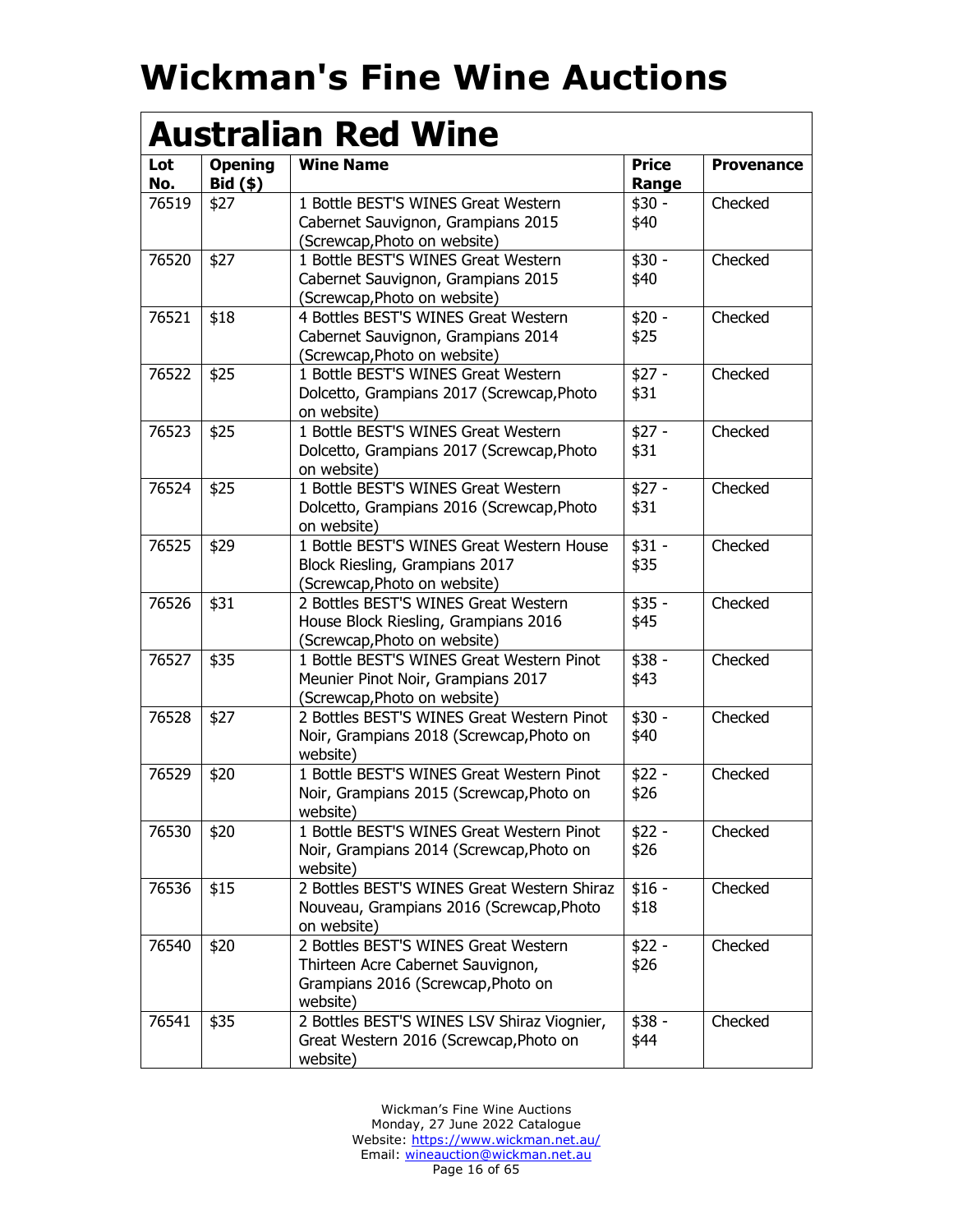# Wickman's Fine Wine Auctions

## Australian Red Wine

| Lot No. | Opening Bid ($) | Wine Name | Price Range | Provenance |
|---|---|---|---|---|
| 76519 | $27 | 1 Bottle BEST'S WINES Great Western Cabernet Sauvignon, Grampians 2015 (Screwcap,Photo on website) | $30 - $40 | Checked |
| 76520 | $27 | 1 Bottle BEST'S WINES Great Western Cabernet Sauvignon, Grampians 2015 (Screwcap,Photo on website) | $30 - $40 | Checked |
| 76521 | $18 | 4 Bottles BEST'S WINES Great Western Cabernet Sauvignon, Grampians 2014 (Screwcap,Photo on website) | $20 - $25 | Checked |
| 76522 | $25 | 1 Bottle BEST'S WINES Great Western Dolcetto, Grampians 2017 (Screwcap,Photo on website) | $27 - $31 | Checked |
| 76523 | $25 | 1 Bottle BEST'S WINES Great Western Dolcetto, Grampians 2017 (Screwcap,Photo on website) | $27 - $31 | Checked |
| 76524 | $25 | 1 Bottle BEST'S WINES Great Western Dolcetto, Grampians 2016 (Screwcap,Photo on website) | $27 - $31 | Checked |
| 76525 | $29 | 1 Bottle BEST'S WINES Great Western House Block Riesling, Grampians 2017 (Screwcap,Photo on website) | $31 - $35 | Checked |
| 76526 | $31 | 2 Bottles BEST'S WINES Great Western House Block Riesling, Grampians 2016 (Screwcap,Photo on website) | $35 - $45 | Checked |
| 76527 | $35 | 1 Bottle BEST'S WINES Great Western Pinot Meunier Pinot Noir, Grampians 2017 (Screwcap,Photo on website) | $38 - $43 | Checked |
| 76528 | $27 | 2 Bottles BEST'S WINES Great Western Pinot Noir, Grampians 2018 (Screwcap,Photo on website) | $30 - $40 | Checked |
| 76529 | $20 | 1 Bottle BEST'S WINES Great Western Pinot Noir, Grampians 2015 (Screwcap,Photo on website) | $22 - $26 | Checked |
| 76530 | $20 | 1 Bottle BEST'S WINES Great Western Pinot Noir, Grampians 2014 (Screwcap,Photo on website) | $22 - $26 | Checked |
| 76536 | $15 | 2 Bottles BEST'S WINES Great Western Shiraz Nouveau, Grampians 2016 (Screwcap,Photo on website) | $16 - $18 | Checked |
| 76540 | $20 | 2 Bottles BEST'S WINES Great Western Thirteen Acre Cabernet Sauvignon, Grampians 2016 (Screwcap,Photo on website) | $22 - $26 | Checked |
| 76541 | $35 | 2 Bottles BEST'S WINES LSV Shiraz Viognier, Great Western 2016 (Screwcap,Photo on website) | $38 - $44 | Checked |

Wickman's Fine Wine Auctions
Monday, 27 June 2022 Catalogue
Website: https://www.wickman.net.au/
Email: wineauction@wickman.net.au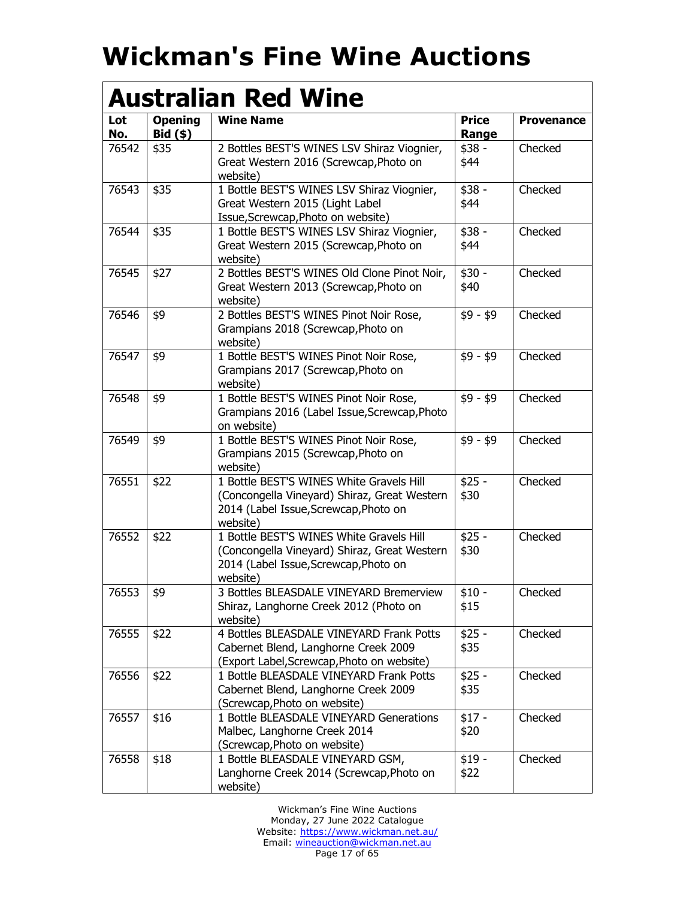# Wickman's Fine Wine Auctions

## Australian Red Wine

| Lot No. | Opening Bid ($) | Wine Name | Price Range | Provenance |
|---|---|---|---|---|
| 76542 | $35 | 2 Bottles BEST'S WINES LSV Shiraz Viognier, Great Western 2016 (Screwcap,Photo on website) | $38 - $44 | Checked |
| 76543 | $35 | 1 Bottle BEST'S WINES LSV Shiraz Viognier, Great Western 2015 (Light Label Issue,Screwcap,Photo on website) | $38 - $44 | Checked |
| 76544 | $35 | 1 Bottle BEST'S WINES LSV Shiraz Viognier, Great Western 2015 (Screwcap,Photo on website) | $38 - $44 | Checked |
| 76545 | $27 | 2 Bottles BEST'S WINES Old Clone Pinot Noir, Great Western 2013 (Screwcap,Photo on website) | $30 - $40 | Checked |
| 76546 | $9 | 2 Bottles BEST'S WINES Pinot Noir Rose, Grampians 2018 (Screwcap,Photo on website) | $9 - $9 | Checked |
| 76547 | $9 | 1 Bottle BEST'S WINES Pinot Noir Rose, Grampians 2017 (Screwcap,Photo on website) | $9 - $9 | Checked |
| 76548 | $9 | 1 Bottle BEST'S WINES Pinot Noir Rose, Grampians 2016 (Label Issue,Screwcap,Photo on website) | $9 - $9 | Checked |
| 76549 | $9 | 1 Bottle BEST'S WINES Pinot Noir Rose, Grampians 2015 (Screwcap,Photo on website) | $9 - $9 | Checked |
| 76551 | $22 | 1 Bottle BEST'S WINES White Gravels Hill (Concongella Vineyard) Shiraz, Great Western 2014 (Label Issue,Screwcap,Photo on website) | $25 - $30 | Checked |
| 76552 | $22 | 1 Bottle BEST'S WINES White Gravels Hill (Concongella Vineyard) Shiraz, Great Western 2014 (Label Issue,Screwcap,Photo on website) | $25 - $30 | Checked |
| 76553 | $9 | 3 Bottles BLEASDALE VINEYARD Bremerview Shiraz, Langhorne Creek 2012 (Photo on website) | $10 - $15 | Checked |
| 76555 | $22 | 4 Bottles BLEASDALE VINEYARD Frank Potts Cabernet Blend, Langhorne Creek 2009 (Export Label,Screwcap,Photo on website) | $25 - $35 | Checked |
| 76556 | $22 | 1 Bottle BLEASDALE VINEYARD Frank Potts Cabernet Blend, Langhorne Creek 2009 (Screwcap,Photo on website) | $25 - $35 | Checked |
| 76557 | $16 | 1 Bottle BLEASDALE VINEYARD Generations Malbec, Langhorne Creek 2014 (Screwcap,Photo on website) | $17 - $20 | Checked |
| 76558 | $18 | 1 Bottle BLEASDALE VINEYARD GSM, Langhorne Creek 2014 (Screwcap,Photo on website) | $19 - $22 | Checked |

Wickman's Fine Wine Auctions
Monday, 27 June 2022 Catalogue
Website: https://www.wickman.net.au/
Email: wineauction@wickman.net.au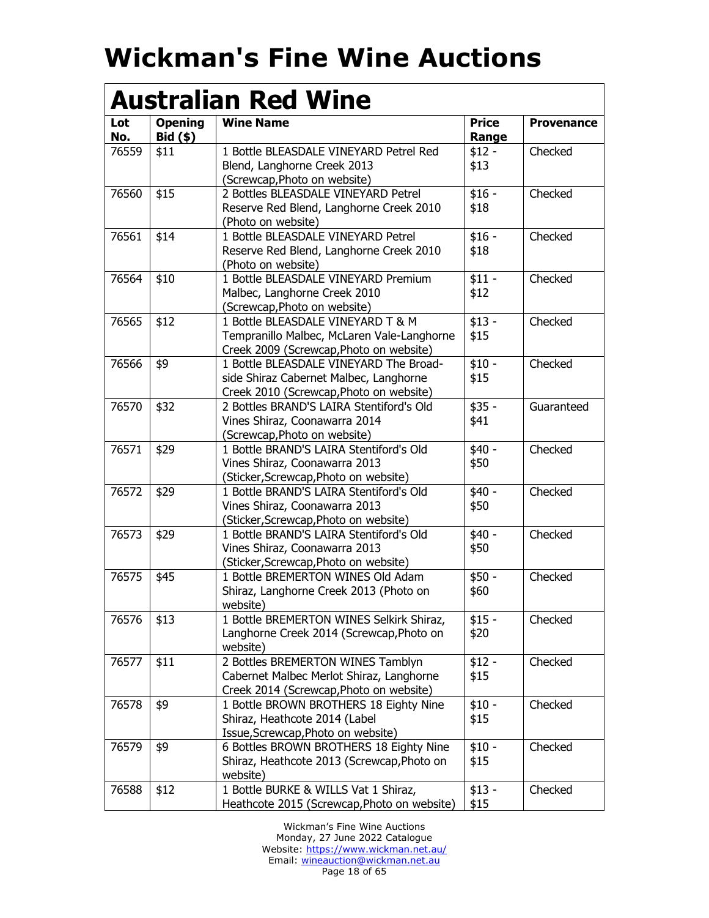# Wickman's Fine Wine Auctions

## Australian Red Wine

| Lot No. | Opening Bid ($) | Wine Name | Price Range | Provenance |
|---|---|---|---|---|
| 76559 | $11 | 1 Bottle BLEASDALE VINEYARD Petrel Red Blend, Langhorne Creek 2013 (Screwcap,Photo on website) | $12 - $13 | Checked |
| 76560 | $15 | 2 Bottles BLEASDALE VINEYARD Petrel Reserve Red Blend, Langhorne Creek 2010 (Photo on website) | $16 - $18 | Checked |
| 76561 | $14 | 1 Bottle BLEASDALE VINEYARD Petrel Reserve Red Blend, Langhorne Creek 2010 (Photo on website) | $16 - $18 | Checked |
| 76564 | $10 | 1 Bottle BLEASDALE VINEYARD Premium Malbec, Langhorne Creek 2010 (Screwcap,Photo on website) | $11 - $12 | Checked |
| 76565 | $12 | 1 Bottle BLEASDALE VINEYARD T & M Tempranillo Malbec, McLaren Vale-Langhorne Creek 2009 (Screwcap,Photo on website) | $13 - $15 | Checked |
| 76566 | $9 | 1 Bottle BLEASDALE VINEYARD The Broad-side Shiraz Cabernet Malbec, Langhorne Creek 2010 (Screwcap,Photo on website) | $10 - $15 | Checked |
| 76570 | $32 | 2 Bottles BRAND'S LAIRA Stentiford's Old Vines Shiraz, Coonawarra 2014 (Screwcap,Photo on website) | $35 - $41 | Guaranteed |
| 76571 | $29 | 1 Bottle BRAND'S LAIRA Stentiford's Old Vines Shiraz, Coonawarra 2013 (Sticker,Screwcap,Photo on website) | $40 - $50 | Checked |
| 76572 | $29 | 1 Bottle BRAND'S LAIRA Stentiford's Old Vines Shiraz, Coonawarra 2013 (Sticker,Screwcap,Photo on website) | $40 - $50 | Checked |
| 76573 | $29 | 1 Bottle BRAND'S LAIRA Stentiford's Old Vines Shiraz, Coonawarra 2013 (Sticker,Screwcap,Photo on website) | $40 - $50 | Checked |
| 76575 | $45 | 1 Bottle BREMERTON WINES Old Adam Shiraz, Langhorne Creek 2013 (Photo on website) | $50 - $60 | Checked |
| 76576 | $13 | 1 Bottle BREMERTON WINES Selkirk Shiraz, Langhorne Creek 2014 (Screwcap,Photo on website) | $15 - $20 | Checked |
| 76577 | $11 | 2 Bottles BREMERTON WINES Tamblyn Cabernet Malbec Merlot Shiraz, Langhorne Creek 2014 (Screwcap,Photo on website) | $12 - $15 | Checked |
| 76578 | $9 | 1 Bottle BROWN BROTHERS 18 Eighty Nine Shiraz, Heathcote 2014 (Label Issue,Screwcap,Photo on website) | $10 - $15 | Checked |
| 76579 | $9 | 6 Bottles BROWN BROTHERS 18 Eighty Nine Shiraz, Heathcote 2013 (Screwcap,Photo on website) | $10 - $15 | Checked |
| 76588 | $12 | 1 Bottle BURKE & WILLS Vat 1 Shiraz, Heathcote 2015 (Screwcap,Photo on website) | $13 - $15 | Checked |

Wickman's Fine Wine Auctions
Monday, 27 June 2022 Catalogue
Website: https://www.wickman.net.au/
Email: wineauction@wickman.net.au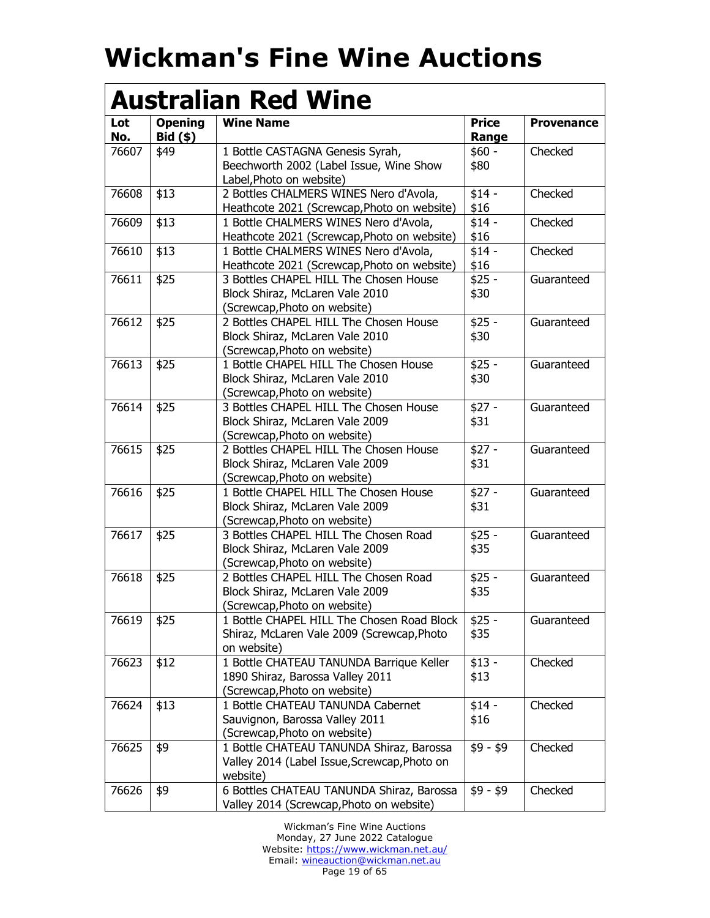# Wickman's Fine Wine Auctions

## Australian Red Wine

| Lot No. | Opening Bid ($) | Wine Name | Price Range | Provenance |
|---|---|---|---|---|
| 76607 | $49 | 1 Bottle CASTAGNA Genesis Syrah, Beechworth 2002 (Label Issue, Wine Show Label,Photo on website) | $60 - $80 | Checked |
| 76608 | $13 | 2 Bottles CHALMERS WINES Nero d'Avola, Heathcote 2021 (Screwcap,Photo on website) | $14 - $16 | Checked |
| 76609 | $13 | 1 Bottle CHALMERS WINES Nero d'Avola, Heathcote 2021 (Screwcap,Photo on website) | $14 - $16 | Checked |
| 76610 | $13 | 1 Bottle CHALMERS WINES Nero d'Avola, Heathcote 2021 (Screwcap,Photo on website) | $14 - $16 | Checked |
| 76611 | $25 | 3 Bottles CHAPEL HILL The Chosen House Block Shiraz, McLaren Vale 2010 (Screwcap,Photo on website) | $25 - $30 | Guaranteed |
| 76612 | $25 | 2 Bottles CHAPEL HILL The Chosen House Block Shiraz, McLaren Vale 2010 (Screwcap,Photo on website) | $25 - $30 | Guaranteed |
| 76613 | $25 | 1 Bottle CHAPEL HILL The Chosen House Block Shiraz, McLaren Vale 2010 (Screwcap,Photo on website) | $25 - $30 | Guaranteed |
| 76614 | $25 | 3 Bottles CHAPEL HILL The Chosen House Block Shiraz, McLaren Vale 2009 (Screwcap,Photo on website) | $27 - $31 | Guaranteed |
| 76615 | $25 | 2 Bottles CHAPEL HILL The Chosen House Block Shiraz, McLaren Vale 2009 (Screwcap,Photo on website) | $27 - $31 | Guaranteed |
| 76616 | $25 | 1 Bottle CHAPEL HILL The Chosen House Block Shiraz, McLaren Vale 2009 (Screwcap,Photo on website) | $27 - $31 | Guaranteed |
| 76617 | $25 | 3 Bottles CHAPEL HILL The Chosen Road Block Shiraz, McLaren Vale 2009 (Screwcap,Photo on website) | $25 - $35 | Guaranteed |
| 76618 | $25 | 2 Bottles CHAPEL HILL The Chosen Road Block Shiraz, McLaren Vale 2009 (Screwcap,Photo on website) | $25 - $35 | Guaranteed |
| 76619 | $25 | 1 Bottle CHAPEL HILL The Chosen Road Block Shiraz, McLaren Vale 2009 (Screwcap,Photo on website) | $25 - $35 | Guaranteed |
| 76623 | $12 | 1 Bottle CHATEAU TANUNDA Barrique Keller 1890 Shiraz, Barossa Valley 2011 (Screwcap,Photo on website) | $13 - $13 | Checked |
| 76624 | $13 | 1 Bottle CHATEAU TANUNDA Cabernet Sauvignon, Barossa Valley 2011 (Screwcap,Photo on website) | $14 - $16 | Checked |
| 76625 | $9 | 1 Bottle CHATEAU TANUNDA Shiraz, Barossa Valley 2014 (Label Issue,Screwcap,Photo on website) | $9 - $9 | Checked |
| 76626 | $9 | 6 Bottles CHATEAU TANUNDA Shiraz, Barossa Valley 2014 (Screwcap,Photo on website) | $9 - $9 | Checked |

Wickman's Fine Wine Auctions
Monday, 27 June 2022 Catalogue
Website: https://www.wickman.net.au/
Email: wineauction@wickman.net.au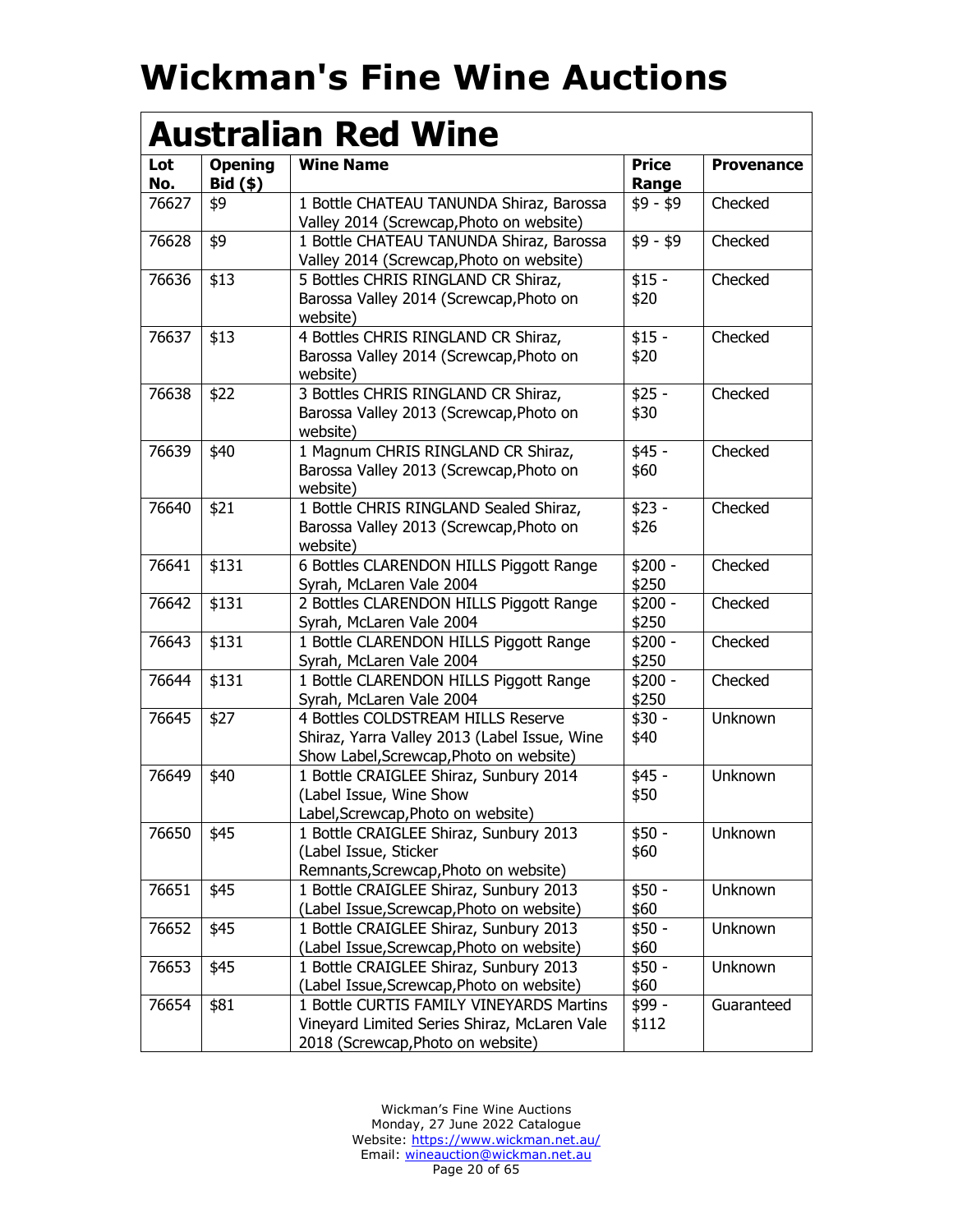# Wickman's Fine Wine Auctions

## Australian Red Wine

| Lot No. | Opening Bid ($) | Wine Name | Price Range | Provenance |
|---|---|---|---|---|
| 76627 | $9 | 1 Bottle CHATEAU TANUNDA Shiraz, Barossa Valley 2014 (Screwcap,Photo on website) | $9 - $9 | Checked |
| 76628 | $9 | 1 Bottle CHATEAU TANUNDA Shiraz, Barossa Valley 2014 (Screwcap,Photo on website) | $9 - $9 | Checked |
| 76636 | $13 | 5 Bottles CHRIS RINGLAND CR Shiraz, Barossa Valley 2014 (Screwcap,Photo on website) | $15 - $20 | Checked |
| 76637 | $13 | 4 Bottles CHRIS RINGLAND CR Shiraz, Barossa Valley 2014 (Screwcap,Photo on website) | $15 - $20 | Checked |
| 76638 | $22 | 3 Bottles CHRIS RINGLAND CR Shiraz, Barossa Valley 2013 (Screwcap,Photo on website) | $25 - $30 | Checked |
| 76639 | $40 | 1 Magnum CHRIS RINGLAND CR Shiraz, Barossa Valley 2013 (Screwcap,Photo on website) | $45 - $60 | Checked |
| 76640 | $21 | 1 Bottle CHRIS RINGLAND Sealed Shiraz, Barossa Valley 2013 (Screwcap,Photo on website) | $23 - $26 | Checked |
| 76641 | $131 | 6 Bottles CLARENDON HILLS Piggott Range Syrah, McLaren Vale 2004 | $200 - $250 | Checked |
| 76642 | $131 | 2 Bottles CLARENDON HILLS Piggott Range Syrah, McLaren Vale 2004 | $200 - $250 | Checked |
| 76643 | $131 | 1 Bottle CLARENDON HILLS Piggott Range Syrah, McLaren Vale 2004 | $200 - $250 | Checked |
| 76644 | $131 | 1 Bottle CLARENDON HILLS Piggott Range Syrah, McLaren Vale 2004 | $200 - $250 | Checked |
| 76645 | $27 | 4 Bottles COLDSTREAM HILLS Reserve Shiraz, Yarra Valley 2013 (Label Issue, Wine Show Label,Screwcap,Photo on website) | $30 - $40 | Unknown |
| 76649 | $40 | 1 Bottle CRAIGLEE Shiraz, Sunbury 2014 (Label Issue, Wine Show Label,Screwcap,Photo on website) | $45 - $50 | Unknown |
| 76650 | $45 | 1 Bottle CRAIGLEE Shiraz, Sunbury 2013 (Label Issue, Sticker Remnants,Screwcap,Photo on website) | $50 - $60 | Unknown |
| 76651 | $45 | 1 Bottle CRAIGLEE Shiraz, Sunbury 2013 (Label Issue,Screwcap,Photo on website) | $50 - $60 | Unknown |
| 76652 | $45 | 1 Bottle CRAIGLEE Shiraz, Sunbury 2013 (Label Issue,Screwcap,Photo on website) | $50 - $60 | Unknown |
| 76653 | $45 | 1 Bottle CRAIGLEE Shiraz, Sunbury 2013 (Label Issue,Screwcap,Photo on website) | $50 - $60 | Unknown |
| 76654 | $81 | 1 Bottle CURTIS FAMILY VINEYARDS Martins Vineyard Limited Series Shiraz, McLaren Vale 2018 (Screwcap,Photo on website) | $99 - $112 | Guaranteed |

Wickman's Fine Wine Auctions
Monday, 27 June 2022 Catalogue
Website: https://www.wickman.net.au/
Email: wineauction@wickman.net.au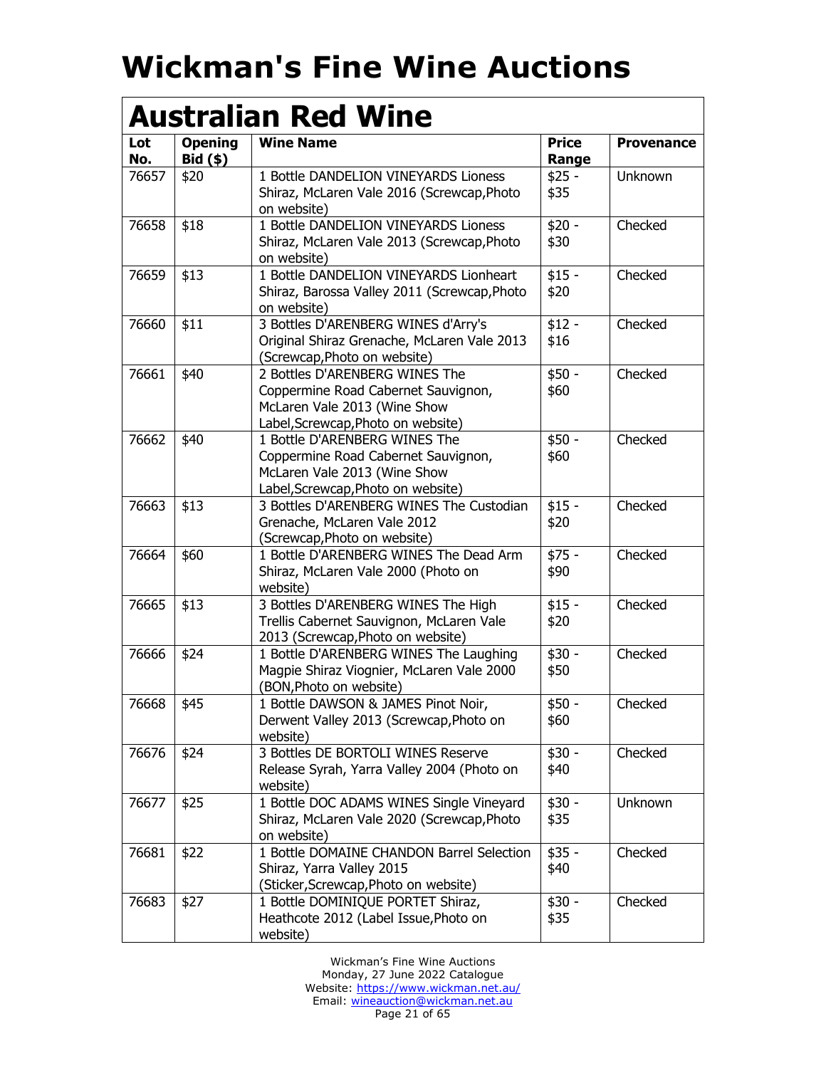# Wickman's Fine Wine Auctions

## Australian Red Wine

| Lot No. | Opening Bid ($) | Wine Name | Price Range | Provenance |
|---|---|---|---|---|
| 76657 | $20 | 1 Bottle DANDELION VINEYARDS Lioness Shiraz, McLaren Vale 2016 (Screwcap,Photo on website) | $25 - $35 | Unknown |
| 76658 | $18 | 1 Bottle DANDELION VINEYARDS Lioness Shiraz, McLaren Vale 2013 (Screwcap,Photo on website) | $20 - $30 | Checked |
| 76659 | $13 | 1 Bottle DANDELION VINEYARDS Lionheart Shiraz, Barossa Valley 2011 (Screwcap,Photo on website) | $15 - $20 | Checked |
| 76660 | $11 | 3 Bottles D'ARENBERG WINES d'Arry's Original Shiraz Grenache, McLaren Vale 2013 (Screwcap,Photo on website) | $12 - $16 | Checked |
| 76661 | $40 | 2 Bottles D'ARENBERG WINES The Coppermine Road Cabernet Sauvignon, McLaren Vale 2013 (Wine Show Label,Screwcap,Photo on website) | $50 - $60 | Checked |
| 76662 | $40 | 1 Bottle D'ARENBERG WINES The Coppermine Road Cabernet Sauvignon, McLaren Vale 2013 (Wine Show Label,Screwcap,Photo on website) | $50 - $60 | Checked |
| 76663 | $13 | 3 Bottles D'ARENBERG WINES The Custodian Grenache, McLaren Vale 2012 (Screwcap,Photo on website) | $15 - $20 | Checked |
| 76664 | $60 | 1 Bottle D'ARENBERG WINES The Dead Arm Shiraz, McLaren Vale 2000 (Photo on website) | $75 - $90 | Checked |
| 76665 | $13 | 3 Bottles D'ARENBERG WINES The High Trellis Cabernet Sauvignon, McLaren Vale 2013 (Screwcap,Photo on website) | $15 - $20 | Checked |
| 76666 | $24 | 1 Bottle D'ARENBERG WINES The Laughing Magpie Shiraz Viognier, McLaren Vale 2000 (BON,Photo on website) | $30 - $50 | Checked |
| 76668 | $45 | 1 Bottle DAWSON & JAMES Pinot Noir, Derwent Valley 2013 (Screwcap,Photo on website) | $50 - $60 | Checked |
| 76676 | $24 | 3 Bottles DE BORTOLI WINES Reserve Release Syrah, Yarra Valley 2004 (Photo on website) | $30 - $40 | Checked |
| 76677 | $25 | 1 Bottle DOC ADAMS WINES Single Vineyard Shiraz, McLaren Vale 2020 (Screwcap,Photo on website) | $30 - $35 | Unknown |
| 76681 | $22 | 1 Bottle DOMAINE CHANDON Barrel Selection Shiraz, Yarra Valley 2015 (Sticker,Screwcap,Photo on website) | $35 - $40 | Checked |
| 76683 | $27 | 1 Bottle DOMINIQUE PORTET Shiraz, Heathcote 2012 (Label Issue,Photo on website) | $30 - $35 | Checked |

Wickman's Fine Wine Auctions
Monday, 27 June 2022 Catalogue
Website: https://www.wickman.net.au/
Email: wineauction@wickman.net.au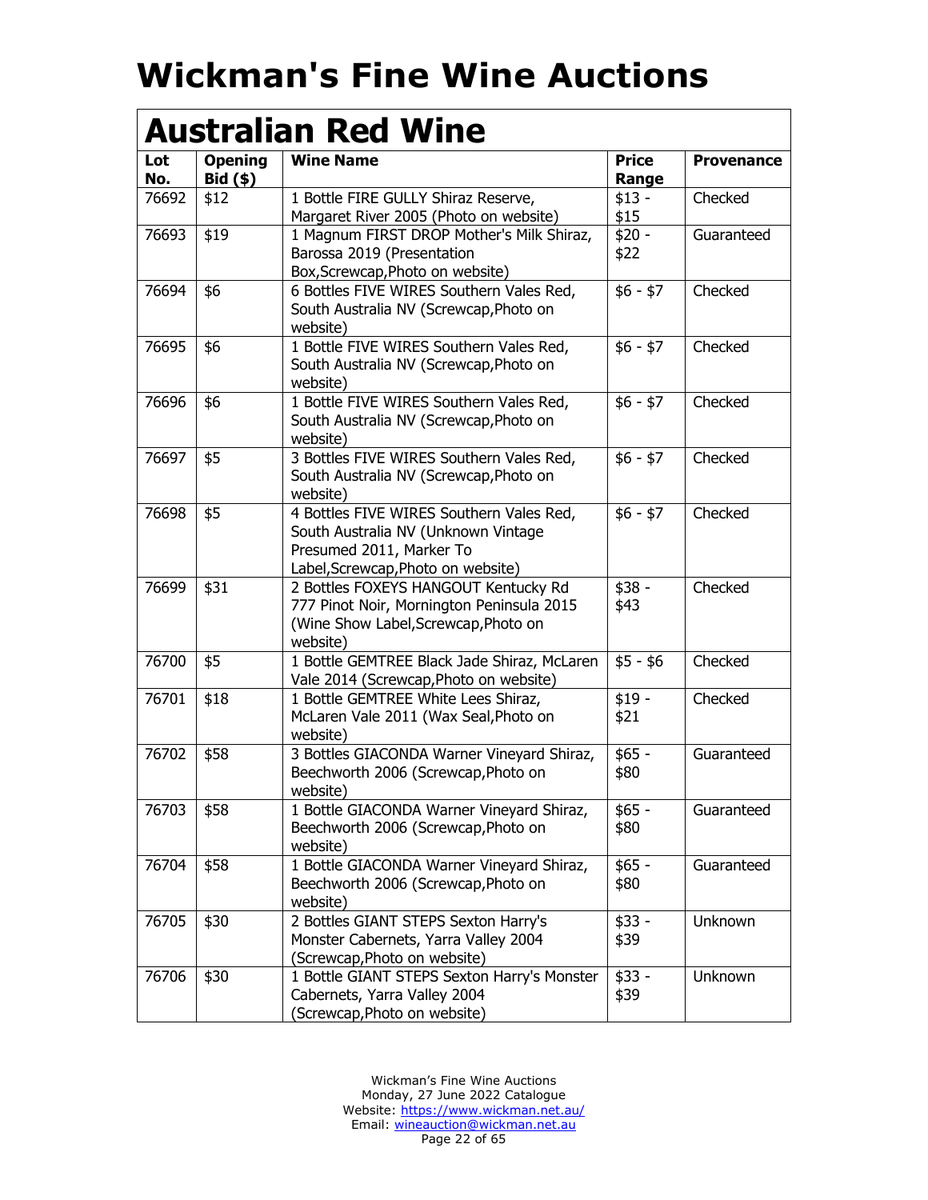# Wickman's Fine Wine Auctions

## Australian Red Wine

| Lot No. | Opening Bid ($) | Wine Name | Price Range | Provenance |
|---|---|---|---|---|
| 76692 | $12 | 1 Bottle FIRE GULLY Shiraz Reserve, Margaret River 2005 (Photo on website) | $13 - $15 | Checked |
| 76693 | $19 | 1 Magnum FIRST DROP Mother's Milk Shiraz, Barossa 2019 (Presentation Box,Screwcap,Photo on website) | $20 - $22 | Guaranteed |
| 76694 | $6 | 6 Bottles FIVE WIRES Southern Vales Red, South Australia NV (Screwcap,Photo on website) | $6 - $7 | Checked |
| 76695 | $6 | 1 Bottle FIVE WIRES Southern Vales Red, South Australia NV (Screwcap,Photo on website) | $6 - $7 | Checked |
| 76696 | $6 | 1 Bottle FIVE WIRES Southern Vales Red, South Australia NV (Screwcap,Photo on website) | $6 - $7 | Checked |
| 76697 | $5 | 3 Bottles FIVE WIRES Southern Vales Red, South Australia NV (Screwcap,Photo on website) | $6 - $7 | Checked |
| 76698 | $5 | 4 Bottles FIVE WIRES Southern Vales Red, South Australia NV (Unknown Vintage Presumed 2011, Marker To Label,Screwcap,Photo on website) | $6 - $7 | Checked |
| 76699 | $31 | 2 Bottles FOXEYS HANGOUT Kentucky Rd 777 Pinot Noir, Mornington Peninsula 2015 (Wine Show Label,Screwcap,Photo on website) | $38 - $43 | Checked |
| 76700 | $5 | 1 Bottle GEMTREE Black Jade Shiraz, McLaren Vale 2014 (Screwcap,Photo on website) | $5 - $6 | Checked |
| 76701 | $18 | 1 Bottle GEMTREE White Lees Shiraz, McLaren Vale 2011 (Wax Seal,Photo on website) | $19 - $21 | Checked |
| 76702 | $58 | 3 Bottles GIACONDA Warner Vineyard Shiraz, Beechworth 2006 (Screwcap,Photo on website) | $65 - $80 | Guaranteed |
| 76703 | $58 | 1 Bottle GIACONDA Warner Vineyard Shiraz, Beechworth 2006 (Screwcap,Photo on website) | $65 - $80 | Guaranteed |
| 76704 | $58 | 1 Bottle GIACONDA Warner Vineyard Shiraz, Beechworth 2006 (Screwcap,Photo on website) | $65 - $80 | Guaranteed |
| 76705 | $30 | 2 Bottles GIANT STEPS Sexton Harry's Monster Cabernets, Yarra Valley 2004 (Screwcap,Photo on website) | $33 - $39 | Unknown |
| 76706 | $30 | 1 Bottle GIANT STEPS Sexton Harry's Monster Cabernets, Yarra Valley 2004 (Screwcap,Photo on website) | $33 - $39 | Unknown |

Wickman's Fine Wine Auctions
Monday, 27 June 2022 Catalogue
Website: https://www.wickman.net.au/
Email: wineauction@wickman.net.au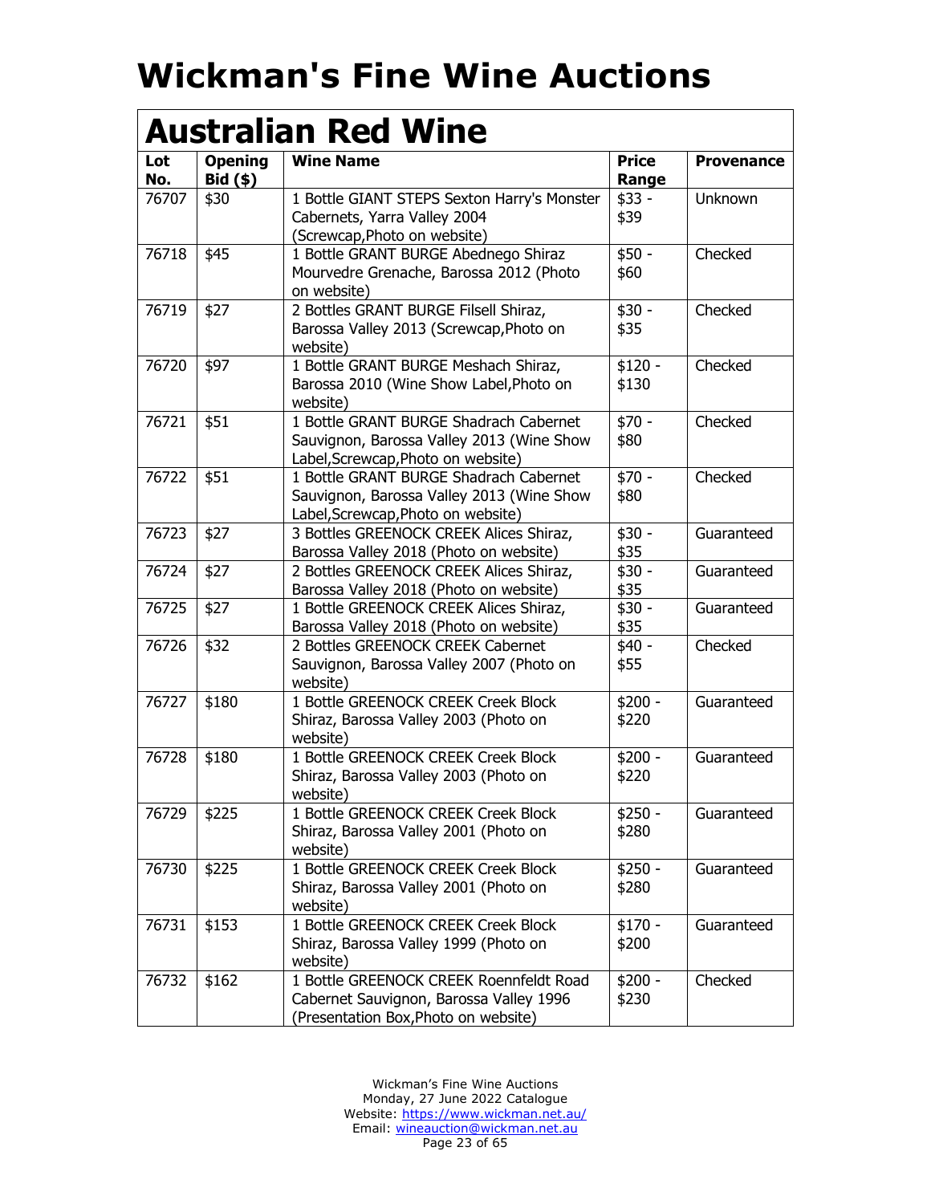# Wickman's Fine Wine Auctions

## Australian Red Wine

| Lot No. | Opening Bid ($) | Wine Name | Price Range | Provenance |
|---|---|---|---|---|
| 76707 | $30 | 1 Bottle GIANT STEPS Sexton Harry's Monster Cabernets, Yarra Valley 2004 (Screwcap,Photo on website) | $33 - $39 | Unknown |
| 76718 | $45 | 1 Bottle GRANT BURGE Abednego Shiraz Mourvedre Grenache, Barossa 2012 (Photo on website) | $50 - $60 | Checked |
| 76719 | $27 | 2 Bottles GRANT BURGE Filsell Shiraz, Barossa Valley 2013 (Screwcap,Photo on website) | $30 - $35 | Checked |
| 76720 | $97 | 1 Bottle GRANT BURGE Meshach Shiraz, Barossa 2010 (Wine Show Label,Photo on website) | $120 - $130 | Checked |
| 76721 | $51 | 1 Bottle GRANT BURGE Shadrach Cabernet Sauvignon, Barossa Valley 2013 (Wine Show Label,Screwcap,Photo on website) | $70 - $80 | Checked |
| 76722 | $51 | 1 Bottle GRANT BURGE Shadrach Cabernet Sauvignon, Barossa Valley 2013 (Wine Show Label,Screwcap,Photo on website) | $70 - $80 | Checked |
| 76723 | $27 | 3 Bottles GREENOCK CREEK Alices Shiraz, Barossa Valley 2018 (Photo on website) | $30 - $35 | Guaranteed |
| 76724 | $27 | 2 Bottles GREENOCK CREEK Alices Shiraz, Barossa Valley 2018 (Photo on website) | $30 - $35 | Guaranteed |
| 76725 | $27 | 1 Bottle GREENOCK CREEK Alices Shiraz, Barossa Valley 2018 (Photo on website) | $30 - $35 | Guaranteed |
| 76726 | $32 | 2 Bottles GREENOCK CREEK Cabernet Sauvignon, Barossa Valley 2007 (Photo on website) | $40 - $55 | Checked |
| 76727 | $180 | 1 Bottle GREENOCK CREEK Creek Block Shiraz, Barossa Valley 2003 (Photo on website) | $200 - $220 | Guaranteed |
| 76728 | $180 | 1 Bottle GREENOCK CREEK Creek Block Shiraz, Barossa Valley 2003 (Photo on website) | $200 - $220 | Guaranteed |
| 76729 | $225 | 1 Bottle GREENOCK CREEK Creek Block Shiraz, Barossa Valley 2001 (Photo on website) | $250 - $280 | Guaranteed |
| 76730 | $225 | 1 Bottle GREENOCK CREEK Creek Block Shiraz, Barossa Valley 2001 (Photo on website) | $250 - $280 | Guaranteed |
| 76731 | $153 | 1 Bottle GREENOCK CREEK Creek Block Shiraz, Barossa Valley 1999 (Photo on website) | $170 - $200 | Guaranteed |
| 76732 | $162 | 1 Bottle GREENOCK CREEK Roennfeldt Road Cabernet Sauvignon, Barossa Valley 1996 (Presentation Box,Photo on website) | $200 - $230 | Checked |

Wickman's Fine Wine Auctions
Monday, 27 June 2022 Catalogue
Website: https://www.wickman.net.au/
Email: wineauction@wickman.net.au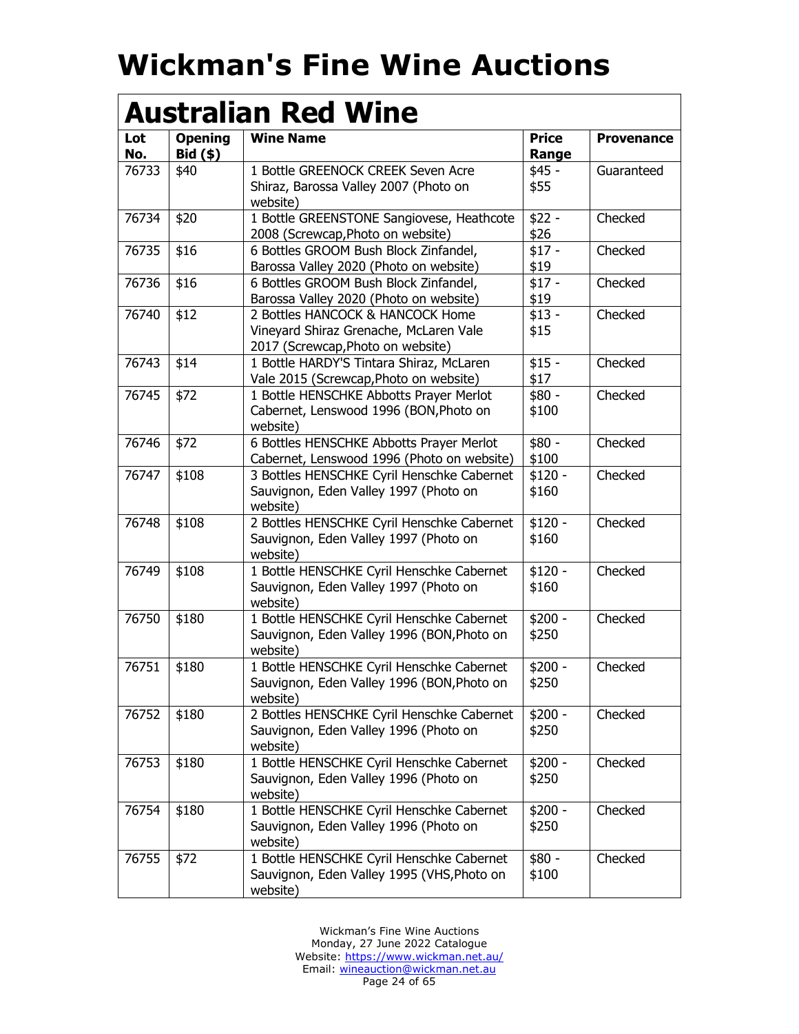# Wickman's Fine Wine Auctions

## Australian Red Wine

| Lot No. | Opening Bid ($) | Wine Name | Price Range | Provenance |
|---|---|---|---|---|
| 76733 | $40 | 1 Bottle GREENOCK CREEK Seven Acre Shiraz, Barossa Valley 2007 (Photo on website) | $45 - $55 | Guaranteed |
| 76734 | $20 | 1 Bottle GREENSTONE Sangiovese, Heathcote 2008 (Screwcap,Photo on website) | $22 - $26 | Checked |
| 76735 | $16 | 6 Bottles GROOM Bush Block Zinfandel, Barossa Valley 2020 (Photo on website) | $17 - $19 | Checked |
| 76736 | $16 | 6 Bottles GROOM Bush Block Zinfandel, Barossa Valley 2020 (Photo on website) | $17 - $19 | Checked |
| 76740 | $12 | 2 Bottles HANCOCK & HANCOCK Home Vineyard Shiraz Grenache, McLaren Vale 2017 (Screwcap,Photo on website) | $13 - $15 | Checked |
| 76743 | $14 | 1 Bottle HARDY'S Tintara Shiraz, McLaren Vale 2015 (Screwcap,Photo on website) | $15 - $17 | Checked |
| 76745 | $72 | 1 Bottle HENSCHKE Abbotts Prayer Merlot Cabernet, Lenswood 1996 (BON,Photo on website) | $80 - $100 | Checked |
| 76746 | $72 | 6 Bottles HENSCHKE Abbotts Prayer Merlot Cabernet, Lenswood 1996 (Photo on website) | $80 - $100 | Checked |
| 76747 | $108 | 3 Bottles HENSCHKE Cyril Henschke Cabernet Sauvignon, Eden Valley 1997 (Photo on website) | $120 - $160 | Checked |
| 76748 | $108 | 2 Bottles HENSCHKE Cyril Henschke Cabernet Sauvignon, Eden Valley 1997 (Photo on website) | $120 - $160 | Checked |
| 76749 | $108 | 1 Bottle HENSCHKE Cyril Henschke Cabernet Sauvignon, Eden Valley 1997 (Photo on website) | $120 - $160 | Checked |
| 76750 | $180 | 1 Bottle HENSCHKE Cyril Henschke Cabernet Sauvignon, Eden Valley 1996 (BON,Photo on website) | $200 - $250 | Checked |
| 76751 | $180 | 1 Bottle HENSCHKE Cyril Henschke Cabernet Sauvignon, Eden Valley 1996 (BON,Photo on website) | $200 - $250 | Checked |
| 76752 | $180 | 2 Bottles HENSCHKE Cyril Henschke Cabernet Sauvignon, Eden Valley 1996 (Photo on website) | $200 - $250 | Checked |
| 76753 | $180 | 1 Bottle HENSCHKE Cyril Henschke Cabernet Sauvignon, Eden Valley 1996 (Photo on website) | $200 - $250 | Checked |
| 76754 | $180 | 1 Bottle HENSCHKE Cyril Henschke Cabernet Sauvignon, Eden Valley 1996 (Photo on website) | $200 - $250 | Checked |
| 76755 | $72 | 1 Bottle HENSCHKE Cyril Henschke Cabernet Sauvignon, Eden Valley 1995 (VHS,Photo on website) | $80 - $100 | Checked |

Wickman's Fine Wine Auctions
Monday, 27 June 2022 Catalogue
Website: https://www.wickman.net.au/
Email: wineauction@wickman.net.au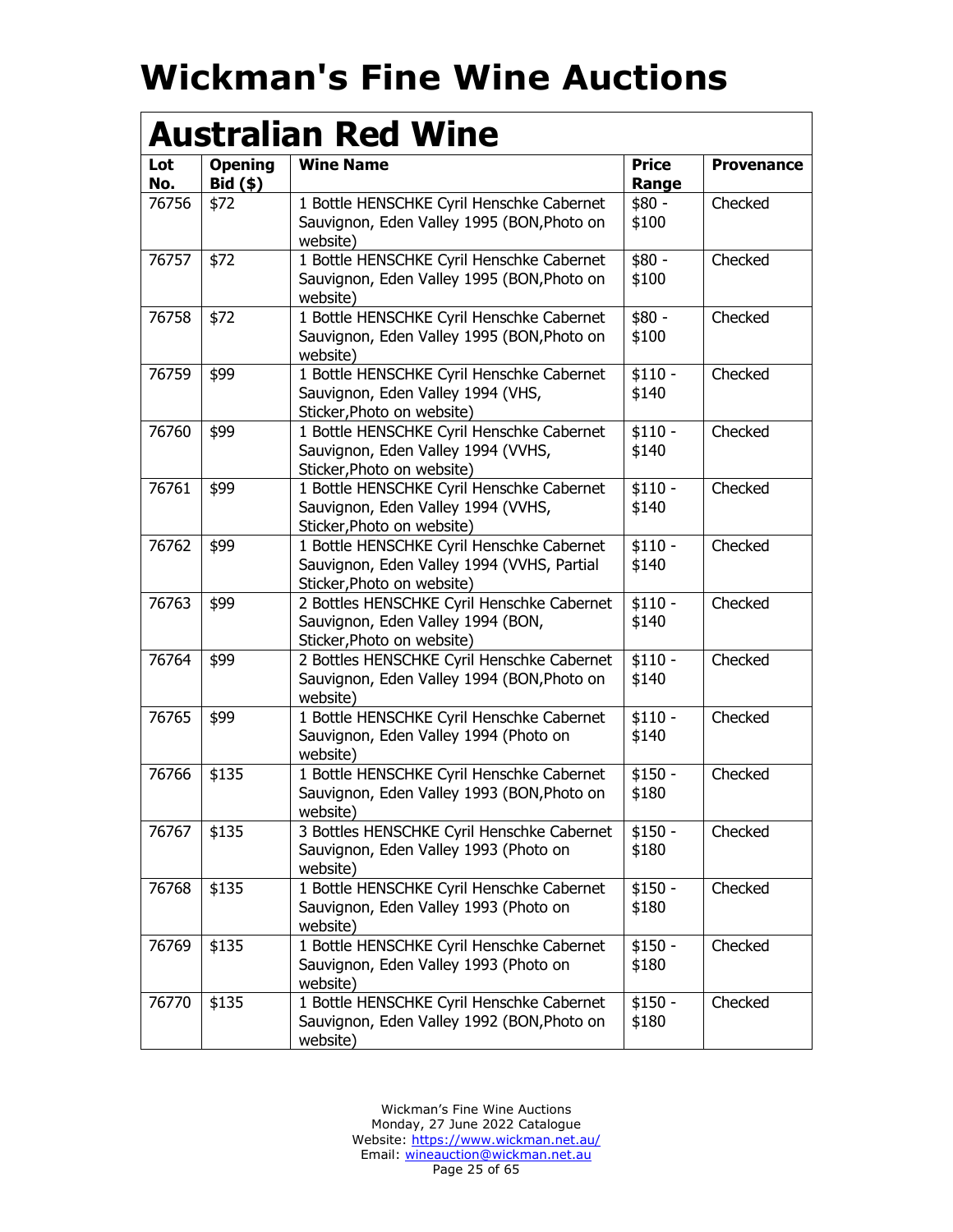# Wickman's Fine Wine Auctions

## Australian Red Wine

| Lot No. | Opening Bid ($) | Wine Name | Price Range | Provenance |
|---|---|---|---|---|
| 76756 | $72 | 1 Bottle HENSCHKE Cyril Henschke Cabernet Sauvignon, Eden Valley 1995 (BON,Photo on website) | $80 - $100 | Checked |
| 76757 | $72 | 1 Bottle HENSCHKE Cyril Henschke Cabernet Sauvignon, Eden Valley 1995 (BON,Photo on website) | $80 - $100 | Checked |
| 76758 | $72 | 1 Bottle HENSCHKE Cyril Henschke Cabernet Sauvignon, Eden Valley 1995 (BON,Photo on website) | $80 - $100 | Checked |
| 76759 | $99 | 1 Bottle HENSCHKE Cyril Henschke Cabernet Sauvignon, Eden Valley 1994 (VHS, Sticker,Photo on website) | $110 - $140 | Checked |
| 76760 | $99 | 1 Bottle HENSCHKE Cyril Henschke Cabernet Sauvignon, Eden Valley 1994 (VVHS, Sticker,Photo on website) | $110 - $140 | Checked |
| 76761 | $99 | 1 Bottle HENSCHKE Cyril Henschke Cabernet Sauvignon, Eden Valley 1994 (VVHS, Sticker,Photo on website) | $110 - $140 | Checked |
| 76762 | $99 | 1 Bottle HENSCHKE Cyril Henschke Cabernet Sauvignon, Eden Valley 1994 (VVHS, Partial Sticker,Photo on website) | $110 - $140 | Checked |
| 76763 | $99 | 2 Bottles HENSCHKE Cyril Henschke Cabernet Sauvignon, Eden Valley 1994 (BON, Sticker,Photo on website) | $110 - $140 | Checked |
| 76764 | $99 | 2 Bottles HENSCHKE Cyril Henschke Cabernet Sauvignon, Eden Valley 1994 (BON,Photo on website) | $110 - $140 | Checked |
| 76765 | $99 | 1 Bottle HENSCHKE Cyril Henschke Cabernet Sauvignon, Eden Valley 1994 (Photo on website) | $110 - $140 | Checked |
| 76766 | $135 | 1 Bottle HENSCHKE Cyril Henschke Cabernet Sauvignon, Eden Valley 1993 (BON,Photo on website) | $150 - $180 | Checked |
| 76767 | $135 | 3 Bottles HENSCHKE Cyril Henschke Cabernet Sauvignon, Eden Valley 1993 (Photo on website) | $150 - $180 | Checked |
| 76768 | $135 | 1 Bottle HENSCHKE Cyril Henschke Cabernet Sauvignon, Eden Valley 1993 (Photo on website) | $150 - $180 | Checked |
| 76769 | $135 | 1 Bottle HENSCHKE Cyril Henschke Cabernet Sauvignon, Eden Valley 1993 (Photo on website) | $150 - $180 | Checked |
| 76770 | $135 | 1 Bottle HENSCHKE Cyril Henschke Cabernet Sauvignon, Eden Valley 1992 (BON,Photo on website) | $150 - $180 | Checked |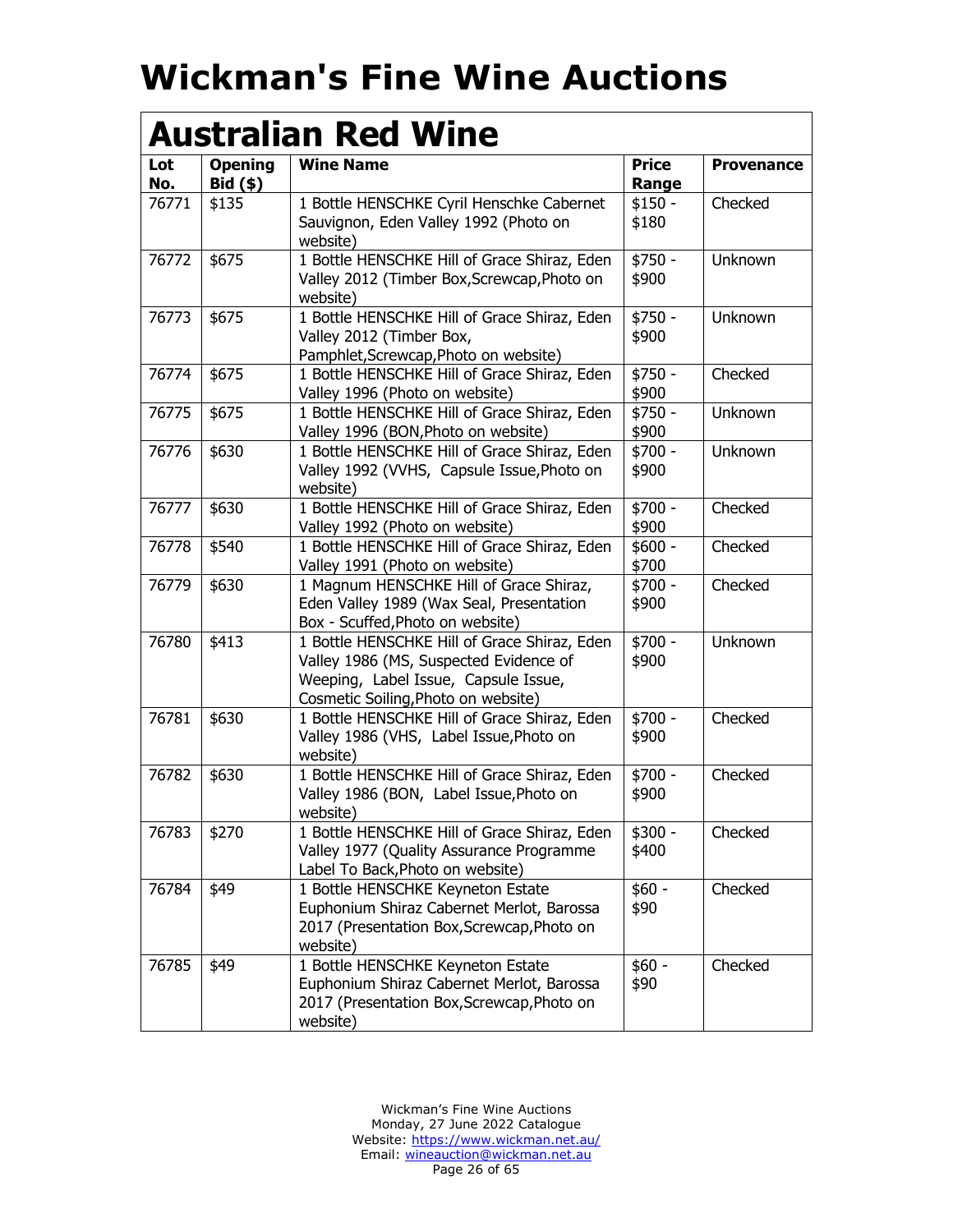# Wickman's Fine Wine Auctions

## Australian Red Wine

| Lot No. | Opening Bid ($) | Wine Name | Price Range | Provenance |
|---|---|---|---|---|
| 76771 | $135 | 1 Bottle HENSCHKE Cyril Henschke Cabernet Sauvignon, Eden Valley 1992 (Photo on website) | $150 - $180 | Checked |
| 76772 | $675 | 1 Bottle HENSCHKE Hill of Grace Shiraz, Eden Valley 2012 (Timber Box,Screwcap,Photo on website) | $750 - $900 | Unknown |
| 76773 | $675 | 1 Bottle HENSCHKE Hill of Grace Shiraz, Eden Valley 2012 (Timber Box, Pamphlet,Screwcap,Photo on website) | $750 - $900 | Unknown |
| 76774 | $675 | 1 Bottle HENSCHKE Hill of Grace Shiraz, Eden Valley 1996 (Photo on website) | $750 - $900 | Checked |
| 76775 | $675 | 1 Bottle HENSCHKE Hill of Grace Shiraz, Eden Valley 1996 (BON,Photo on website) | $750 - $900 | Unknown |
| 76776 | $630 | 1 Bottle HENSCHKE Hill of Grace Shiraz, Eden Valley 1992 (VVHS, Capsule Issue,Photo on website) | $700 - $900 | Unknown |
| 76777 | $630 | 1 Bottle HENSCHKE Hill of Grace Shiraz, Eden Valley 1992 (Photo on website) | $700 - $900 | Checked |
| 76778 | $540 | 1 Bottle HENSCHKE Hill of Grace Shiraz, Eden Valley 1991 (Photo on website) | $600 - $700 | Checked |
| 76779 | $630 | 1 Magnum HENSCHKE Hill of Grace Shiraz, Eden Valley 1989 (Wax Seal, Presentation Box - Scuffed,Photo on website) | $700 - $900 | Checked |
| 76780 | $413 | 1 Bottle HENSCHKE Hill of Grace Shiraz, Eden Valley 1986 (MS, Suspected Evidence of Weeping, Label Issue, Capsule Issue, Cosmetic Soiling,Photo on website) | $700 - $900 | Unknown |
| 76781 | $630 | 1 Bottle HENSCHKE Hill of Grace Shiraz, Eden Valley 1986 (VHS, Label Issue,Photo on website) | $700 - $900 | Checked |
| 76782 | $630 | 1 Bottle HENSCHKE Hill of Grace Shiraz, Eden Valley 1986 (BON, Label Issue,Photo on website) | $700 - $900 | Checked |
| 76783 | $270 | 1 Bottle HENSCHKE Hill of Grace Shiraz, Eden Valley 1977 (Quality Assurance Programme Label To Back,Photo on website) | $300 - $400 | Checked |
| 76784 | $49 | 1 Bottle HENSCHKE Keyneton Estate Euphonium Shiraz Cabernet Merlot, Barossa 2017 (Presentation Box,Screwcap,Photo on website) | $60 - $90 | Checked |
| 76785 | $49 | 1 Bottle HENSCHKE Keyneton Estate Euphonium Shiraz Cabernet Merlot, Barossa 2017 (Presentation Box,Screwcap,Photo on website) | $60 - $90 | Checked |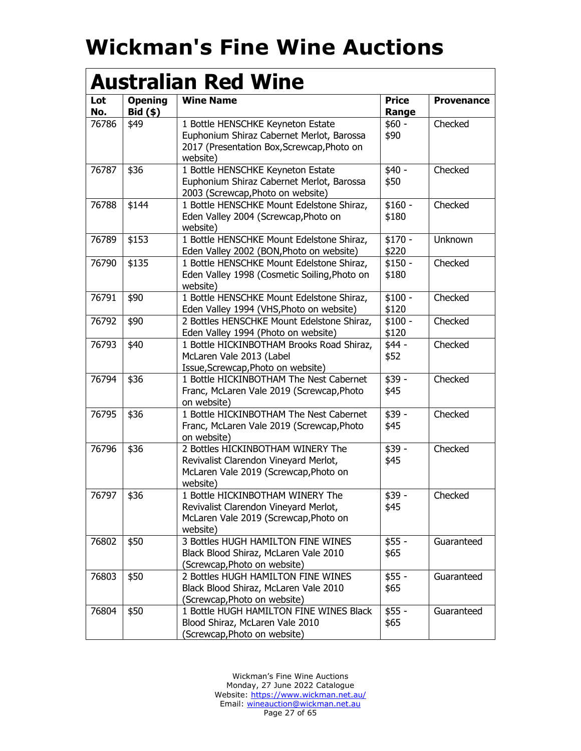# Wickman's Fine Wine Auctions

## Australian Red Wine

| Lot No. | Opening Bid ($) | Wine Name | Price Range | Provenance |
|---|---|---|---|---|
| 76786 | $49 | 1 Bottle HENSCHKE Keyneton Estate Euphonium Shiraz Cabernet Merlot, Barossa 2017 (Presentation Box,Screwcap,Photo on website) | $60 - $90 | Checked |
| 76787 | $36 | 1 Bottle HENSCHKE Keyneton Estate Euphonium Shiraz Cabernet Merlot, Barossa 2003 (Screwcap,Photo on website) | $40 - $50 | Checked |
| 76788 | $144 | 1 Bottle HENSCHKE Mount Edelstone Shiraz, Eden Valley 2004 (Screwcap,Photo on website) | $160 - $180 | Checked |
| 76789 | $153 | 1 Bottle HENSCHKE Mount Edelstone Shiraz, Eden Valley 2002 (BON,Photo on website) | $170 - $220 | Unknown |
| 76790 | $135 | 1 Bottle HENSCHKE Mount Edelstone Shiraz, Eden Valley 1998 (Cosmetic Soiling,Photo on website) | $150 - $180 | Checked |
| 76791 | $90 | 1 Bottle HENSCHKE Mount Edelstone Shiraz, Eden Valley 1994 (VHS,Photo on website) | $100 - $120 | Checked |
| 76792 | $90 | 2 Bottles HENSCHKE Mount Edelstone Shiraz, Eden Valley 1994 (Photo on website) | $100 - $120 | Checked |
| 76793 | $40 | 1 Bottle HICKINBOTHAM Brooks Road Shiraz, McLaren Vale 2013 (Label Issue,Screwcap,Photo on website) | $44 - $52 | Checked |
| 76794 | $36 | 1 Bottle HICKINBOTHAM The Nest Cabernet Franc, McLaren Vale 2019 (Screwcap,Photo on website) | $39 - $45 | Checked |
| 76795 | $36 | 1 Bottle HICKINBOTHAM The Nest Cabernet Franc, McLaren Vale 2019 (Screwcap,Photo on website) | $39 - $45 | Checked |
| 76796 | $36 | 2 Bottles HICKINBOTHAM WINERY The Revivalist Clarendon Vineyard Merlot, McLaren Vale 2019 (Screwcap,Photo on website) | $39 - $45 | Checked |
| 76797 | $36 | 1 Bottle HICKINBOTHAM WINERY The Revivalist Clarendon Vineyard Merlot, McLaren Vale 2019 (Screwcap,Photo on website) | $39 - $45 | Checked |
| 76802 | $50 | 3 Bottles HUGH HAMILTON FINE WINES Black Blood Shiraz, McLaren Vale 2010 (Screwcap,Photo on website) | $55 - $65 | Guaranteed |
| 76803 | $50 | 2 Bottles HUGH HAMILTON FINE WINES Black Blood Shiraz, McLaren Vale 2010 (Screwcap,Photo on website) | $55 - $65 | Guaranteed |
| 76804 | $50 | 1 Bottle HUGH HAMILTON FINE WINES Black Blood Shiraz, McLaren Vale 2010 (Screwcap,Photo on website) | $55 - $65 | Guaranteed |

Wickman's Fine Wine Auctions
Monday, 27 June 2022 Catalogue
Website: https://www.wickman.net.au/
Email: wineauction@wickman.net.au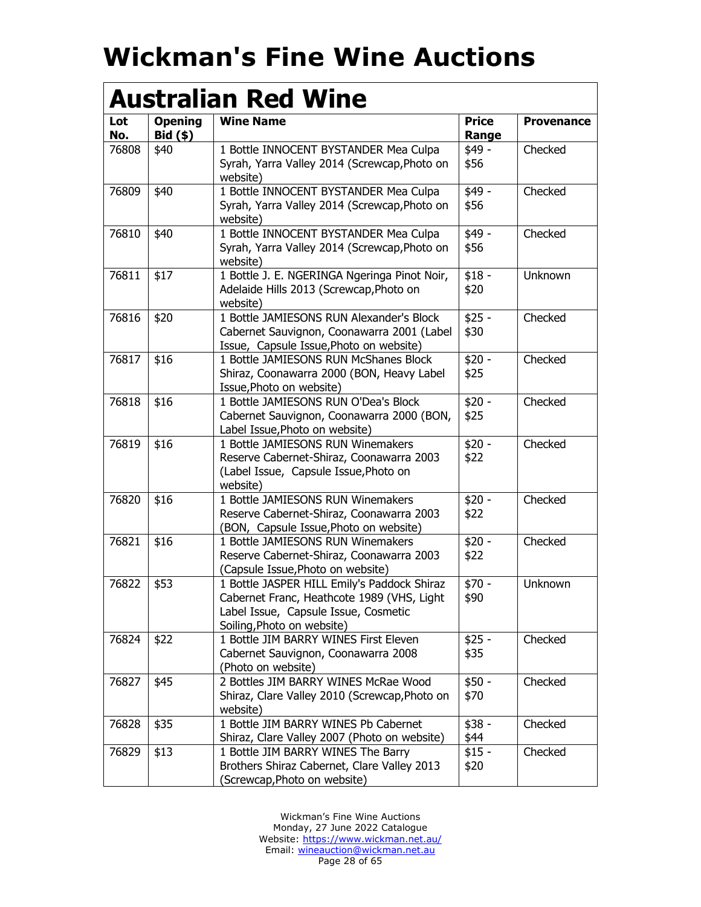# Wickman's Fine Wine Auctions

## Australian Red Wine

| Lot No. | Opening Bid ($) | Wine Name | Price Range | Provenance |
|---|---|---|---|---|
| 76808 | $40 | 1 Bottle INNOCENT BYSTANDER Mea Culpa Syrah, Yarra Valley 2014 (Screwcap,Photo on website) | $49 - $56 | Checked |
| 76809 | $40 | 1 Bottle INNOCENT BYSTANDER Mea Culpa Syrah, Yarra Valley 2014 (Screwcap,Photo on website) | $49 - $56 | Checked |
| 76810 | $40 | 1 Bottle INNOCENT BYSTANDER Mea Culpa Syrah, Yarra Valley 2014 (Screwcap,Photo on website) | $49 - $56 | Checked |
| 76811 | $17 | 1 Bottle J. E. NGERINGA Ngeringa Pinot Noir, Adelaide Hills 2013 (Screwcap,Photo on website) | $18 - $20 | Unknown |
| 76816 | $20 | 1 Bottle JAMIESONS RUN Alexander's Block Cabernet Sauvignon, Coonawarra 2001 (Label Issue, Capsule Issue,Photo on website) | $25 - $30 | Checked |
| 76817 | $16 | 1 Bottle JAMIESONS RUN McShanes Block Shiraz, Coonawarra 2000 (BON, Heavy Label Issue,Photo on website) | $20 - $25 | Checked |
| 76818 | $16 | 1 Bottle JAMIESONS RUN O'Dea's Block Cabernet Sauvignon, Coonawarra 2000 (BON, Label Issue,Photo on website) | $20 - $25 | Checked |
| 76819 | $16 | 1 Bottle JAMIESONS RUN Winemakers Reserve Cabernet-Shiraz, Coonawarra 2003 (Label Issue, Capsule Issue,Photo on website) | $20 - $22 | Checked |
| 76820 | $16 | 1 Bottle JAMIESONS RUN Winemakers Reserve Cabernet-Shiraz, Coonawarra 2003 (BON, Capsule Issue,Photo on website) | $20 - $22 | Checked |
| 76821 | $16 | 1 Bottle JAMIESONS RUN Winemakers Reserve Cabernet-Shiraz, Coonawarra 2003 (Capsule Issue,Photo on website) | $20 - $22 | Checked |
| 76822 | $53 | 1 Bottle JASPER HILL Emily's Paddock Shiraz Cabernet Franc, Heathcote 1989 (VHS, Light Label Issue, Capsule Issue, Cosmetic Soiling,Photo on website) | $70 - $90 | Unknown |
| 76824 | $22 | 1 Bottle JIM BARRY WINES First Eleven Cabernet Sauvignon, Coonawarra 2008 (Photo on website) | $25 - $35 | Checked |
| 76827 | $45 | 2 Bottles JIM BARRY WINES McRae Wood Shiraz, Clare Valley 2010 (Screwcap,Photo on website) | $50 - $70 | Checked |
| 76828 | $35 | 1 Bottle JIM BARRY WINES Pb Cabernet Shiraz, Clare Valley 2007 (Photo on website) | $38 - $44 | Checked |
| 76829 | $13 | 1 Bottle JIM BARRY WINES The Barry Brothers Shiraz Cabernet, Clare Valley 2013 (Screwcap,Photo on website) | $15 - $20 | Checked |

Wickman's Fine Wine Auctions
Monday, 27 June 2022 Catalogue
Website: https://www.wickman.net.au/
Email: wineauction@wickman.net.au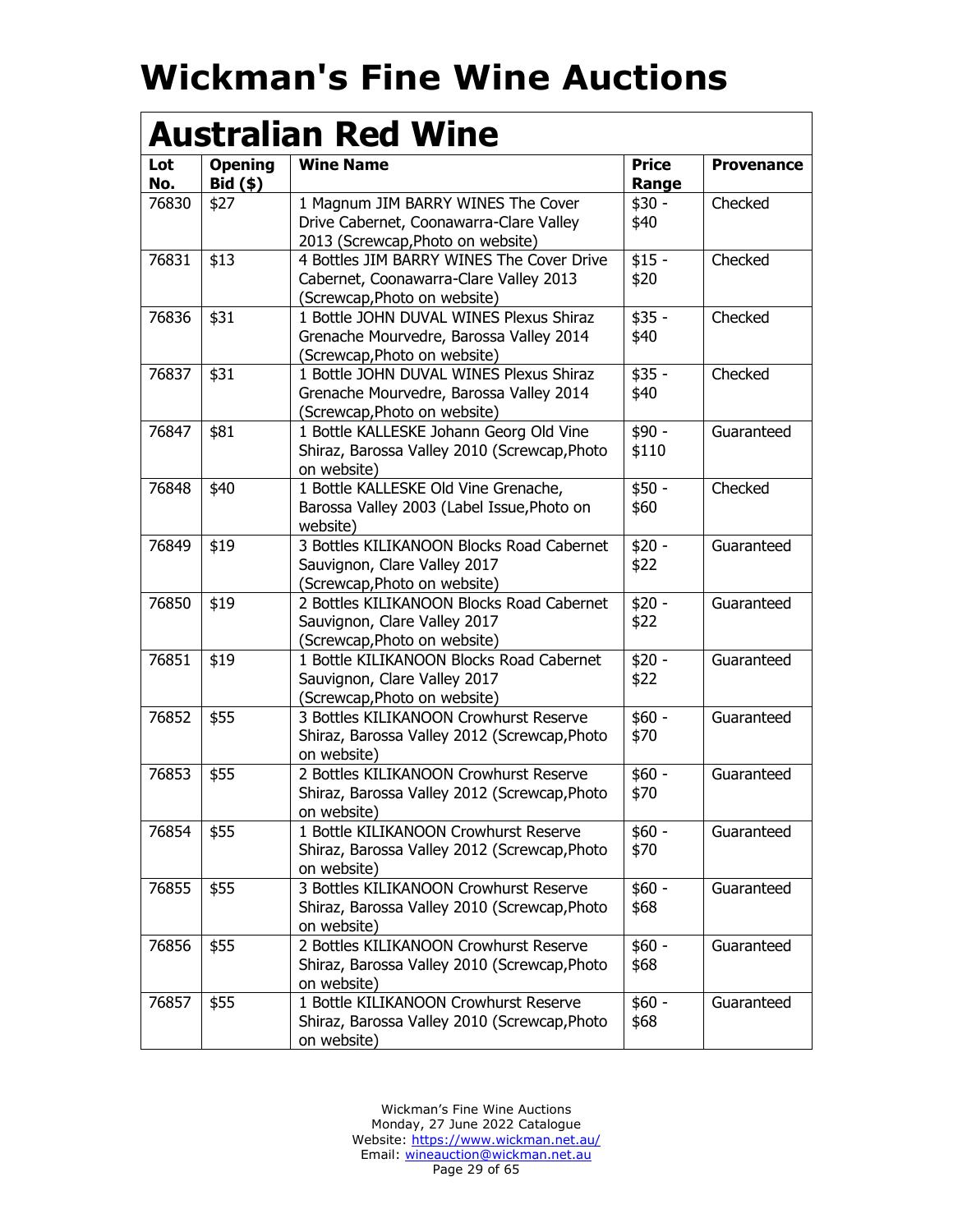# Wickman's Fine Wine Auctions

## Australian Red Wine

| Lot No. | Opening Bid ($) | Wine Name | Price Range | Provenance |
|---|---|---|---|---|
| 76830 | $27 | 1 Magnum JIM BARRY WINES The Cover Drive Cabernet, Coonawarra-Clare Valley 2013 (Screwcap,Photo on website) | $30 - $40 | Checked |
| 76831 | $13 | 4 Bottles JIM BARRY WINES The Cover Drive Cabernet, Coonawarra-Clare Valley 2013 (Screwcap,Photo on website) | $15 - $20 | Checked |
| 76836 | $31 | 1 Bottle JOHN DUVAL WINES Plexus Shiraz Grenache Mourvedre, Barossa Valley 2014 (Screwcap,Photo on website) | $35 - $40 | Checked |
| 76837 | $31 | 1 Bottle JOHN DUVAL WINES Plexus Shiraz Grenache Mourvedre, Barossa Valley 2014 (Screwcap,Photo on website) | $35 - $40 | Checked |
| 76847 | $81 | 1 Bottle KALLESKE Johann Georg Old Vine Shiraz, Barossa Valley 2010 (Screwcap,Photo on website) | $90 - $110 | Guaranteed |
| 76848 | $40 | 1 Bottle KALLESKE Old Vine Grenache, Barossa Valley 2003 (Label Issue,Photo on website) | $50 - $60 | Checked |
| 76849 | $19 | 3 Bottles KILIKANOON Blocks Road Cabernet Sauvignon, Clare Valley 2017 (Screwcap,Photo on website) | $20 - $22 | Guaranteed |
| 76850 | $19 | 2 Bottles KILIKANOON Blocks Road Cabernet Sauvignon, Clare Valley 2017 (Screwcap,Photo on website) | $20 - $22 | Guaranteed |
| 76851 | $19 | 1 Bottle KILIKANOON Blocks Road Cabernet Sauvignon, Clare Valley 2017 (Screwcap,Photo on website) | $20 - $22 | Guaranteed |
| 76852 | $55 | 3 Bottles KILIKANOON Crowhurst Reserve Shiraz, Barossa Valley 2012 (Screwcap,Photo on website) | $60 - $70 | Guaranteed |
| 76853 | $55 | 2 Bottles KILIKANOON Crowhurst Reserve Shiraz, Barossa Valley 2012 (Screwcap,Photo on website) | $60 - $70 | Guaranteed |
| 76854 | $55 | 1 Bottle KILIKANOON Crowhurst Reserve Shiraz, Barossa Valley 2012 (Screwcap,Photo on website) | $60 - $70 | Guaranteed |
| 76855 | $55 | 3 Bottles KILIKANOON Crowhurst Reserve Shiraz, Barossa Valley 2010 (Screwcap,Photo on website) | $60 - $68 | Guaranteed |
| 76856 | $55 | 2 Bottles KILIKANOON Crowhurst Reserve Shiraz, Barossa Valley 2010 (Screwcap,Photo on website) | $60 - $68 | Guaranteed |
| 76857 | $55 | 1 Bottle KILIKANOON Crowhurst Reserve Shiraz, Barossa Valley 2010 (Screwcap,Photo on website) | $60 - $68 | Guaranteed |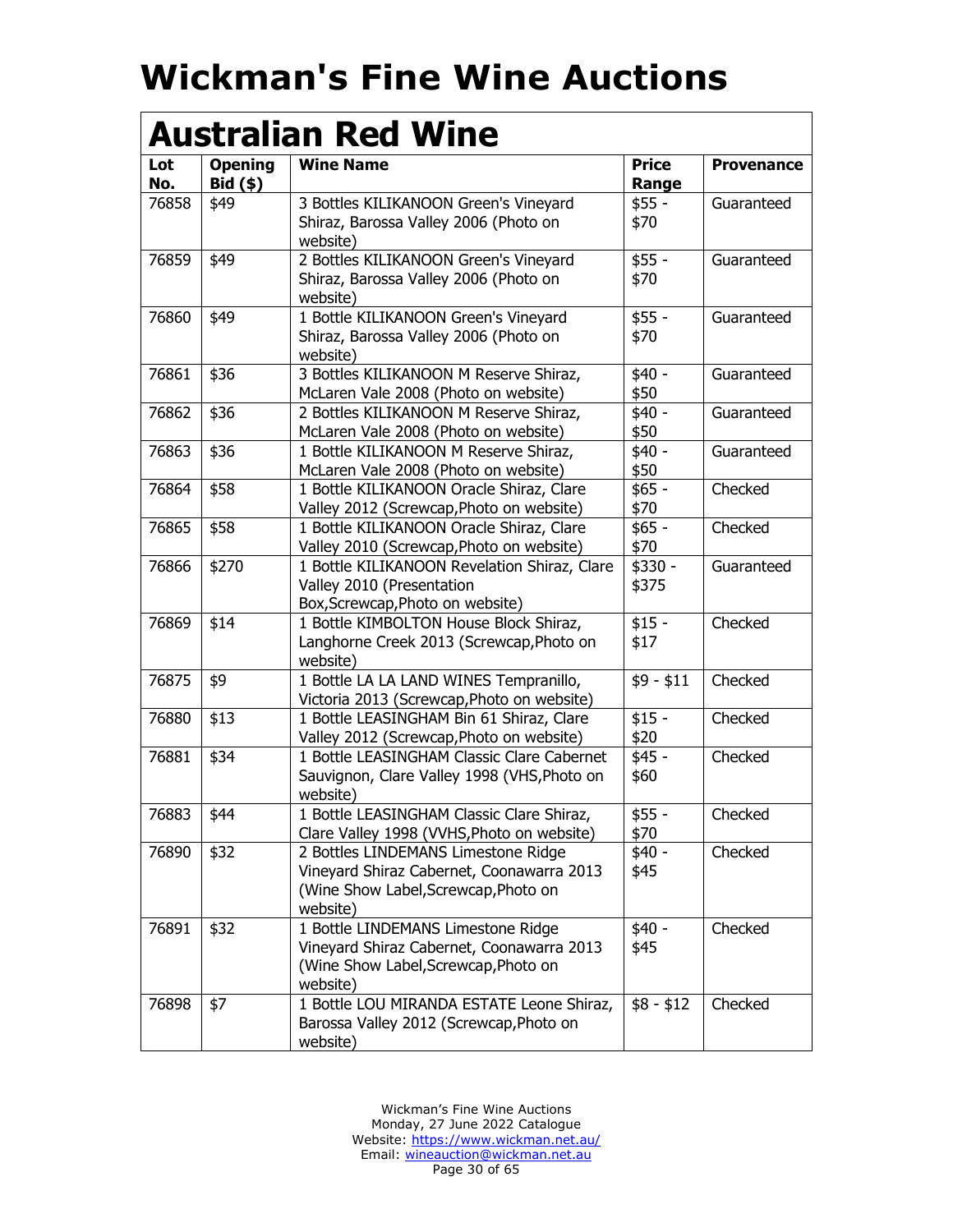# Wickman's Fine Wine Auctions

## Australian Red Wine

| Lot No. | Opening Bid ($) | Wine Name | Price Range | Provenance |
|---|---|---|---|---|
| 76858 | $49 | 3 Bottles KILIKANOON Green's Vineyard Shiraz, Barossa Valley 2006 (Photo on website) | $55 - $70 | Guaranteed |
| 76859 | $49 | 2 Bottles KILIKANOON Green's Vineyard Shiraz, Barossa Valley 2006 (Photo on website) | $55 - $70 | Guaranteed |
| 76860 | $49 | 1 Bottle KILIKANOON Green's Vineyard Shiraz, Barossa Valley 2006 (Photo on website) | $55 - $70 | Guaranteed |
| 76861 | $36 | 3 Bottles KILIKANOON M Reserve Shiraz, McLaren Vale 2008 (Photo on website) | $40 - $50 | Guaranteed |
| 76862 | $36 | 2 Bottles KILIKANOON M Reserve Shiraz, McLaren Vale 2008 (Photo on website) | $40 - $50 | Guaranteed |
| 76863 | $36 | 1 Bottle KILIKANOON M Reserve Shiraz, McLaren Vale 2008 (Photo on website) | $40 - $50 | Guaranteed |
| 76864 | $58 | 1 Bottle KILIKANOON Oracle Shiraz, Clare Valley 2012 (Screwcap,Photo on website) | $65 - $70 | Checked |
| 76865 | $58 | 1 Bottle KILIKANOON Oracle Shiraz, Clare Valley 2010 (Screwcap,Photo on website) | $65 - $70 | Checked |
| 76866 | $270 | 1 Bottle KILIKANOON Revelation Shiraz, Clare Valley 2010 (Presentation Box,Screwcap,Photo on website) | $330 - $375 | Guaranteed |
| 76869 | $14 | 1 Bottle KIMBOLTON House Block Shiraz, Langhorne Creek 2013 (Screwcap,Photo on website) | $15 - $17 | Checked |
| 76875 | $9 | 1 Bottle LA LA LAND WINES Tempranillo, Victoria 2013 (Screwcap,Photo on website) | $9 - $11 | Checked |
| 76880 | $13 | 1 Bottle LEASINGHAM Bin 61 Shiraz, Clare Valley 2012 (Screwcap,Photo on website) | $15 - $20 | Checked |
| 76881 | $34 | 1 Bottle LEASINGHAM Classic Clare Cabernet Sauvignon, Clare Valley 1998 (VHS,Photo on website) | $45 - $60 | Checked |
| 76883 | $44 | 1 Bottle LEASINGHAM Classic Clare Shiraz, Clare Valley 1998 (VVHS,Photo on website) | $55 - $70 | Checked |
| 76890 | $32 | 2 Bottles LINDEMANS Limestone Ridge Vineyard Shiraz Cabernet, Coonawarra 2013 (Wine Show Label,Screwcap,Photo on website) | $40 - $45 | Checked |
| 76891 | $32 | 1 Bottle LINDEMANS Limestone Ridge Vineyard Shiraz Cabernet, Coonawarra 2013 (Wine Show Label,Screwcap,Photo on website) | $40 - $45 | Checked |
| 76898 | $7 | 1 Bottle LOU MIRANDA ESTATE Leone Shiraz, Barossa Valley 2012 (Screwcap,Photo on website) | $8 - $12 | Checked |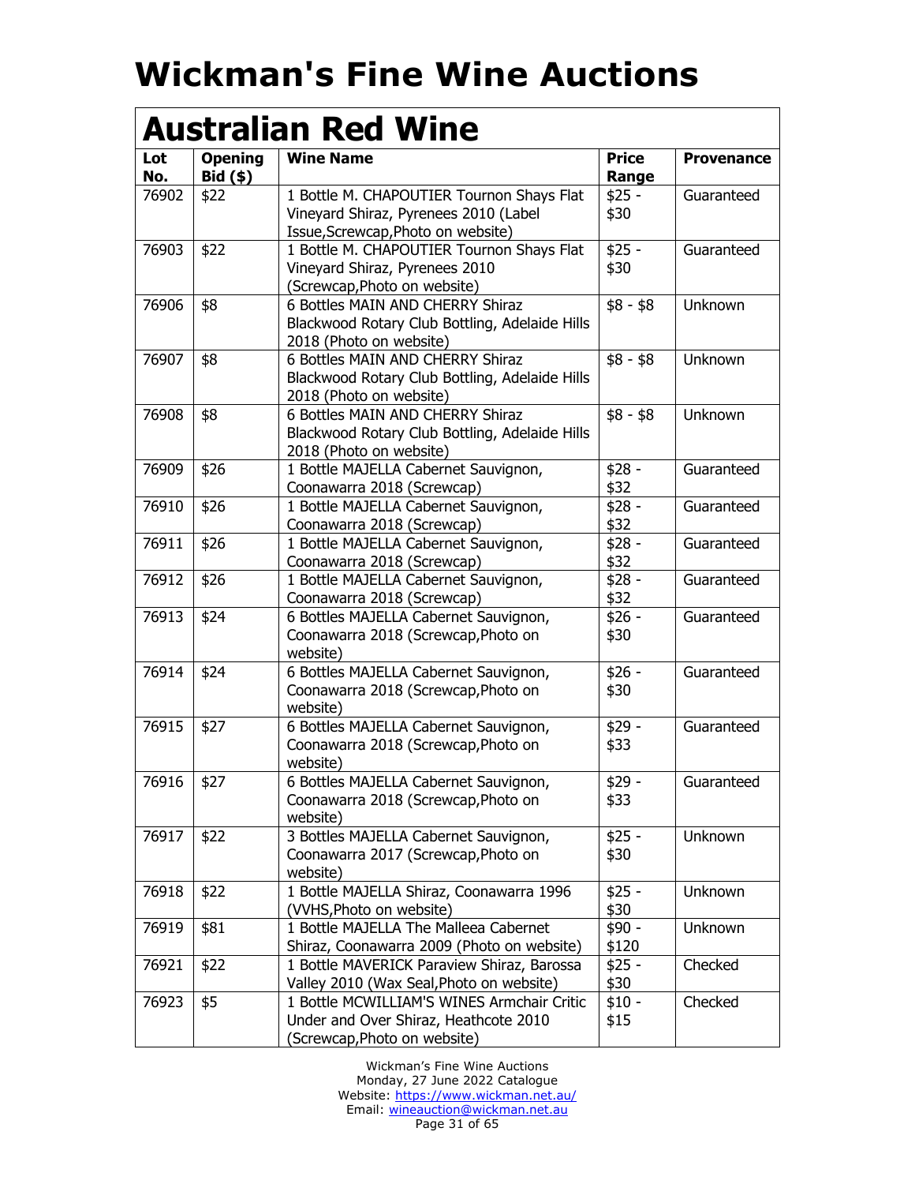# Wickman's Fine Wine Auctions

## Australian Red Wine

| Lot No. | Opening Bid ($) | Wine Name | Price Range | Provenance |
|---|---|---|---|---|
| 76902 | $22 | 1 Bottle M. CHAPOUTIER Tournon Shays Flat Vineyard Shiraz, Pyrenees 2010 (Label Issue,Screwcap,Photo on website) | $25 - $30 | Guaranteed |
| 76903 | $22 | 1 Bottle M. CHAPOUTIER Tournon Shays Flat Vineyard Shiraz, Pyrenees 2010 (Screwcap,Photo on website) | $25 - $30 | Guaranteed |
| 76906 | $8 | 6 Bottles MAIN AND CHERRY Shiraz Blackwood Rotary Club Bottling, Adelaide Hills 2018 (Photo on website) | $8 - $8 | Unknown |
| 76907 | $8 | 6 Bottles MAIN AND CHERRY Shiraz Blackwood Rotary Club Bottling, Adelaide Hills 2018 (Photo on website) | $8 - $8 | Unknown |
| 76908 | $8 | 6 Bottles MAIN AND CHERRY Shiraz Blackwood Rotary Club Bottling, Adelaide Hills 2018 (Photo on website) | $8 - $8 | Unknown |
| 76909 | $26 | 1 Bottle MAJELLA Cabernet Sauvignon, Coonawarra 2018 (Screwcap) | $28 - $32 | Guaranteed |
| 76910 | $26 | 1 Bottle MAJELLA Cabernet Sauvignon, Coonawarra 2018 (Screwcap) | $28 - $32 | Guaranteed |
| 76911 | $26 | 1 Bottle MAJELLA Cabernet Sauvignon, Coonawarra 2018 (Screwcap) | $28 - $32 | Guaranteed |
| 76912 | $26 | 1 Bottle MAJELLA Cabernet Sauvignon, Coonawarra 2018 (Screwcap) | $28 - $32 | Guaranteed |
| 76913 | $24 | 6 Bottles MAJELLA Cabernet Sauvignon, Coonawarra 2018 (Screwcap,Photo on website) | $26 - $30 | Guaranteed |
| 76914 | $24 | 6 Bottles MAJELLA Cabernet Sauvignon, Coonawarra 2018 (Screwcap,Photo on website) | $26 - $30 | Guaranteed |
| 76915 | $27 | 6 Bottles MAJELLA Cabernet Sauvignon, Coonawarra 2018 (Screwcap,Photo on website) | $29 - $33 | Guaranteed |
| 76916 | $27 | 6 Bottles MAJELLA Cabernet Sauvignon, Coonawarra 2018 (Screwcap,Photo on website) | $29 - $33 | Guaranteed |
| 76917 | $22 | 3 Bottles MAJELLA Cabernet Sauvignon, Coonawarra 2017 (Screwcap,Photo on website) | $25 - $30 | Unknown |
| 76918 | $22 | 1 Bottle MAJELLA Shiraz, Coonawarra 1996 (VVHS,Photo on website) | $25 - $30 | Unknown |
| 76919 | $81 | 1 Bottle MAJELLA The Malleea Cabernet Shiraz, Coonawarra 2009 (Photo on website) | $90 - $120 | Unknown |
| 76921 | $22 | 1 Bottle MAVERICK Paraview Shiraz, Barossa Valley 2010 (Wax Seal,Photo on website) | $25 - $30 | Checked |
| 76923 | $5 | 1 Bottle MCWILLIAM'S WINES Armchair Critic Under and Over Shiraz, Heathcote 2010 (Screwcap,Photo on website) | $10 - $15 | Checked |

Wickman's Fine Wine Auctions
Monday, 27 June 2022 Catalogue
Website: https://www.wickman.net.au/
Email: wineauction@wickman.net.au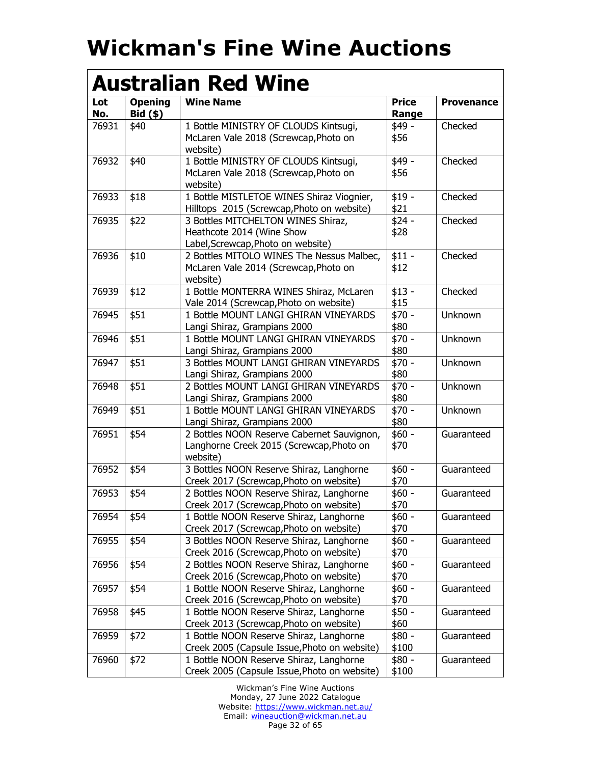# Wickman's Fine Wine Auctions

## Australian Red Wine

| Lot No. | Opening Bid ($) | Wine Name | Price Range | Provenance |
|---|---|---|---|---|
| 76931 | $40 | 1 Bottle MINISTRY OF CLOUDS Kintsugi, McLaren Vale 2018 (Screwcap,Photo on website) | $49 - $56 | Checked |
| 76932 | $40 | 1 Bottle MINISTRY OF CLOUDS Kintsugi, McLaren Vale 2018 (Screwcap,Photo on website) | $49 - $56 | Checked |
| 76933 | $18 | 1 Bottle MISTLETOE WINES Shiraz Viognier, Hilltops 2015 (Screwcap,Photo on website) | $19 - $21 | Checked |
| 76935 | $22 | 3 Bottles MITCHELTON WINES Shiraz, Heathcote 2014 (Wine Show Label,Screwcap,Photo on website) | $24 - $28 | Checked |
| 76936 | $10 | 2 Bottles MITOLO WINES The Nessus Malbec, McLaren Vale 2014 (Screwcap,Photo on website) | $11 - $12 | Checked |
| 76939 | $12 | 1 Bottle MONTERRA WINES Shiraz, McLaren Vale 2014 (Screwcap,Photo on website) | $13 - $15 | Checked |
| 76945 | $51 | 1 Bottle MOUNT LANGI GHIRAN VINEYARDS Langi Shiraz, Grampians 2000 | $70 - $80 | Unknown |
| 76946 | $51 | 1 Bottle MOUNT LANGI GHIRAN VINEYARDS Langi Shiraz, Grampians 2000 | $70 - $80 | Unknown |
| 76947 | $51 | 3 Bottles MOUNT LANGI GHIRAN VINEYARDS Langi Shiraz, Grampians 2000 | $70 - $80 | Unknown |
| 76948 | $51 | 2 Bottles MOUNT LANGI GHIRAN VINEYARDS Langi Shiraz, Grampians 2000 | $70 - $80 | Unknown |
| 76949 | $51 | 1 Bottle MOUNT LANGI GHIRAN VINEYARDS Langi Shiraz, Grampians 2000 | $70 - $80 | Unknown |
| 76951 | $54 | 2 Bottles NOON Reserve Cabernet Sauvignon, Langhorne Creek 2015 (Screwcap,Photo on website) | $60 - $70 | Guaranteed |
| 76952 | $54 | 3 Bottles NOON Reserve Shiraz, Langhorne Creek 2017 (Screwcap,Photo on website) | $60 - $70 | Guaranteed |
| 76953 | $54 | 2 Bottles NOON Reserve Shiraz, Langhorne Creek 2017 (Screwcap,Photo on website) | $60 - $70 | Guaranteed |
| 76954 | $54 | 1 Bottle NOON Reserve Shiraz, Langhorne Creek 2017 (Screwcap,Photo on website) | $60 - $70 | Guaranteed |
| 76955 | $54 | 3 Bottles NOON Reserve Shiraz, Langhorne Creek 2016 (Screwcap,Photo on website) | $60 - $70 | Guaranteed |
| 76956 | $54 | 2 Bottles NOON Reserve Shiraz, Langhorne Creek 2016 (Screwcap,Photo on website) | $60 - $70 | Guaranteed |
| 76957 | $54 | 1 Bottle NOON Reserve Shiraz, Langhorne Creek 2016 (Screwcap,Photo on website) | $60 - $70 | Guaranteed |
| 76958 | $45 | 1 Bottle NOON Reserve Shiraz, Langhorne Creek 2013 (Screwcap,Photo on website) | $50 - $60 | Guaranteed |
| 76959 | $72 | 1 Bottle NOON Reserve Shiraz, Langhorne Creek 2005 (Capsule Issue,Photo on website) | $80 - $100 | Guaranteed |
| 76960 | $72 | 1 Bottle NOON Reserve Shiraz, Langhorne Creek 2005 (Capsule Issue,Photo on website) | $80 - $100 | Guaranteed |

Wickman's Fine Wine Auctions
Monday, 27 June 2022 Catalogue
Website: https://www.wickman.net.au/
Email: wineauction@wickman.net.au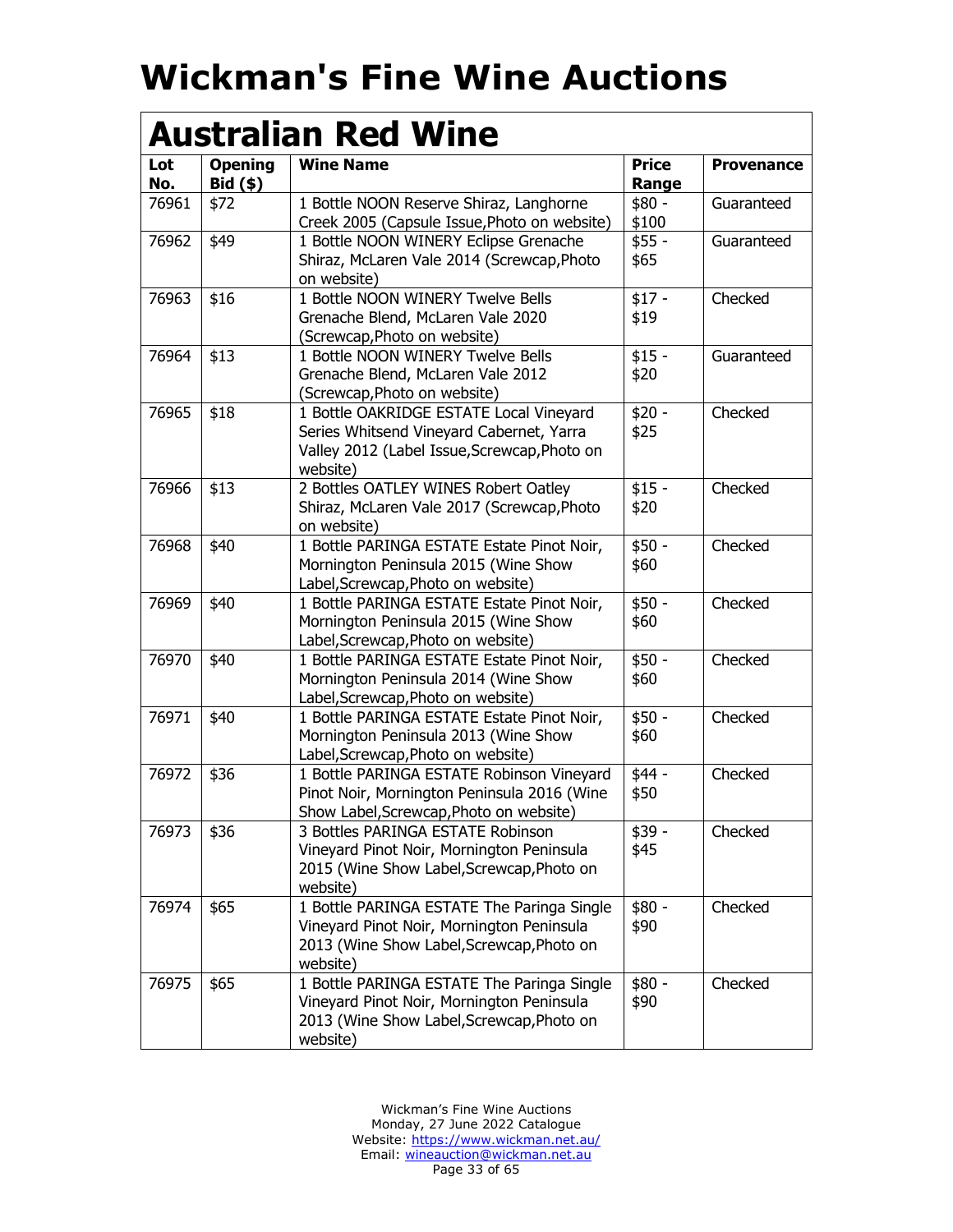# Wickman's Fine Wine Auctions

## Australian Red Wine

| Lot No. | Opening Bid ($) | Wine Name | Price Range | Provenance |
|---|---|---|---|---|
| 76961 | $72 | 1 Bottle NOON Reserve Shiraz, Langhorne Creek 2005 (Capsule Issue,Photo on website) | $80 - $100 | Guaranteed |
| 76962 | $49 | 1 Bottle NOON WINERY Eclipse Grenache Shiraz, McLaren Vale 2014 (Screwcap,Photo on website) | $55 - $65 | Guaranteed |
| 76963 | $16 | 1 Bottle NOON WINERY Twelve Bells Grenache Blend, McLaren Vale 2020 (Screwcap,Photo on website) | $17 - $19 | Checked |
| 76964 | $13 | 1 Bottle NOON WINERY Twelve Bells Grenache Blend, McLaren Vale 2012 (Screwcap,Photo on website) | $15 - $20 | Guaranteed |
| 76965 | $18 | 1 Bottle OAKRIDGE ESTATE Local Vineyard Series Whitsend Vineyard Cabernet, Yarra Valley 2012 (Label Issue,Screwcap,Photo on website) | $20 - $25 | Checked |
| 76966 | $13 | 2 Bottles OATLEY WINES Robert Oatley Shiraz, McLaren Vale 2017 (Screwcap,Photo on website) | $15 - $20 | Checked |
| 76968 | $40 | 1 Bottle PARINGA ESTATE Estate Pinot Noir, Mornington Peninsula 2015 (Wine Show Label,Screwcap,Photo on website) | $50 - $60 | Checked |
| 76969 | $40 | 1 Bottle PARINGA ESTATE Estate Pinot Noir, Mornington Peninsula 2015 (Wine Show Label,Screwcap,Photo on website) | $50 - $60 | Checked |
| 76970 | $40 | 1 Bottle PARINGA ESTATE Estate Pinot Noir, Mornington Peninsula 2014 (Wine Show Label,Screwcap,Photo on website) | $50 - $60 | Checked |
| 76971 | $40 | 1 Bottle PARINGA ESTATE Estate Pinot Noir, Mornington Peninsula 2013 (Wine Show Label,Screwcap,Photo on website) | $50 - $60 | Checked |
| 76972 | $36 | 1 Bottle PARINGA ESTATE Robinson Vineyard Pinot Noir, Mornington Peninsula 2016 (Wine Show Label,Screwcap,Photo on website) | $44 - $50 | Checked |
| 76973 | $36 | 3 Bottles PARINGA ESTATE Robinson Vineyard Pinot Noir, Mornington Peninsula 2015 (Wine Show Label,Screwcap,Photo on website) | $39 - $45 | Checked |
| 76974 | $65 | 1 Bottle PARINGA ESTATE The Paringa Single Vineyard Pinot Noir, Mornington Peninsula 2013 (Wine Show Label,Screwcap,Photo on website) | $80 - $90 | Checked |
| 76975 | $65 | 1 Bottle PARINGA ESTATE The Paringa Single Vineyard Pinot Noir, Mornington Peninsula 2013 (Wine Show Label,Screwcap,Photo on website) | $80 - $90 | Checked |

Wickman's Fine Wine Auctions
Monday, 27 June 2022 Catalogue
Website: https://www.wickman.net.au/
Email: wineauction@wickman.net.au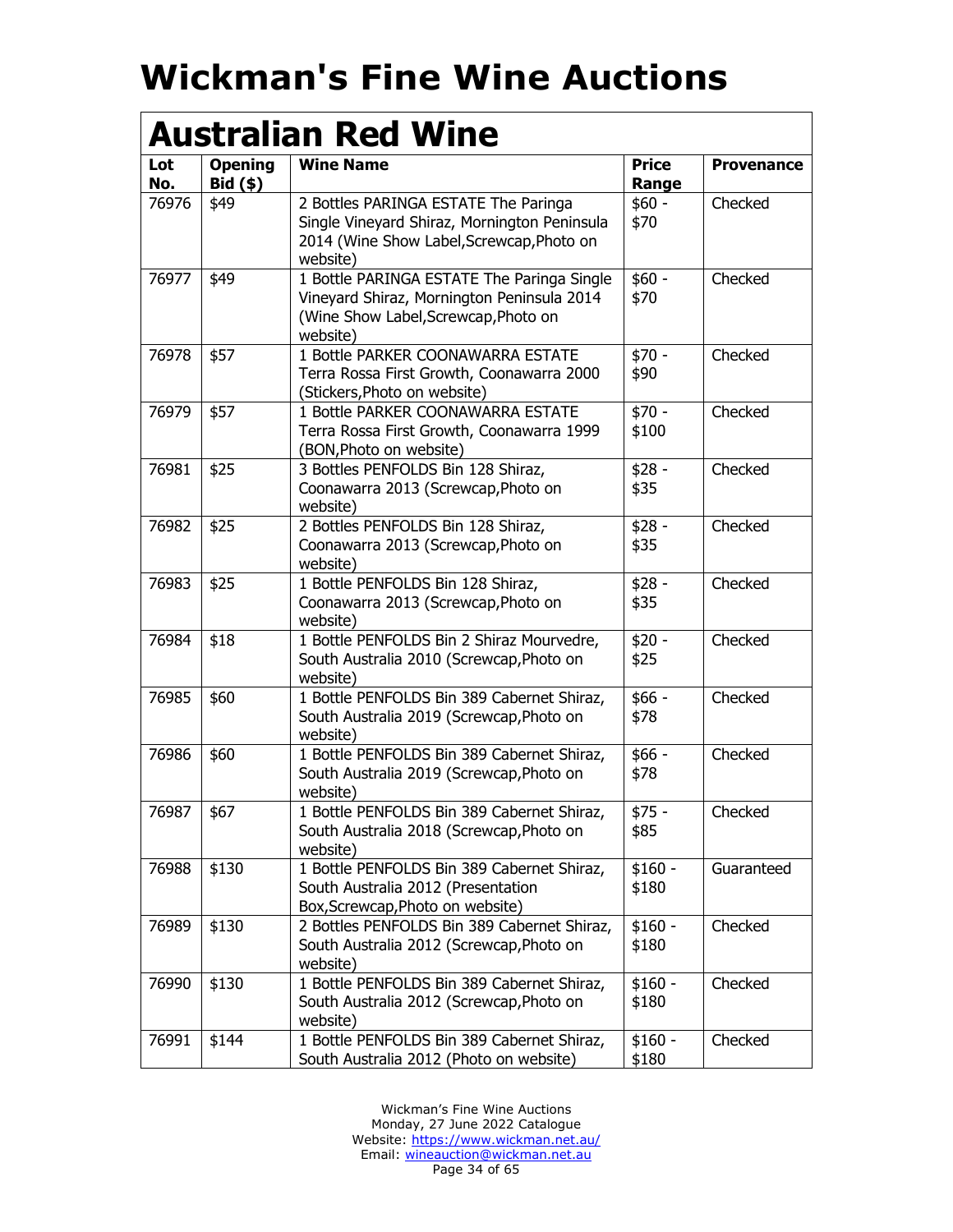# Wickman's Fine Wine Auctions

## Australian Red Wine

| Lot No. | Opening Bid ($) | Wine Name | Price Range | Provenance |
|---|---|---|---|---|
| 76976 | $49 | 2 Bottles PARINGA ESTATE The Paringa Single Vineyard Shiraz, Mornington Peninsula 2014 (Wine Show Label,Screwcap,Photo on website) | $60 - $70 | Checked |
| 76977 | $49 | 1 Bottle PARINGA ESTATE The Paringa Single Vineyard Shiraz, Mornington Peninsula 2014 (Wine Show Label,Screwcap,Photo on website) | $60 - $70 | Checked |
| 76978 | $57 | 1 Bottle PARKER COONAWARRA ESTATE Terra Rossa First Growth, Coonawarra 2000 (Stickers,Photo on website) | $70 - $90 | Checked |
| 76979 | $57 | 1 Bottle PARKER COONAWARRA ESTATE Terra Rossa First Growth, Coonawarra 1999 (BON,Photo on website) | $70 - $100 | Checked |
| 76981 | $25 | 3 Bottles PENFOLDS Bin 128 Shiraz, Coonawarra 2013 (Screwcap,Photo on website) | $28 - $35 | Checked |
| 76982 | $25 | 2 Bottles PENFOLDS Bin 128 Shiraz, Coonawarra 2013 (Screwcap,Photo on website) | $28 - $35 | Checked |
| 76983 | $25 | 1 Bottle PENFOLDS Bin 128 Shiraz, Coonawarra 2013 (Screwcap,Photo on website) | $28 - $35 | Checked |
| 76984 | $18 | 1 Bottle PENFOLDS Bin 2 Shiraz Mourvedre, South Australia 2010 (Screwcap,Photo on website) | $20 - $25 | Checked |
| 76985 | $60 | 1 Bottle PENFOLDS Bin 389 Cabernet Shiraz, South Australia 2019 (Screwcap,Photo on website) | $66 - $78 | Checked |
| 76986 | $60 | 1 Bottle PENFOLDS Bin 389 Cabernet Shiraz, South Australia 2019 (Screwcap,Photo on website) | $66 - $78 | Checked |
| 76987 | $67 | 1 Bottle PENFOLDS Bin 389 Cabernet Shiraz, South Australia 2018 (Screwcap,Photo on website) | $75 - $85 | Checked |
| 76988 | $130 | 1 Bottle PENFOLDS Bin 389 Cabernet Shiraz, South Australia 2012 (Presentation Box,Screwcap,Photo on website) | $160 - $180 | Guaranteed |
| 76989 | $130 | 2 Bottles PENFOLDS Bin 389 Cabernet Shiraz, South Australia 2012 (Screwcap,Photo on website) | $160 - $180 | Checked |
| 76990 | $130 | 1 Bottle PENFOLDS Bin 389 Cabernet Shiraz, South Australia 2012 (Screwcap,Photo on website) | $160 - $180 | Checked |
| 76991 | $144 | 1 Bottle PENFOLDS Bin 389 Cabernet Shiraz, South Australia 2012 (Photo on website) | $160 - $180 | Checked |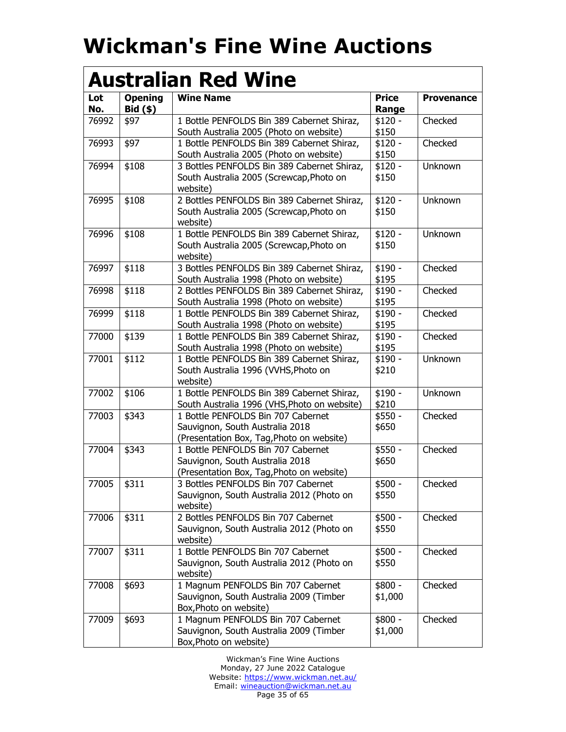# Wickman's Fine Wine Auctions

## Australian Red Wine

| Lot No. | Opening Bid ($) | Wine Name | Price Range | Provenance |
|---|---|---|---|---|
| 76992 | $97 | 1 Bottle PENFOLDS Bin 389 Cabernet Shiraz, South Australia 2005 (Photo on website) | $120 - $150 | Checked |
| 76993 | $97 | 1 Bottle PENFOLDS Bin 389 Cabernet Shiraz, South Australia 2005 (Photo on website) | $120 - $150 | Checked |
| 76994 | $108 | 3 Bottles PENFOLDS Bin 389 Cabernet Shiraz, South Australia 2005 (Screwcap,Photo on website) | $120 - $150 | Unknown |
| 76995 | $108 | 2 Bottles PENFOLDS Bin 389 Cabernet Shiraz, South Australia 2005 (Screwcap,Photo on website) | $120 - $150 | Unknown |
| 76996 | $108 | 1 Bottle PENFOLDS Bin 389 Cabernet Shiraz, South Australia 2005 (Screwcap,Photo on website) | $120 - $150 | Unknown |
| 76997 | $118 | 3 Bottles PENFOLDS Bin 389 Cabernet Shiraz, South Australia 1998 (Photo on website) | $190 - $195 | Checked |
| 76998 | $118 | 2 Bottles PENFOLDS Bin 389 Cabernet Shiraz, South Australia 1998 (Photo on website) | $190 - $195 | Checked |
| 76999 | $118 | 1 Bottle PENFOLDS Bin 389 Cabernet Shiraz, South Australia 1998 (Photo on website) | $190 - $195 | Checked |
| 77000 | $139 | 1 Bottle PENFOLDS Bin 389 Cabernet Shiraz, South Australia 1998 (Photo on website) | $190 - $195 | Checked |
| 77001 | $112 | 1 Bottle PENFOLDS Bin 389 Cabernet Shiraz, South Australia 1996 (VVHS,Photo on website) | $190 - $210 | Unknown |
| 77002 | $106 | 1 Bottle PENFOLDS Bin 389 Cabernet Shiraz, South Australia 1996 (VHS,Photo on website) | $190 - $210 | Unknown |
| 77003 | $343 | 1 Bottle PENFOLDS Bin 707 Cabernet Sauvignon, South Australia 2018 (Presentation Box, Tag,Photo on website) | $550 - $650 | Checked |
| 77004 | $343 | 1 Bottle PENFOLDS Bin 707 Cabernet Sauvignon, South Australia 2018 (Presentation Box, Tag,Photo on website) | $550 - $650 | Checked |
| 77005 | $311 | 3 Bottles PENFOLDS Bin 707 Cabernet Sauvignon, South Australia 2012 (Photo on website) | $500 - $550 | Checked |
| 77006 | $311 | 2 Bottles PENFOLDS Bin 707 Cabernet Sauvignon, South Australia 2012 (Photo on website) | $500 - $550 | Checked |
| 77007 | $311 | 1 Bottle PENFOLDS Bin 707 Cabernet Sauvignon, South Australia 2012 (Photo on website) | $500 - $550 | Checked |
| 77008 | $693 | 1 Magnum PENFOLDS Bin 707 Cabernet Sauvignon, South Australia 2009 (Timber Box,Photo on website) | $800 - $1,000 | Checked |
| 77009 | $693 | 1 Magnum PENFOLDS Bin 707 Cabernet Sauvignon, South Australia 2009 (Timber Box,Photo on website) | $800 - $1,000 | Checked |

Wickman's Fine Wine Auctions
Monday, 27 June 2022 Catalogue
Website: https://www.wickman.net.au/
Email: wineauction@wickman.net.au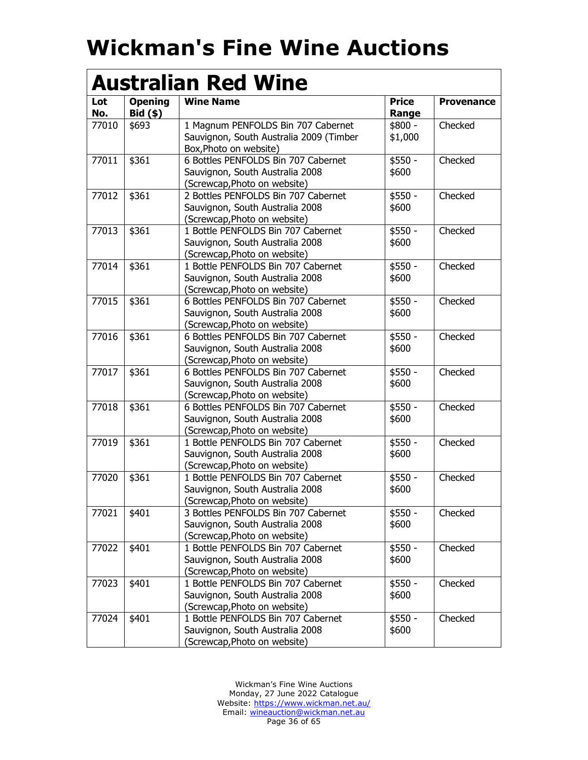# Wickman's Fine Wine Auctions

## Australian Red Wine

| Lot No. | Opening Bid ($) | Wine Name | Price Range | Provenance |
|---|---|---|---|---|
| 77010 | $693 | 1 Magnum PENFOLDS Bin 707 Cabernet Sauvignon, South Australia 2009 (Timber Box,Photo on website) | $800 - $1,000 | Checked |
| 77011 | $361 | 6 Bottles PENFOLDS Bin 707 Cabernet Sauvignon, South Australia 2008 (Screwcap,Photo on website) | $550 - $600 | Checked |
| 77012 | $361 | 2 Bottles PENFOLDS Bin 707 Cabernet Sauvignon, South Australia 2008 (Screwcap,Photo on website) | $550 - $600 | Checked |
| 77013 | $361 | 1 Bottle PENFOLDS Bin 707 Cabernet Sauvignon, South Australia 2008 (Screwcap,Photo on website) | $550 - $600 | Checked |
| 77014 | $361 | 1 Bottle PENFOLDS Bin 707 Cabernet Sauvignon, South Australia 2008 (Screwcap,Photo on website) | $550 - $600 | Checked |
| 77015 | $361 | 6 Bottles PENFOLDS Bin 707 Cabernet Sauvignon, South Australia 2008 (Screwcap,Photo on website) | $550 - $600 | Checked |
| 77016 | $361 | 6 Bottles PENFOLDS Bin 707 Cabernet Sauvignon, South Australia 2008 (Screwcap,Photo on website) | $550 - $600 | Checked |
| 77017 | $361 | 6 Bottles PENFOLDS Bin 707 Cabernet Sauvignon, South Australia 2008 (Screwcap,Photo on website) | $550 - $600 | Checked |
| 77018 | $361 | 6 Bottles PENFOLDS Bin 707 Cabernet Sauvignon, South Australia 2008 (Screwcap,Photo on website) | $550 - $600 | Checked |
| 77019 | $361 | 1 Bottle PENFOLDS Bin 707 Cabernet Sauvignon, South Australia 2008 (Screwcap,Photo on website) | $550 - $600 | Checked |
| 77020 | $361 | 1 Bottle PENFOLDS Bin 707 Cabernet Sauvignon, South Australia 2008 (Screwcap,Photo on website) | $550 - $600 | Checked |
| 77021 | $401 | 3 Bottles PENFOLDS Bin 707 Cabernet Sauvignon, South Australia 2008 (Screwcap,Photo on website) | $550 - $600 | Checked |
| 77022 | $401 | 1 Bottle PENFOLDS Bin 707 Cabernet Sauvignon, South Australia 2008 (Screwcap,Photo on website) | $550 - $600 | Checked |
| 77023 | $401 | 1 Bottle PENFOLDS Bin 707 Cabernet Sauvignon, South Australia 2008 (Screwcap,Photo on website) | $550 - $600 | Checked |
| 77024 | $401 | 1 Bottle PENFOLDS Bin 707 Cabernet Sauvignon, South Australia 2008 (Screwcap,Photo on website) | $550 - $600 | Checked |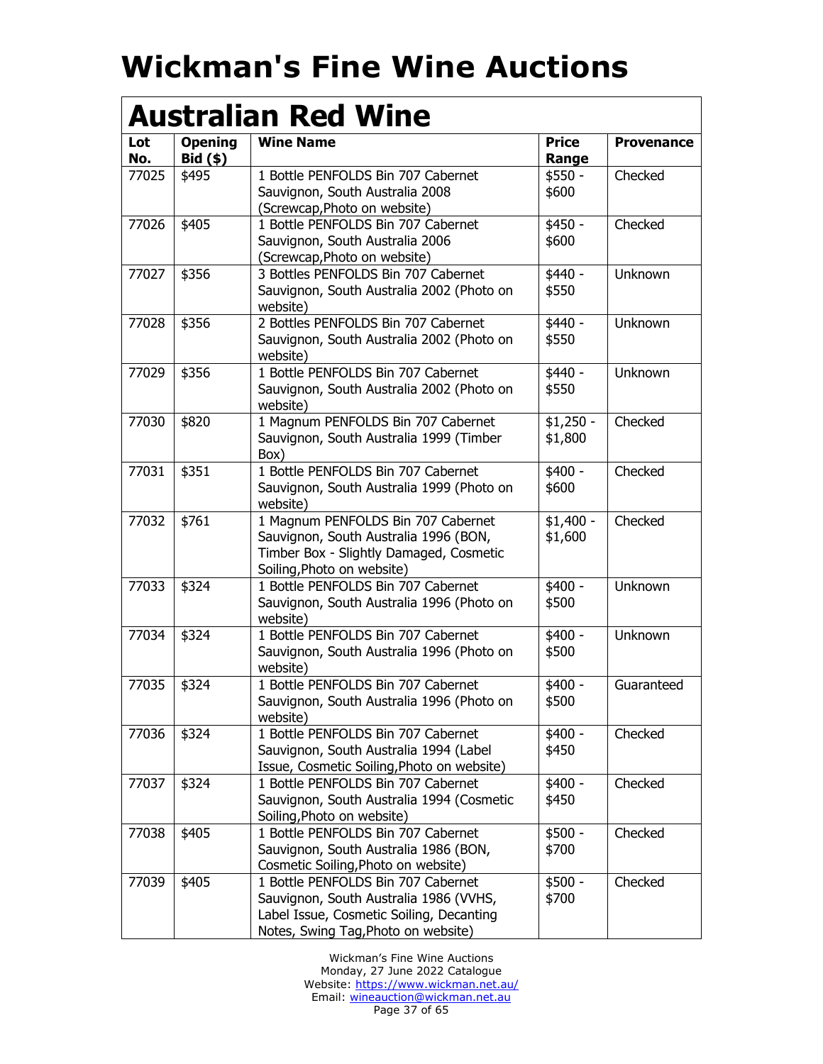# Wickman's Fine Wine Auctions

## Australian Red Wine

| Lot No. | Opening Bid ($) | Wine Name | Price Range | Provenance |
|---|---|---|---|---|
| 77025 | $495 | 1 Bottle PENFOLDS Bin 707 Cabernet Sauvignon, South Australia 2008 (Screwcap,Photo on website) | $550 - $600 | Checked |
| 77026 | $405 | 1 Bottle PENFOLDS Bin 707 Cabernet Sauvignon, South Australia 2006 (Screwcap,Photo on website) | $450 - $600 | Checked |
| 77027 | $356 | 3 Bottles PENFOLDS Bin 707 Cabernet Sauvignon, South Australia 2002 (Photo on website) | $440 - $550 | Unknown |
| 77028 | $356 | 2 Bottles PENFOLDS Bin 707 Cabernet Sauvignon, South Australia 2002 (Photo on website) | $440 - $550 | Unknown |
| 77029 | $356 | 1 Bottle PENFOLDS Bin 707 Cabernet Sauvignon, South Australia 2002 (Photo on website) | $440 - $550 | Unknown |
| 77030 | $820 | 1 Magnum PENFOLDS Bin 707 Cabernet Sauvignon, South Australia 1999 (Timber Box) | $1,250 - $1,800 | Checked |
| 77031 | $351 | 1 Bottle PENFOLDS Bin 707 Cabernet Sauvignon, South Australia 1999 (Photo on website) | $400 - $600 | Checked |
| 77032 | $761 | 1 Magnum PENFOLDS Bin 707 Cabernet Sauvignon, South Australia 1996 (BON, Timber Box - Slightly Damaged, Cosmetic Soiling,Photo on website) | $1,400 - $1,600 | Checked |
| 77033 | $324 | 1 Bottle PENFOLDS Bin 707 Cabernet Sauvignon, South Australia 1996 (Photo on website) | $400 - $500 | Unknown |
| 77034 | $324 | 1 Bottle PENFOLDS Bin 707 Cabernet Sauvignon, South Australia 1996 (Photo on website) | $400 - $500 | Unknown |
| 77035 | $324 | 1 Bottle PENFOLDS Bin 707 Cabernet Sauvignon, South Australia 1996 (Photo on website) | $400 - $500 | Guaranteed |
| 77036 | $324 | 1 Bottle PENFOLDS Bin 707 Cabernet Sauvignon, South Australia 1994 (Label Issue, Cosmetic Soiling,Photo on website) | $400 - $450 | Checked |
| 77037 | $324 | 1 Bottle PENFOLDS Bin 707 Cabernet Sauvignon, South Australia 1994 (Cosmetic Soiling,Photo on website) | $400 - $450 | Checked |
| 77038 | $405 | 1 Bottle PENFOLDS Bin 707 Cabernet Sauvignon, South Australia 1986 (BON, Cosmetic Soiling,Photo on website) | $500 - $700 | Checked |
| 77039 | $405 | 1 Bottle PENFOLDS Bin 707 Cabernet Sauvignon, South Australia 1986 (VVHS, Label Issue, Cosmetic Soiling, Decanting Notes, Swing Tag,Photo on website) | $500 - $700 | Checked |

Wickman's Fine Wine Auctions
Monday, 27 June 2022 Catalogue
Website: https://www.wickman.net.au/
Email: wineauction@wickman.net.au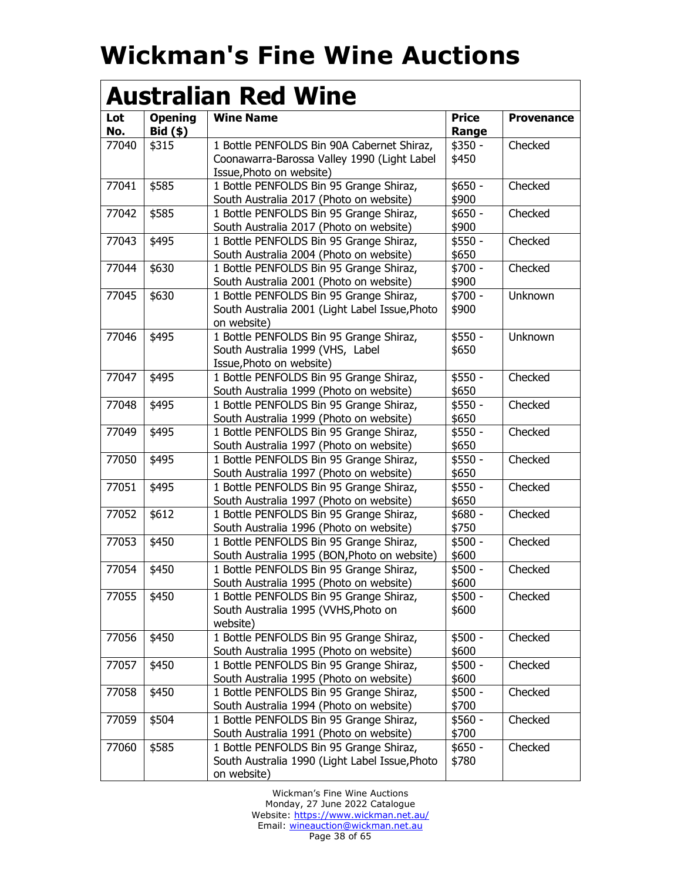# Wickman's Fine Wine Auctions

## Australian Red Wine

| Lot No. | Opening Bid ($) | Wine Name | Price Range | Provenance |
|---|---|---|---|---|
| 77040 | $315 | 1 Bottle PENFOLDS Bin 90A Cabernet Shiraz, Coonawarra-Barossa Valley 1990 (Light Label Issue,Photo on website) | $350 - $450 | Checked |
| 77041 | $585 | 1 Bottle PENFOLDS Bin 95 Grange Shiraz, South Australia 2017 (Photo on website) | $650 - $900 | Checked |
| 77042 | $585 | 1 Bottle PENFOLDS Bin 95 Grange Shiraz, South Australia 2017 (Photo on website) | $650 - $900 | Checked |
| 77043 | $495 | 1 Bottle PENFOLDS Bin 95 Grange Shiraz, South Australia 2004 (Photo on website) | $550 - $650 | Checked |
| 77044 | $630 | 1 Bottle PENFOLDS Bin 95 Grange Shiraz, South Australia 2001 (Photo on website) | $700 - $900 | Checked |
| 77045 | $630 | 1 Bottle PENFOLDS Bin 95 Grange Shiraz, South Australia 2001 (Light Label Issue,Photo on website) | $700 - $900 | Unknown |
| 77046 | $495 | 1 Bottle PENFOLDS Bin 95 Grange Shiraz, South Australia 1999 (VHS, Label Issue,Photo on website) | $550 - $650 | Unknown |
| 77047 | $495 | 1 Bottle PENFOLDS Bin 95 Grange Shiraz, South Australia 1999 (Photo on website) | $550 - $650 | Checked |
| 77048 | $495 | 1 Bottle PENFOLDS Bin 95 Grange Shiraz, South Australia 1999 (Photo on website) | $550 - $650 | Checked |
| 77049 | $495 | 1 Bottle PENFOLDS Bin 95 Grange Shiraz, South Australia 1997 (Photo on website) | $550 - $650 | Checked |
| 77050 | $495 | 1 Bottle PENFOLDS Bin 95 Grange Shiraz, South Australia 1997 (Photo on website) | $550 - $650 | Checked |
| 77051 | $495 | 1 Bottle PENFOLDS Bin 95 Grange Shiraz, South Australia 1997 (Photo on website) | $550 - $650 | Checked |
| 77052 | $612 | 1 Bottle PENFOLDS Bin 95 Grange Shiraz, South Australia 1996 (Photo on website) | $680 - $750 | Checked |
| 77053 | $450 | 1 Bottle PENFOLDS Bin 95 Grange Shiraz, South Australia 1995 (BON,Photo on website) | $500 - $600 | Checked |
| 77054 | $450 | 1 Bottle PENFOLDS Bin 95 Grange Shiraz, South Australia 1995 (Photo on website) | $500 - $600 | Checked |
| 77055 | $450 | 1 Bottle PENFOLDS Bin 95 Grange Shiraz, South Australia 1995 (VVHS,Photo on website) | $500 - $600 | Checked |
| 77056 | $450 | 1 Bottle PENFOLDS Bin 95 Grange Shiraz, South Australia 1995 (Photo on website) | $500 - $600 | Checked |
| 77057 | $450 | 1 Bottle PENFOLDS Bin 95 Grange Shiraz, South Australia 1995 (Photo on website) | $500 - $600 | Checked |
| 77058 | $450 | 1 Bottle PENFOLDS Bin 95 Grange Shiraz, South Australia 1994 (Photo on website) | $500 - $700 | Checked |
| 77059 | $504 | 1 Bottle PENFOLDS Bin 95 Grange Shiraz, South Australia 1991 (Photo on website) | $560 - $700 | Checked |
| 77060 | $585 | 1 Bottle PENFOLDS Bin 95 Grange Shiraz, South Australia 1990 (Light Label Issue,Photo on website) | $650 - $780 | Checked |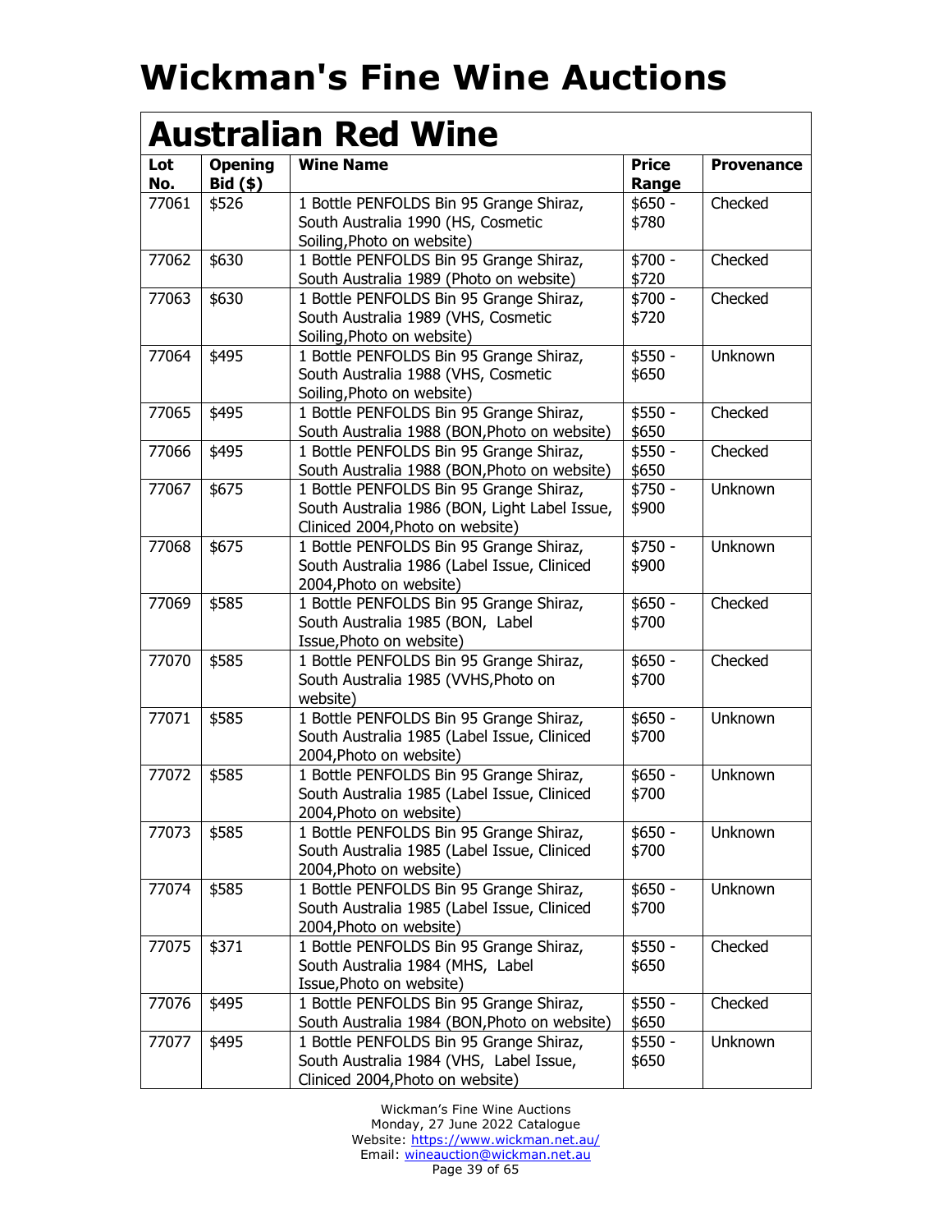# Wickman's Fine Wine Auctions

## Australian Red Wine

| Lot No. | Opening Bid ($) | Wine Name | Price Range | Provenance |
|---|---|---|---|---|
| 77061 | $526 | 1 Bottle PENFOLDS Bin 95 Grange Shiraz, South Australia 1990 (HS, Cosmetic Soiling,Photo on website) | $650 - $780 | Checked |
| 77062 | $630 | 1 Bottle PENFOLDS Bin 95 Grange Shiraz, South Australia 1989 (Photo on website) | $700 - $720 | Checked |
| 77063 | $630 | 1 Bottle PENFOLDS Bin 95 Grange Shiraz, South Australia 1989 (VHS, Cosmetic Soiling,Photo on website) | $700 - $720 | Checked |
| 77064 | $495 | 1 Bottle PENFOLDS Bin 95 Grange Shiraz, South Australia 1988 (VHS, Cosmetic Soiling,Photo on website) | $550 - $650 | Unknown |
| 77065 | $495 | 1 Bottle PENFOLDS Bin 95 Grange Shiraz, South Australia 1988 (BON,Photo on website) | $550 - $650 | Checked |
| 77066 | $495 | 1 Bottle PENFOLDS Bin 95 Grange Shiraz, South Australia 1988 (BON,Photo on website) | $550 - $650 | Checked |
| 77067 | $675 | 1 Bottle PENFOLDS Bin 95 Grange Shiraz, South Australia 1986 (BON, Light Label Issue, Cliniced 2004,Photo on website) | $750 - $900 | Unknown |
| 77068 | $675 | 1 Bottle PENFOLDS Bin 95 Grange Shiraz, South Australia 1986 (Label Issue, Cliniced 2004,Photo on website) | $750 - $900 | Unknown |
| 77069 | $585 | 1 Bottle PENFOLDS Bin 95 Grange Shiraz, South Australia 1985 (BON, Label Issue,Photo on website) | $650 - $700 | Checked |
| 77070 | $585 | 1 Bottle PENFOLDS Bin 95 Grange Shiraz, South Australia 1985 (VVHS,Photo on website) | $650 - $700 | Checked |
| 77071 | $585 | 1 Bottle PENFOLDS Bin 95 Grange Shiraz, South Australia 1985 (Label Issue, Cliniced 2004,Photo on website) | $650 - $700 | Unknown |
| 77072 | $585 | 1 Bottle PENFOLDS Bin 95 Grange Shiraz, South Australia 1985 (Label Issue, Cliniced 2004,Photo on website) | $650 - $700 | Unknown |
| 77073 | $585 | 1 Bottle PENFOLDS Bin 95 Grange Shiraz, South Australia 1985 (Label Issue, Cliniced 2004,Photo on website) | $650 - $700 | Unknown |
| 77074 | $585 | 1 Bottle PENFOLDS Bin 95 Grange Shiraz, South Australia 1985 (Label Issue, Cliniced 2004,Photo on website) | $650 - $700 | Unknown |
| 77075 | $371 | 1 Bottle PENFOLDS Bin 95 Grange Shiraz, South Australia 1984 (MHS, Label Issue,Photo on website) | $550 - $650 | Checked |
| 77076 | $495 | 1 Bottle PENFOLDS Bin 95 Grange Shiraz, South Australia 1984 (BON,Photo on website) | $550 - $650 | Checked |
| 77077 | $495 | 1 Bottle PENFOLDS Bin 95 Grange Shiraz, South Australia 1984 (VHS, Label Issue, Cliniced 2004,Photo on website) | $550 - $650 | Unknown |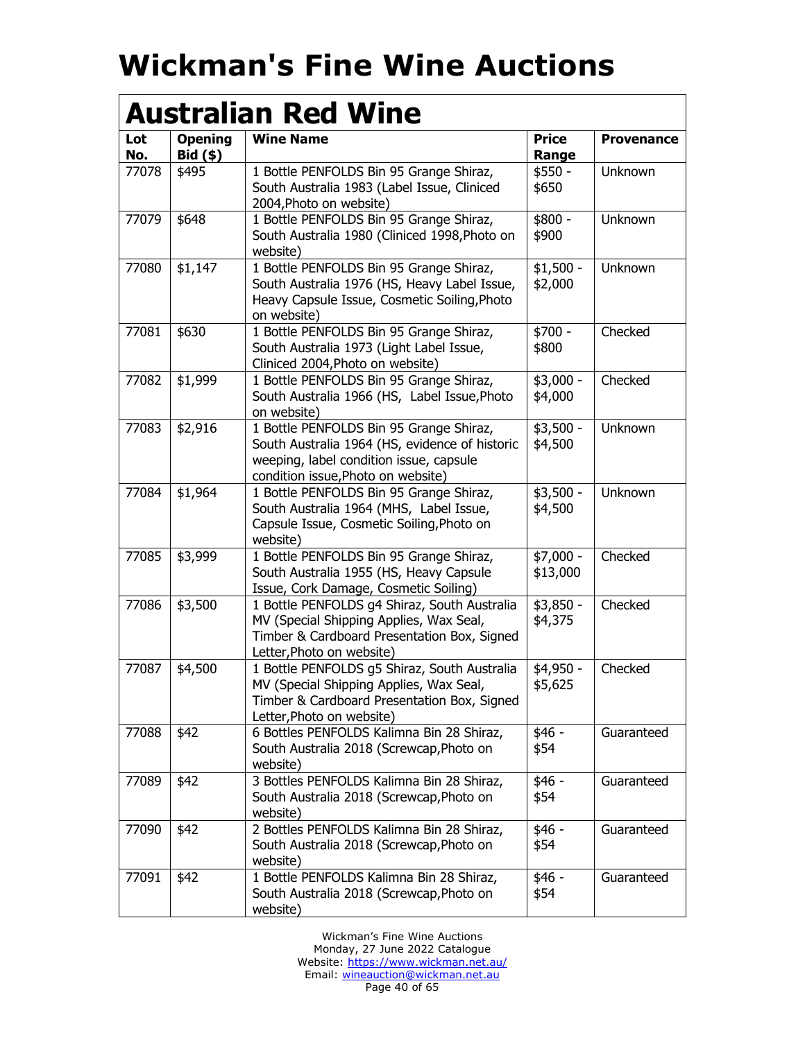# Wickman's Fine Wine Auctions

## Australian Red Wine

| Lot No. | Opening Bid ($) | Wine Name | Price Range | Provenance |
|---|---|---|---|---|
| 77078 | $495 | 1 Bottle PENFOLDS Bin 95 Grange Shiraz, South Australia 1983 (Label Issue, Cliniced 2004,Photo on website) | $550 - $650 | Unknown |
| 77079 | $648 | 1 Bottle PENFOLDS Bin 95 Grange Shiraz, South Australia 1980 (Cliniced 1998,Photo on website) | $800 - $900 | Unknown |
| 77080 | $1,147 | 1 Bottle PENFOLDS Bin 95 Grange Shiraz, South Australia 1976 (HS, Heavy Label Issue, Heavy Capsule Issue, Cosmetic Soiling,Photo on website) | $1,500 - $2,000 | Unknown |
| 77081 | $630 | 1 Bottle PENFOLDS Bin 95 Grange Shiraz, South Australia 1973 (Light Label Issue, Cliniced 2004,Photo on website) | $700 - $800 | Checked |
| 77082 | $1,999 | 1 Bottle PENFOLDS Bin 95 Grange Shiraz, South Australia 1966 (HS, Label Issue,Photo on website) | $3,000 - $4,000 | Checked |
| 77083 | $2,916 | 1 Bottle PENFOLDS Bin 95 Grange Shiraz, South Australia 1964 (HS, evidence of historic weeping, label condition issue, capsule condition issue,Photo on website) | $3,500 - $4,500 | Unknown |
| 77084 | $1,964 | 1 Bottle PENFOLDS Bin 95 Grange Shiraz, South Australia 1964 (MHS, Label Issue, Capsule Issue, Cosmetic Soiling,Photo on website) | $3,500 - $4,500 | Unknown |
| 77085 | $3,999 | 1 Bottle PENFOLDS Bin 95 Grange Shiraz, South Australia 1955 (HS, Heavy Capsule Issue, Cork Damage, Cosmetic Soiling) | $7,000 - $13,000 | Checked |
| 77086 | $3,500 | 1 Bottle PENFOLDS g4 Shiraz, South Australia MV (Special Shipping Applies, Wax Seal, Timber & Cardboard Presentation Box, Signed Letter,Photo on website) | $3,850 - $4,375 | Checked |
| 77087 | $4,500 | 1 Bottle PENFOLDS g5 Shiraz, South Australia MV (Special Shipping Applies, Wax Seal, Timber & Cardboard Presentation Box, Signed Letter,Photo on website) | $4,950 - $5,625 | Checked |
| 77088 | $42 | 6 Bottles PENFOLDS Kalimna Bin 28 Shiraz, South Australia 2018 (Screwcap,Photo on website) | $46 - $54 | Guaranteed |
| 77089 | $42 | 3 Bottles PENFOLDS Kalimna Bin 28 Shiraz, South Australia 2018 (Screwcap,Photo on website) | $46 - $54 | Guaranteed |
| 77090 | $42 | 2 Bottles PENFOLDS Kalimna Bin 28 Shiraz, South Australia 2018 (Screwcap,Photo on website) | $46 - $54 | Guaranteed |
| 77091 | $42 | 1 Bottle PENFOLDS Kalimna Bin 28 Shiraz, South Australia 2018 (Screwcap,Photo on website) | $46 - $54 | Guaranteed |

Wickman's Fine Wine Auctions
Monday, 27 June 2022 Catalogue
Website: https://www.wickman.net.au/
Email: wineauction@wickman.net.au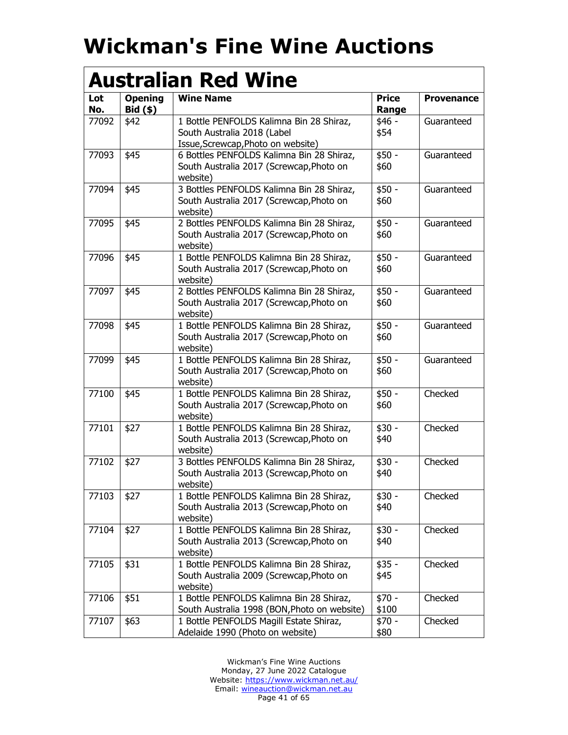# Wickman's Fine Wine Auctions

## Australian Red Wine

| Lot No. | Opening Bid ($) | Wine Name | Price Range | Provenance |
|---|---|---|---|---|
| 77092 | $42 | 1 Bottle PENFOLDS Kalimna Bin 28 Shiraz, South Australia 2018 (Label Issue,Screwcap,Photo on website) | $46 - $54 | Guaranteed |
| 77093 | $45 | 6 Bottles PENFOLDS Kalimna Bin 28 Shiraz, South Australia 2017 (Screwcap,Photo on website) | $50 - $60 | Guaranteed |
| 77094 | $45 | 3 Bottles PENFOLDS Kalimna Bin 28 Shiraz, South Australia 2017 (Screwcap,Photo on website) | $50 - $60 | Guaranteed |
| 77095 | $45 | 2 Bottles PENFOLDS Kalimna Bin 28 Shiraz, South Australia 2017 (Screwcap,Photo on website) | $50 - $60 | Guaranteed |
| 77096 | $45 | 1 Bottle PENFOLDS Kalimna Bin 28 Shiraz, South Australia 2017 (Screwcap,Photo on website) | $50 - $60 | Guaranteed |
| 77097 | $45 | 2 Bottles PENFOLDS Kalimna Bin 28 Shiraz, South Australia 2017 (Screwcap,Photo on website) | $50 - $60 | Guaranteed |
| 77098 | $45 | 1 Bottle PENFOLDS Kalimna Bin 28 Shiraz, South Australia 2017 (Screwcap,Photo on website) | $50 - $60 | Guaranteed |
| 77099 | $45 | 1 Bottle PENFOLDS Kalimna Bin 28 Shiraz, South Australia 2017 (Screwcap,Photo on website) | $50 - $60 | Guaranteed |
| 77100 | $45 | 1 Bottle PENFOLDS Kalimna Bin 28 Shiraz, South Australia 2017 (Screwcap,Photo on website) | $50 - $60 | Checked |
| 77101 | $27 | 1 Bottle PENFOLDS Kalimna Bin 28 Shiraz, South Australia 2013 (Screwcap,Photo on website) | $30 - $40 | Checked |
| 77102 | $27 | 3 Bottles PENFOLDS Kalimna Bin 28 Shiraz, South Australia 2013 (Screwcap,Photo on website) | $30 - $40 | Checked |
| 77103 | $27 | 1 Bottle PENFOLDS Kalimna Bin 28 Shiraz, South Australia 2013 (Screwcap,Photo on website) | $30 - $40 | Checked |
| 77104 | $27 | 1 Bottle PENFOLDS Kalimna Bin 28 Shiraz, South Australia 2013 (Screwcap,Photo on website) | $30 - $40 | Checked |
| 77105 | $31 | 1 Bottle PENFOLDS Kalimna Bin 28 Shiraz, South Australia 2009 (Screwcap,Photo on website) | $35 - $45 | Checked |
| 77106 | $51 | 1 Bottle PENFOLDS Kalimna Bin 28 Shiraz, South Australia 1998 (BON,Photo on website) | $70 - $100 | Checked |
| 77107 | $63 | 1 Bottle PENFOLDS Magill Estate Shiraz, Adelaide 1990 (Photo on website) | $70 - $80 | Checked |

Wickman's Fine Wine Auctions
Monday, 27 June 2022 Catalogue
Website: https://www.wickman.net.au/
Email: wineauction@wickman.net.au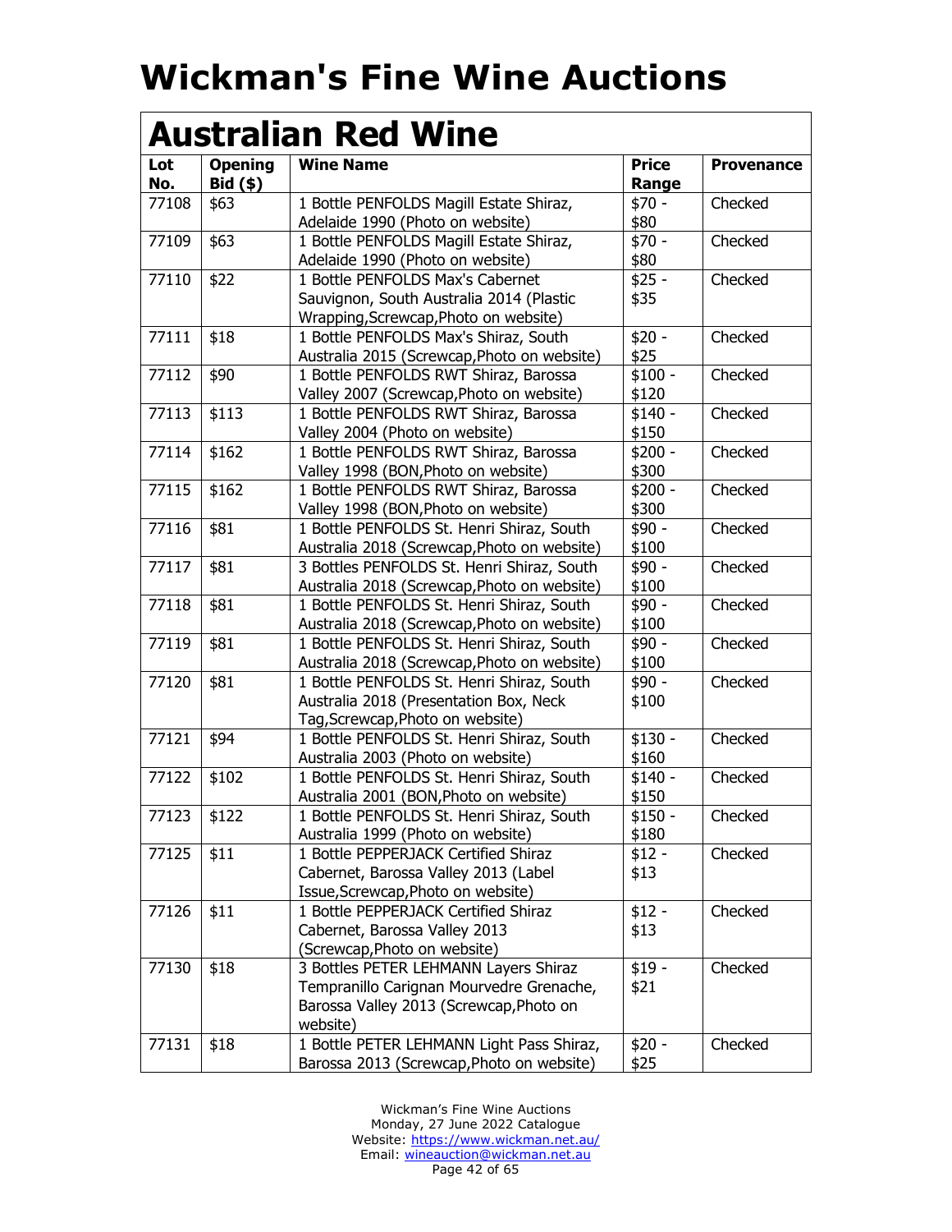# Wickman's Fine Wine Auctions

## Australian Red Wine

| Lot No. | Opening Bid ($) | Wine Name | Price Range | Provenance |
|---|---|---|---|---|
| 77108 | $63 | 1 Bottle PENFOLDS Magill Estate Shiraz, Adelaide 1990 (Photo on website) | $70 - $80 | Checked |
| 77109 | $63 | 1 Bottle PENFOLDS Magill Estate Shiraz, Adelaide 1990 (Photo on website) | $70 - $80 | Checked |
| 77110 | $22 | 1 Bottle PENFOLDS Max's Cabernet Sauvignon, South Australia 2014 (Plastic Wrapping,Screwcap,Photo on website) | $25 - $35 | Checked |
| 77111 | $18 | 1 Bottle PENFOLDS Max's Shiraz, South Australia 2015 (Screwcap,Photo on website) | $20 - $25 | Checked |
| 77112 | $90 | 1 Bottle PENFOLDS RWT Shiraz, Barossa Valley 2007 (Screwcap,Photo on website) | $100 - $120 | Checked |
| 77113 | $113 | 1 Bottle PENFOLDS RWT Shiraz, Barossa Valley 2004 (Photo on website) | $140 - $150 | Checked |
| 77114 | $162 | 1 Bottle PENFOLDS RWT Shiraz, Barossa Valley 1998 (BON,Photo on website) | $200 - $300 | Checked |
| 77115 | $162 | 1 Bottle PENFOLDS RWT Shiraz, Barossa Valley 1998 (BON,Photo on website) | $200 - $300 | Checked |
| 77116 | $81 | 1 Bottle PENFOLDS St. Henri Shiraz, South Australia 2018 (Screwcap,Photo on website) | $90 - $100 | Checked |
| 77117 | $81 | 3 Bottles PENFOLDS St. Henri Shiraz, South Australia 2018 (Screwcap,Photo on website) | $90 - $100 | Checked |
| 77118 | $81 | 1 Bottle PENFOLDS St. Henri Shiraz, South Australia 2018 (Screwcap,Photo on website) | $90 - $100 | Checked |
| 77119 | $81 | 1 Bottle PENFOLDS St. Henri Shiraz, South Australia 2018 (Screwcap,Photo on website) | $90 - $100 | Checked |
| 77120 | $81 | 1 Bottle PENFOLDS St. Henri Shiraz, South Australia 2018 (Presentation Box, Neck Tag,Screwcap,Photo on website) | $90 - $100 | Checked |
| 77121 | $94 | 1 Bottle PENFOLDS St. Henri Shiraz, South Australia 2003 (Photo on website) | $130 - $160 | Checked |
| 77122 | $102 | 1 Bottle PENFOLDS St. Henri Shiraz, South Australia 2001 (BON,Photo on website) | $140 - $150 | Checked |
| 77123 | $122 | 1 Bottle PENFOLDS St. Henri Shiraz, South Australia 1999 (Photo on website) | $150 - $180 | Checked |
| 77125 | $11 | 1 Bottle PEPPERJACK Certified Shiraz Cabernet, Barossa Valley 2013 (Label Issue,Screwcap,Photo on website) | $12 - $13 | Checked |
| 77126 | $11 | 1 Bottle PEPPERJACK Certified Shiraz Cabernet, Barossa Valley 2013 (Screwcap,Photo on website) | $12 - $13 | Checked |
| 77130 | $18 | 3 Bottles PETER LEHMANN Layers Shiraz Tempranillo Carignan Mourvedre Grenache, Barossa Valley 2013 (Screwcap,Photo on website) | $19 - $21 | Checked |
| 77131 | $18 | 1 Bottle PETER LEHMANN Light Pass Shiraz, Barossa 2013 (Screwcap,Photo on website) | $20 - $25 | Checked |

Wickman's Fine Wine Auctions
Monday, 27 June 2022 Catalogue
Website: https://www.wickman.net.au/
Email: wineauction@wickman.net.au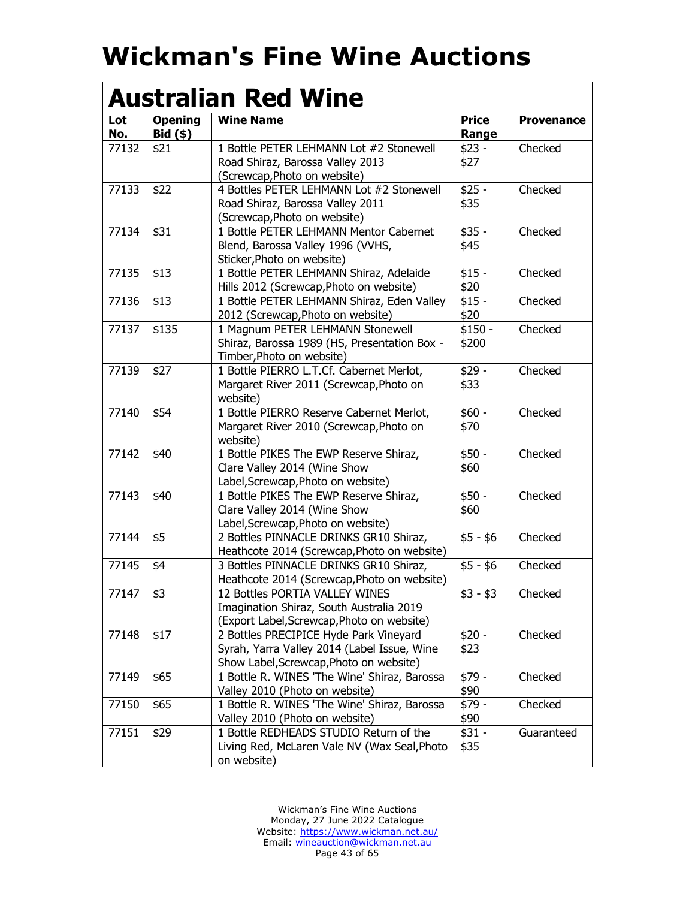# Wickman's Fine Wine Auctions

## Australian Red Wine

| Lot No. | Opening Bid ($) | Wine Name | Price Range | Provenance |
|---|---|---|---|---|
| 77132 | $21 | 1 Bottle PETER LEHMANN Lot #2 Stonewell Road Shiraz, Barossa Valley 2013 (Screwcap,Photo on website) | $23 - $27 | Checked |
| 77133 | $22 | 4 Bottles PETER LEHMANN Lot #2 Stonewell Road Shiraz, Barossa Valley 2011 (Screwcap,Photo on website) | $25 - $35 | Checked |
| 77134 | $31 | 1 Bottle PETER LEHMANN Mentor Cabernet Blend, Barossa Valley 1996 (VVHS, Sticker,Photo on website) | $35 - $45 | Checked |
| 77135 | $13 | 1 Bottle PETER LEHMANN Shiraz, Adelaide Hills 2012 (Screwcap,Photo on website) | $15 - $20 | Checked |
| 77136 | $13 | 1 Bottle PETER LEHMANN Shiraz, Eden Valley 2012 (Screwcap,Photo on website) | $15 - $20 | Checked |
| 77137 | $135 | 1 Magnum PETER LEHMANN Stonewell Shiraz, Barossa 1989 (HS, Presentation Box - Timber,Photo on website) | $150 - $200 | Checked |
| 77139 | $27 | 1 Bottle PIERRO L.T.Cf. Cabernet Merlot, Margaret River 2011 (Screwcap,Photo on website) | $29 - $33 | Checked |
| 77140 | $54 | 1 Bottle PIERRO Reserve Cabernet Merlot, Margaret River 2010 (Screwcap,Photo on website) | $60 - $70 | Checked |
| 77142 | $40 | 1 Bottle PIKES The EWP Reserve Shiraz, Clare Valley 2014 (Wine Show Label,Screwcap,Photo on website) | $50 - $60 | Checked |
| 77143 | $40 | 1 Bottle PIKES The EWP Reserve Shiraz, Clare Valley 2014 (Wine Show Label,Screwcap,Photo on website) | $50 - $60 | Checked |
| 77144 | $5 | 2 Bottles PINNACLE DRINKS GR10 Shiraz, Heathcote 2014 (Screwcap,Photo on website) | $5 - $6 | Checked |
| 77145 | $4 | 3 Bottles PINNACLE DRINKS GR10 Shiraz, Heathcote 2014 (Screwcap,Photo on website) | $5 - $6 | Checked |
| 77147 | $3 | 12 Bottles PORTIA VALLEY WINES Imagination Shiraz, South Australia 2019 (Export Label,Screwcap,Photo on website) | $3 - $3 | Checked |
| 77148 | $17 | 2 Bottles PRECIPICE Hyde Park Vineyard Syrah, Yarra Valley 2014 (Label Issue, Wine Show Label,Screwcap,Photo on website) | $20 - $23 | Checked |
| 77149 | $65 | 1 Bottle R. WINES 'The Wine' Shiraz, Barossa Valley 2010 (Photo on website) | $79 - $90 | Checked |
| 77150 | $65 | 1 Bottle R. WINES 'The Wine' Shiraz, Barossa Valley 2010 (Photo on website) | $79 - $90 | Checked |
| 77151 | $29 | 1 Bottle REDHEADS STUDIO Return of the Living Red, McLaren Vale NV (Wax Seal,Photo on website) | $31 - $35 | Guaranteed |

Wickman's Fine Wine Auctions
Monday, 27 June 2022 Catalogue
Website: https://www.wickman.net.au/
Email: wineauction@wickman.net.au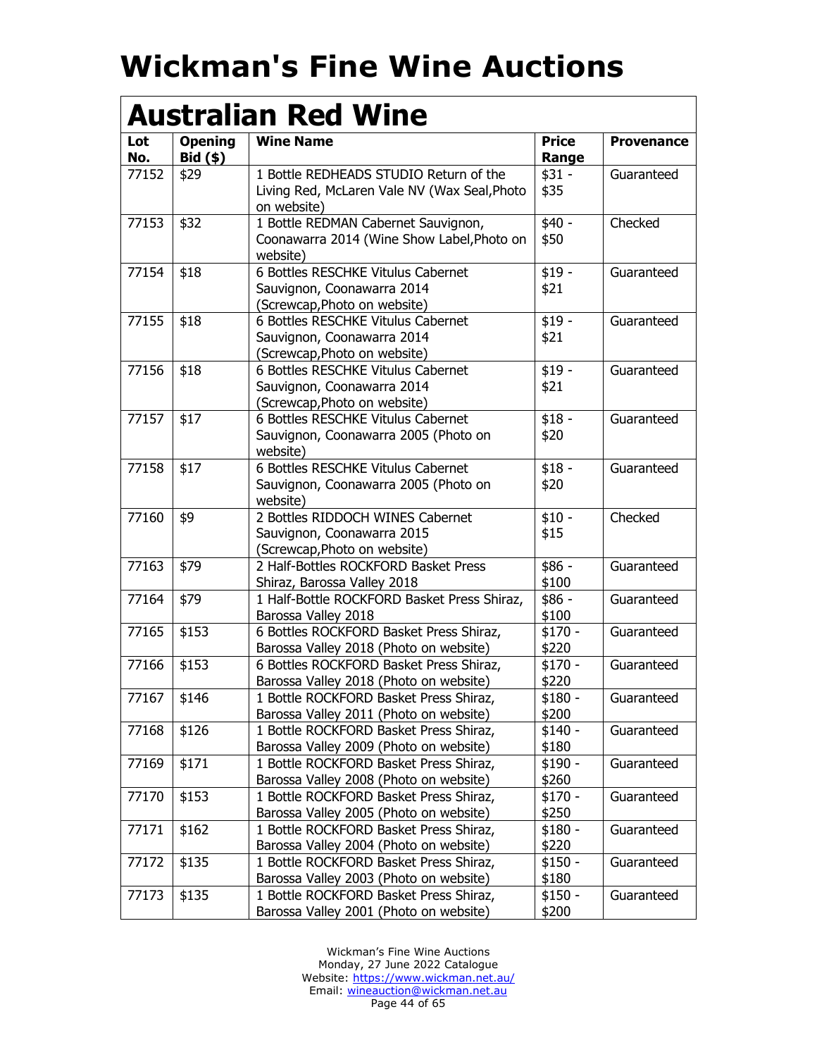# Wickman's Fine Wine Auctions

## Australian Red Wine

| Lot No. | Opening Bid ($) | Wine Name | Price Range | Provenance |
|---|---|---|---|---|
| 77152 | $29 | 1 Bottle REDHEADS STUDIO Return of the Living Red, McLaren Vale NV (Wax Seal,Photo on website) | $31 - $35 | Guaranteed |
| 77153 | $32 | 1 Bottle REDMAN Cabernet Sauvignon, Coonawarra 2014 (Wine Show Label,Photo on website) | $40 - $50 | Checked |
| 77154 | $18 | 6 Bottles RESCHKE Vitulus Cabernet Sauvignon, Coonawarra 2014 (Screwcap,Photo on website) | $19 - $21 | Guaranteed |
| 77155 | $18 | 6 Bottles RESCHKE Vitulus Cabernet Sauvignon, Coonawarra 2014 (Screwcap,Photo on website) | $19 - $21 | Guaranteed |
| 77156 | $18 | 6 Bottles RESCHKE Vitulus Cabernet Sauvignon, Coonawarra 2014 (Screwcap,Photo on website) | $19 - $21 | Guaranteed |
| 77157 | $17 | 6 Bottles RESCHKE Vitulus Cabernet Sauvignon, Coonawarra 2005 (Photo on website) | $18 - $20 | Guaranteed |
| 77158 | $17 | 6 Bottles RESCHKE Vitulus Cabernet Sauvignon, Coonawarra 2005 (Photo on website) | $18 - $20 | Guaranteed |
| 77160 | $9 | 2 Bottles RIDDOCH WINES Cabernet Sauvignon, Coonawarra 2015 (Screwcap,Photo on website) | $10 - $15 | Checked |
| 77163 | $79 | 2 Half-Bottles ROCKFORD Basket Press Shiraz, Barossa Valley 2018 | $86 - $100 | Guaranteed |
| 77164 | $79 | 1 Half-Bottle ROCKFORD Basket Press Shiraz, Barossa Valley 2018 | $86 - $100 | Guaranteed |
| 77165 | $153 | 6 Bottles ROCKFORD Basket Press Shiraz, Barossa Valley 2018 (Photo on website) | $170 - $220 | Guaranteed |
| 77166 | $153 | 6 Bottles ROCKFORD Basket Press Shiraz, Barossa Valley 2018 (Photo on website) | $170 - $220 | Guaranteed |
| 77167 | $146 | 1 Bottle ROCKFORD Basket Press Shiraz, Barossa Valley 2011 (Photo on website) | $180 - $200 | Guaranteed |
| 77168 | $126 | 1 Bottle ROCKFORD Basket Press Shiraz, Barossa Valley 2009 (Photo on website) | $140 - $180 | Guaranteed |
| 77169 | $171 | 1 Bottle ROCKFORD Basket Press Shiraz, Barossa Valley 2008 (Photo on website) | $190 - $260 | Guaranteed |
| 77170 | $153 | 1 Bottle ROCKFORD Basket Press Shiraz, Barossa Valley 2005 (Photo on website) | $170 - $250 | Guaranteed |
| 77171 | $162 | 1 Bottle ROCKFORD Basket Press Shiraz, Barossa Valley 2004 (Photo on website) | $180 - $220 | Guaranteed |
| 77172 | $135 | 1 Bottle ROCKFORD Basket Press Shiraz, Barossa Valley 2003 (Photo on website) | $150 - $180 | Guaranteed |
| 77173 | $135 | 1 Bottle ROCKFORD Basket Press Shiraz, Barossa Valley 2001 (Photo on website) | $150 - $200 | Guaranteed |

Wickman's Fine Wine Auctions
Monday, 27 June 2022 Catalogue
Website: https://www.wickman.net.au/
Email: wineauction@wickman.net.au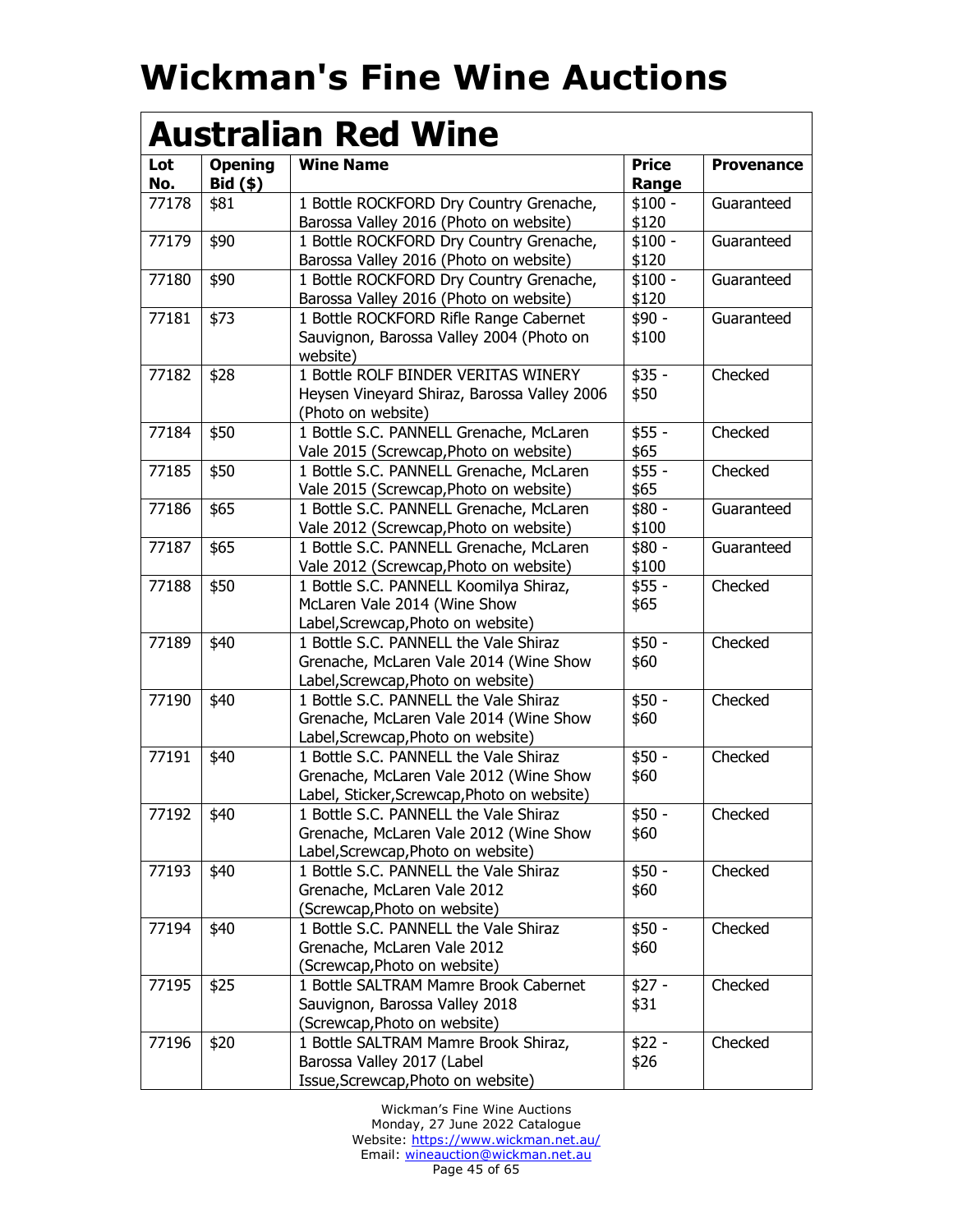# Wickman's Fine Wine Auctions

## Australian Red Wine

| Lot No. | Opening Bid ($) | Wine Name | Price Range | Provenance |
|---|---|---|---|---|
| 77178 | $81 | 1 Bottle ROCKFORD Dry Country Grenache, Barossa Valley 2016 (Photo on website) | $100 - $120 | Guaranteed |
| 77179 | $90 | 1 Bottle ROCKFORD Dry Country Grenache, Barossa Valley 2016 (Photo on website) | $100 - $120 | Guaranteed |
| 77180 | $90 | 1 Bottle ROCKFORD Dry Country Grenache, Barossa Valley 2016 (Photo on website) | $100 - $120 | Guaranteed |
| 77181 | $73 | 1 Bottle ROCKFORD Rifle Range Cabernet Sauvignon, Barossa Valley 2004 (Photo on website) | $90 - $100 | Guaranteed |
| 77182 | $28 | 1 Bottle ROLF BINDER VERITAS WINERY Heysen Vineyard Shiraz, Barossa Valley 2006 (Photo on website) | $35 - $50 | Checked |
| 77184 | $50 | 1 Bottle S.C. PANNELL Grenache, McLaren Vale 2015 (Screwcap,Photo on website) | $55 - $65 | Checked |
| 77185 | $50 | 1 Bottle S.C. PANNELL Grenache, McLaren Vale 2015 (Screwcap,Photo on website) | $55 - $65 | Checked |
| 77186 | $65 | 1 Bottle S.C. PANNELL Grenache, McLaren Vale 2012 (Screwcap,Photo on website) | $80 - $100 | Guaranteed |
| 77187 | $65 | 1 Bottle S.C. PANNELL Grenache, McLaren Vale 2012 (Screwcap,Photo on website) | $80 - $100 | Guaranteed |
| 77188 | $50 | 1 Bottle S.C. PANNELL Koomilya Shiraz, McLaren Vale 2014 (Wine Show Label,Screwcap,Photo on website) | $55 - $65 | Checked |
| 77189 | $40 | 1 Bottle S.C. PANNELL the Vale Shiraz Grenache, McLaren Vale 2014 (Wine Show Label,Screwcap,Photo on website) | $50 - $60 | Checked |
| 77190 | $40 | 1 Bottle S.C. PANNELL the Vale Shiraz Grenache, McLaren Vale 2014 (Wine Show Label,Screwcap,Photo on website) | $50 - $60 | Checked |
| 77191 | $40 | 1 Bottle S.C. PANNELL the Vale Shiraz Grenache, McLaren Vale 2012 (Wine Show Label, Sticker,Screwcap,Photo on website) | $50 - $60 | Checked |
| 77192 | $40 | 1 Bottle S.C. PANNELL the Vale Shiraz Grenache, McLaren Vale 2012 (Wine Show Label,Screwcap,Photo on website) | $50 - $60 | Checked |
| 77193 | $40 | 1 Bottle S.C. PANNELL the Vale Shiraz Grenache, McLaren Vale 2012 (Screwcap,Photo on website) | $50 - $60 | Checked |
| 77194 | $40 | 1 Bottle S.C. PANNELL the Vale Shiraz Grenache, McLaren Vale 2012 (Screwcap,Photo on website) | $50 - $60 | Checked |
| 77195 | $25 | 1 Bottle SALTRAM Mamre Brook Cabernet Sauvignon, Barossa Valley 2018 (Screwcap,Photo on website) | $27 - $31 | Checked |
| 77196 | $20 | 1 Bottle SALTRAM Mamre Brook Shiraz, Barossa Valley 2017 (Label Issue,Screwcap,Photo on website) | $22 - $26 | Checked |

Wickman's Fine Wine Auctions
Monday, 27 June 2022 Catalogue
Website: https://www.wickman.net.au/
Email: wineauction@wickman.net.au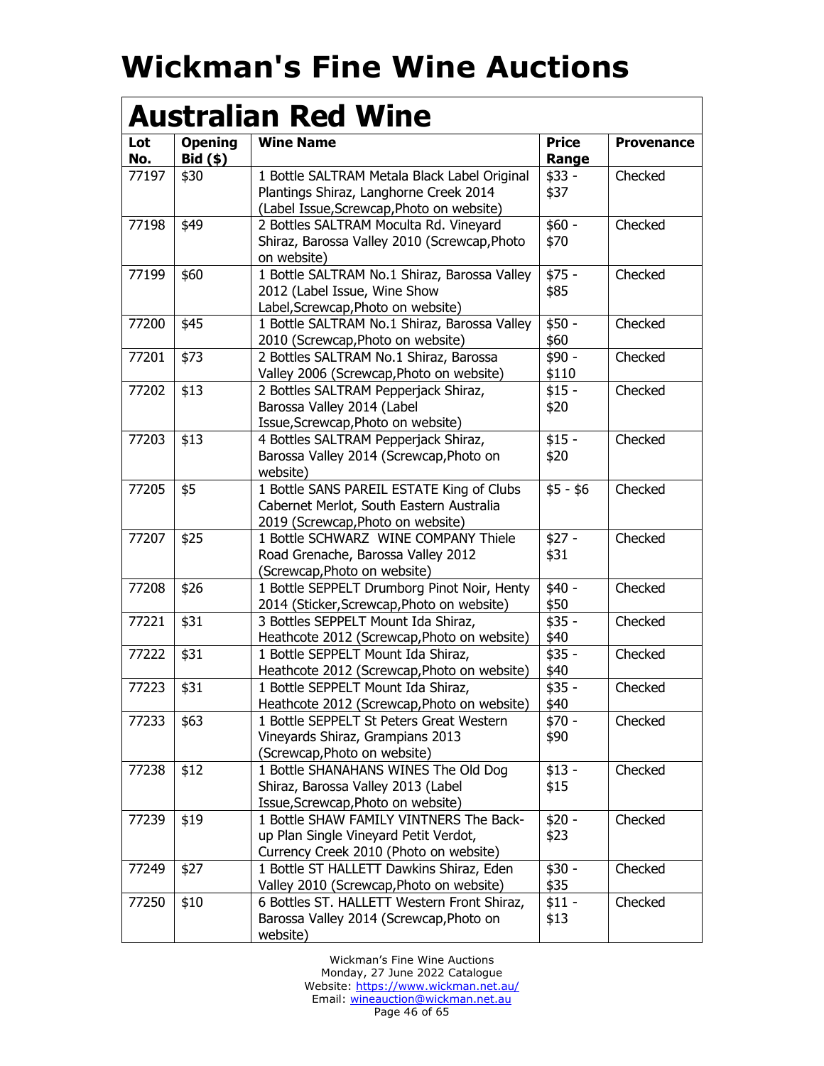# Wickman's Fine Wine Auctions

## Australian Red Wine

| Lot No. | Opening Bid ($) | Wine Name | Price Range | Provenance |
|---|---|---|---|---|
| 77197 | $30 | 1 Bottle SALTRAM Metala Black Label Original Plantings Shiraz, Langhorne Creek 2014 (Label Issue,Screwcap,Photo on website) | $33 - $37 | Checked |
| 77198 | $49 | 2 Bottles SALTRAM Moculta Rd. Vineyard Shiraz, Barossa Valley 2010 (Screwcap,Photo on website) | $60 - $70 | Checked |
| 77199 | $60 | 1 Bottle SALTRAM No.1 Shiraz, Barossa Valley 2012 (Label Issue, Wine Show Label,Screwcap,Photo on website) | $75 - $85 | Checked |
| 77200 | $45 | 1 Bottle SALTRAM No.1 Shiraz, Barossa Valley 2010 (Screwcap,Photo on website) | $50 - $60 | Checked |
| 77201 | $73 | 2 Bottles SALTRAM No.1 Shiraz, Barossa Valley 2006 (Screwcap,Photo on website) | $90 - $110 | Checked |
| 77202 | $13 | 2 Bottles SALTRAM Pepperjack Shiraz, Barossa Valley 2014 (Label Issue,Screwcap,Photo on website) | $15 - $20 | Checked |
| 77203 | $13 | 4 Bottles SALTRAM Pepperjack Shiraz, Barossa Valley 2014 (Screwcap,Photo on website) | $15 - $20 | Checked |
| 77205 | $5 | 1 Bottle SANS PAREIL ESTATE King of Clubs Cabernet Merlot, South Eastern Australia 2019 (Screwcap,Photo on website) | $5 - $6 | Checked |
| 77207 | $25 | 1 Bottle SCHWARZ WINE COMPANY Thiele Road Grenache, Barossa Valley 2012 (Screwcap,Photo on website) | $27 - $31 | Checked |
| 77208 | $26 | 1 Bottle SEPPELT Drumborg Pinot Noir, Henty 2014 (Sticker,Screwcap,Photo on website) | $40 - $50 | Checked |
| 77221 | $31 | 3 Bottles SEPPELT Mount Ida Shiraz, Heathcote 2012 (Screwcap,Photo on website) | $35 - $40 | Checked |
| 77222 | $31 | 1 Bottle SEPPELT Mount Ida Shiraz, Heathcote 2012 (Screwcap,Photo on website) | $35 - $40 | Checked |
| 77223 | $31 | 1 Bottle SEPPELT Mount Ida Shiraz, Heathcote 2012 (Screwcap,Photo on website) | $35 - $40 | Checked |
| 77233 | $63 | 1 Bottle SEPPELT St Peters Great Western Vineyards Shiraz, Grampians 2013 (Screwcap,Photo on website) | $70 - $90 | Checked |
| 77238 | $12 | 1 Bottle SHANAHANS WINES The Old Dog Shiraz, Barossa Valley 2013 (Label Issue,Screwcap,Photo on website) | $13 - $15 | Checked |
| 77239 | $19 | 1 Bottle SHAW FAMILY VINTNERS The Back-up Plan Single Vineyard Petit Verdot, Currency Creek 2010 (Photo on website) | $20 - $23 | Checked |
| 77249 | $27 | 1 Bottle ST HALLETT Dawkins Shiraz, Eden Valley 2010 (Screwcap,Photo on website) | $30 - $35 | Checked |
| 77250 | $10 | 6 Bottles ST. HALLETT Western Front Shiraz, Barossa Valley 2014 (Screwcap,Photo on website) | $11 - $13 | Checked |

Wickman's Fine Wine Auctions
Monday, 27 June 2022 Catalogue
Website: https://www.wickman.net.au/
Email: wineauction@wickman.net.au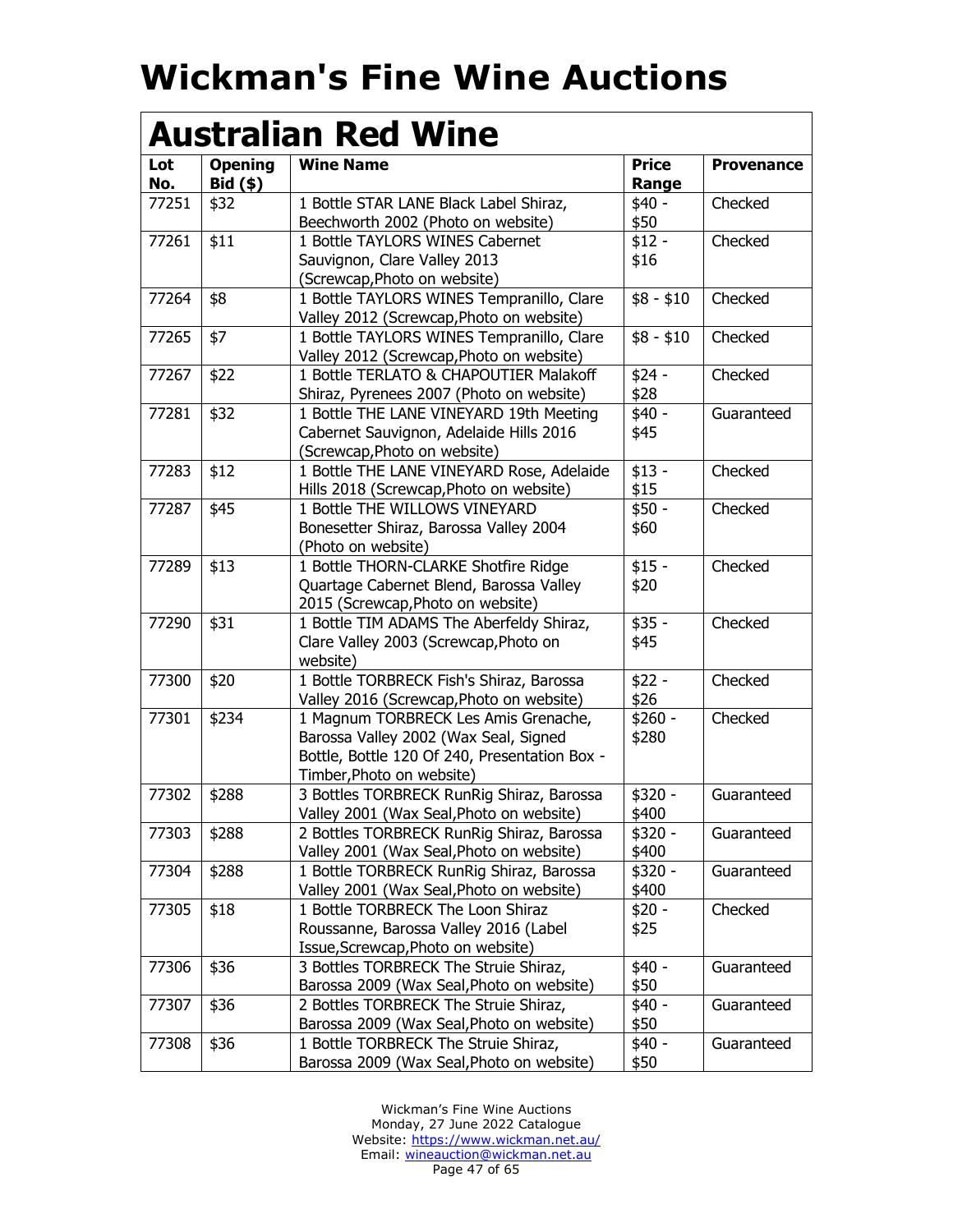# Wickman's Fine Wine Auctions

## Australian Red Wine

| Lot No. | Opening Bid ($) | Wine Name | Price Range | Provenance |
|---|---|---|---|---|
| 77251 | $32 | 1 Bottle STAR LANE Black Label Shiraz, Beechworth 2002 (Photo on website) | $40 - $50 | Checked |
| 77261 | $11 | 1 Bottle TAYLORS WINES Cabernet Sauvignon, Clare Valley 2013 (Screwcap,Photo on website) | $12 - $16 | Checked |
| 77264 | $8 | 1 Bottle TAYLORS WINES Tempranillo, Clare Valley 2012 (Screwcap,Photo on website) | $8 - $10 | Checked |
| 77265 | $7 | 1 Bottle TAYLORS WINES Tempranillo, Clare Valley 2012 (Screwcap,Photo on website) | $8 - $10 | Checked |
| 77267 | $22 | 1 Bottle TERLATO & CHAPOUTIER Malakoff Shiraz, Pyrenees 2007 (Photo on website) | $24 - $28 | Checked |
| 77281 | $32 | 1 Bottle THE LANE VINEYARD 19th Meeting Cabernet Sauvignon, Adelaide Hills 2016 (Screwcap,Photo on website) | $40 - $45 | Guaranteed |
| 77283 | $12 | 1 Bottle THE LANE VINEYARD Rose, Adelaide Hills 2018 (Screwcap,Photo on website) | $13 - $15 | Checked |
| 77287 | $45 | 1 Bottle THE WILLOWS VINEYARD Bonesetter Shiraz, Barossa Valley 2004 (Photo on website) | $50 - $60 | Checked |
| 77289 | $13 | 1 Bottle THORN-CLARKE Shotfire Ridge Quartage Cabernet Blend, Barossa Valley 2015 (Screwcap,Photo on website) | $15 - $20 | Checked |
| 77290 | $31 | 1 Bottle TIM ADAMS The Aberfeldy Shiraz, Clare Valley 2003 (Screwcap,Photo on website) | $35 - $45 | Checked |
| 77300 | $20 | 1 Bottle TORBRECK Fish's Shiraz, Barossa Valley 2016 (Screwcap,Photo on website) | $22 - $26 | Checked |
| 77301 | $234 | 1 Magnum TORBRECK Les Amis Grenache, Barossa Valley 2002 (Wax Seal, Signed Bottle, Bottle 120 Of 240, Presentation Box - Timber,Photo on website) | $260 - $280 | Checked |
| 77302 | $288 | 3 Bottles TORBRECK RunRig Shiraz, Barossa Valley 2001 (Wax Seal,Photo on website) | $320 - $400 | Guaranteed |
| 77303 | $288 | 2 Bottles TORBRECK RunRig Shiraz, Barossa Valley 2001 (Wax Seal,Photo on website) | $320 - $400 | Guaranteed |
| 77304 | $288 | 1 Bottle TORBRECK RunRig Shiraz, Barossa Valley 2001 (Wax Seal,Photo on website) | $320 - $400 | Guaranteed |
| 77305 | $18 | 1 Bottle TORBRECK The Loon Shiraz Roussanne, Barossa Valley 2016 (Label Issue,Screwcap,Photo on website) | $20 - $25 | Checked |
| 77306 | $36 | 3 Bottles TORBRECK The Struie Shiraz, Barossa 2009 (Wax Seal,Photo on website) | $40 - $50 | Guaranteed |
| 77307 | $36 | 2 Bottles TORBRECK The Struie Shiraz, Barossa 2009 (Wax Seal,Photo on website) | $40 - $50 | Guaranteed |
| 77308 | $36 | 1 Bottle TORBRECK The Struie Shiraz, Barossa 2009 (Wax Seal,Photo on website) | $40 - $50 | Guaranteed |

Wickman's Fine Wine Auctions
Monday, 27 June 2022 Catalogue
Website: https://www.wickman.net.au/
Email: wineauction@wickman.net.au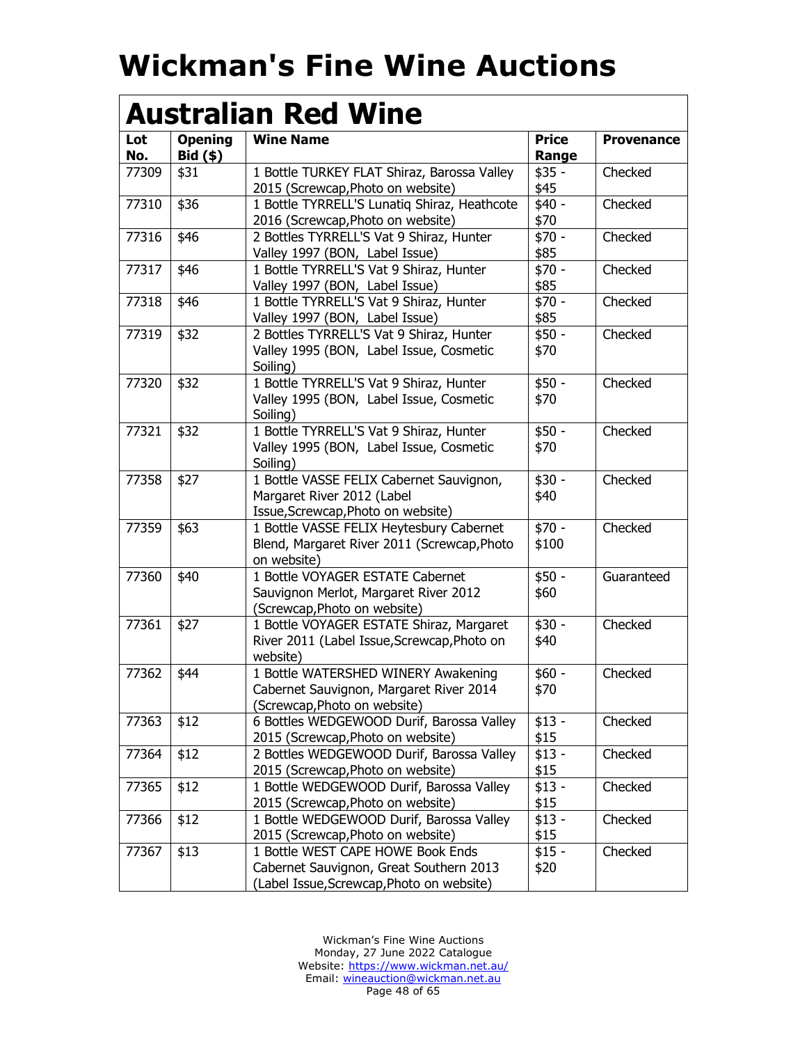# Wickman's Fine Wine Auctions

## Australian Red Wine

| Lot No. | Opening Bid ($) | Wine Name | Price Range | Provenance |
|---|---|---|---|---|
| 77309 | $31 | 1 Bottle TURKEY FLAT Shiraz, Barossa Valley 2015 (Screwcap,Photo on website) | $35 - $45 | Checked |
| 77310 | $36 | 1 Bottle TYRRELL'S Lunatiq Shiraz, Heathcote 2016 (Screwcap,Photo on website) | $40 - $70 | Checked |
| 77316 | $46 | 2 Bottles TYRRELL'S Vat 9 Shiraz, Hunter Valley 1997 (BON, Label Issue) | $70 - $85 | Checked |
| 77317 | $46 | 1 Bottle TYRRELL'S Vat 9 Shiraz, Hunter Valley 1997 (BON, Label Issue) | $70 - $85 | Checked |
| 77318 | $46 | 1 Bottle TYRRELL'S Vat 9 Shiraz, Hunter Valley 1997 (BON, Label Issue) | $70 - $85 | Checked |
| 77319 | $32 | 2 Bottles TYRRELL'S Vat 9 Shiraz, Hunter Valley 1995 (BON, Label Issue, Cosmetic Soiling) | $50 - $70 | Checked |
| 77320 | $32 | 1 Bottle TYRRELL'S Vat 9 Shiraz, Hunter Valley 1995 (BON, Label Issue, Cosmetic Soiling) | $50 - $70 | Checked |
| 77321 | $32 | 1 Bottle TYRRELL'S Vat 9 Shiraz, Hunter Valley 1995 (BON, Label Issue, Cosmetic Soiling) | $50 - $70 | Checked |
| 77358 | $27 | 1 Bottle VASSE FELIX Cabernet Sauvignon, Margaret River 2012 (Label Issue,Screwcap,Photo on website) | $30 - $40 | Checked |
| 77359 | $63 | 1 Bottle VASSE FELIX Heytesbury Cabernet Blend, Margaret River 2011 (Screwcap,Photo on website) | $70 - $100 | Checked |
| 77360 | $40 | 1 Bottle VOYAGER ESTATE Cabernet Sauvignon Merlot, Margaret River 2012 (Screwcap,Photo on website) | $50 - $60 | Guaranteed |
| 77361 | $27 | 1 Bottle VOYAGER ESTATE Shiraz, Margaret River 2011 (Label Issue,Screwcap,Photo on website) | $30 - $40 | Checked |
| 77362 | $44 | 1 Bottle WATERSHED WINERY Awakening Cabernet Sauvignon, Margaret River 2014 (Screwcap,Photo on website) | $60 - $70 | Checked |
| 77363 | $12 | 6 Bottles WEDGEWOOD Durif, Barossa Valley 2015 (Screwcap,Photo on website) | $13 - $15 | Checked |
| 77364 | $12 | 2 Bottles WEDGEWOOD Durif, Barossa Valley 2015 (Screwcap,Photo on website) | $13 - $15 | Checked |
| 77365 | $12 | 1 Bottle WEDGEWOOD Durif, Barossa Valley 2015 (Screwcap,Photo on website) | $13 - $15 | Checked |
| 77366 | $12 | 1 Bottle WEDGEWOOD Durif, Barossa Valley 2015 (Screwcap,Photo on website) | $13 - $15 | Checked |
| 77367 | $13 | 1 Bottle WEST CAPE HOWE Book Ends Cabernet Sauvignon, Great Southern 2013 (Label Issue,Screwcap,Photo on website) | $15 - $20 | Checked |

Wickman's Fine Wine Auctions
Monday, 27 June 2022 Catalogue
Website: https://www.wickman.net.au/
Email: wineauction@wickman.net.au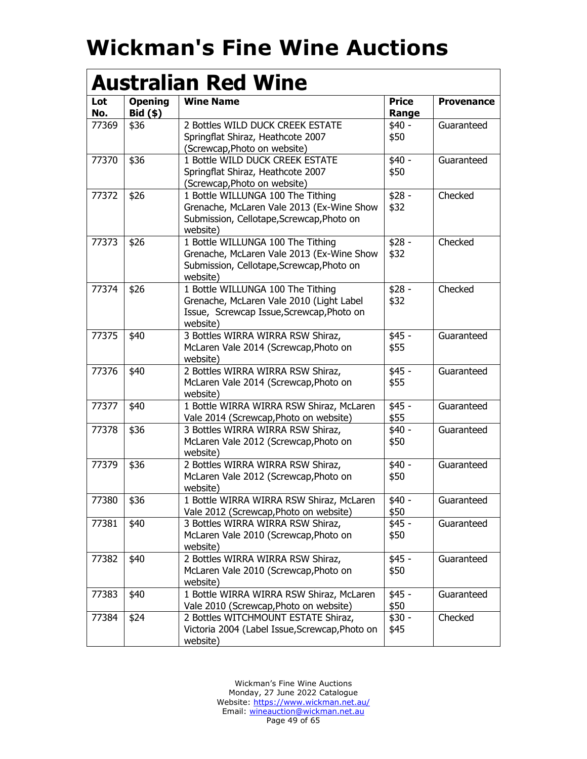# Wickman's Fine Wine Auctions

## Australian Red Wine

| Lot No. | Opening Bid ($) | Wine Name | Price Range | Provenance |
|---|---|---|---|---|
| 77369 | $36 | 2 Bottles WILD DUCK CREEK ESTATE Springflat Shiraz, Heathcote 2007 (Screwcap,Photo on website) | $40 - $50 | Guaranteed |
| 77370 | $36 | 1 Bottle WILD DUCK CREEK ESTATE Springflat Shiraz, Heathcote 2007 (Screwcap,Photo on website) | $40 - $50 | Guaranteed |
| 77372 | $26 | 1 Bottle WILLUNGA 100 The Tithing Grenache, McLaren Vale 2013 (Ex-Wine Show Submission, Cellotape,Screwcap,Photo on website) | $28 - $32 | Checked |
| 77373 | $26 | 1 Bottle WILLUNGA 100 The Tithing Grenache, McLaren Vale 2013 (Ex-Wine Show Submission, Cellotape,Screwcap,Photo on website) | $28 - $32 | Checked |
| 77374 | $26 | 1 Bottle WILLUNGA 100 The Tithing Grenache, McLaren Vale 2010 (Light Label Issue, Screwcap Issue,Screwcap,Photo on website) | $28 - $32 | Checked |
| 77375 | $40 | 3 Bottles WIRRA WIRRA RSW Shiraz, McLaren Vale 2014 (Screwcap,Photo on website) | $45 - $55 | Guaranteed |
| 77376 | $40 | 2 Bottles WIRRA WIRRA RSW Shiraz, McLaren Vale 2014 (Screwcap,Photo on website) | $45 - $55 | Guaranteed |
| 77377 | $40 | 1 Bottle WIRRA WIRRA RSW Shiraz, McLaren Vale 2014 (Screwcap,Photo on website) | $45 - $55 | Guaranteed |
| 77378 | $36 | 3 Bottles WIRRA WIRRA RSW Shiraz, McLaren Vale 2012 (Screwcap,Photo on website) | $40 - $50 | Guaranteed |
| 77379 | $36 | 2 Bottles WIRRA WIRRA RSW Shiraz, McLaren Vale 2012 (Screwcap,Photo on website) | $40 - $50 | Guaranteed |
| 77380 | $36 | 1 Bottle WIRRA WIRRA RSW Shiraz, McLaren Vale 2012 (Screwcap,Photo on website) | $40 - $50 | Guaranteed |
| 77381 | $40 | 3 Bottles WIRRA WIRRA RSW Shiraz, McLaren Vale 2010 (Screwcap,Photo on website) | $45 - $50 | Guaranteed |
| 77382 | $40 | 2 Bottles WIRRA WIRRA RSW Shiraz, McLaren Vale 2010 (Screwcap,Photo on website) | $45 - $50 | Guaranteed |
| 77383 | $40 | 1 Bottle WIRRA WIRRA RSW Shiraz, McLaren Vale 2010 (Screwcap,Photo on website) | $45 - $50 | Guaranteed |
| 77384 | $24 | 2 Bottles WITCHMOUNT ESTATE Shiraz, Victoria 2004 (Label Issue,Screwcap,Photo on website) | $30 - $45 | Checked |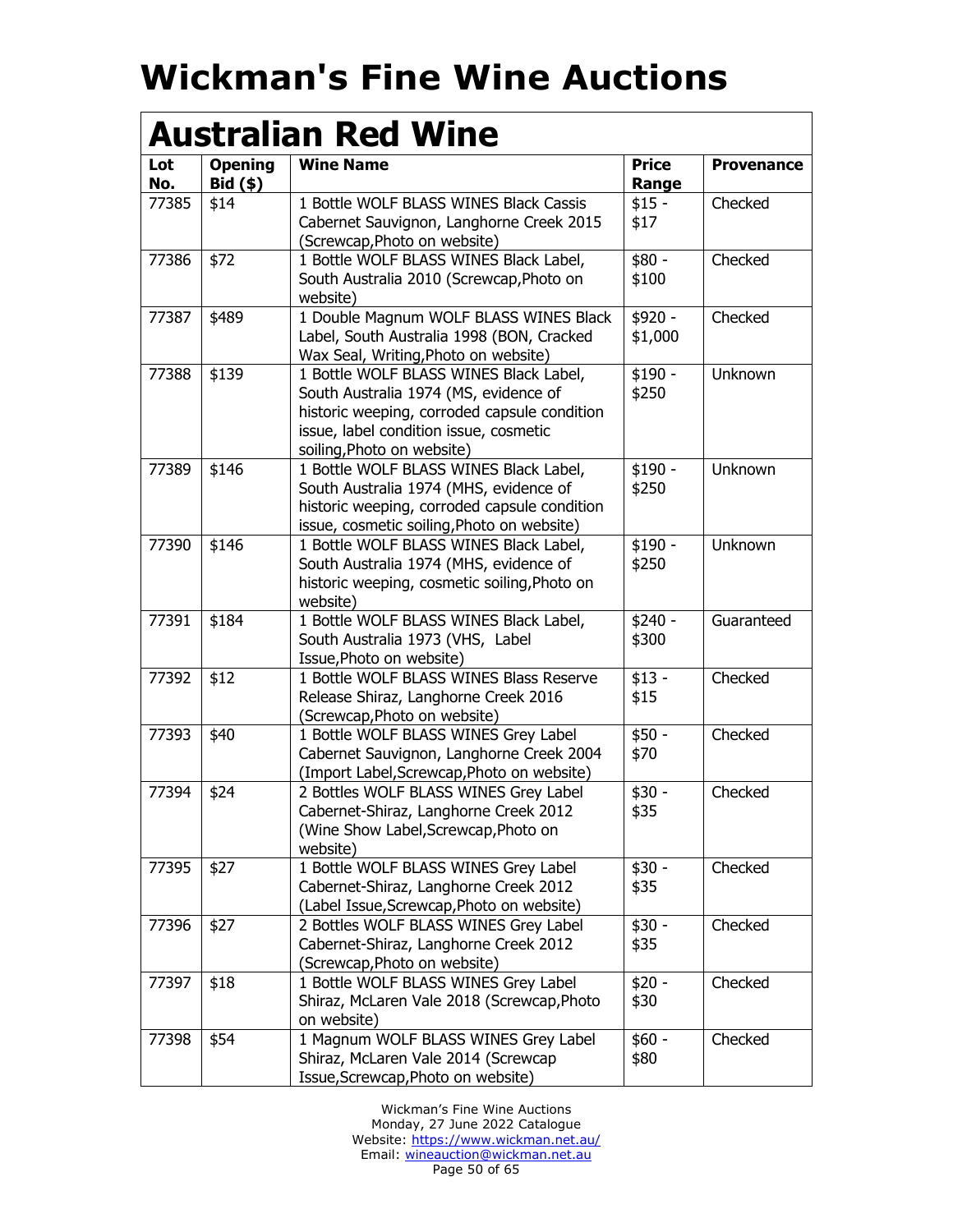# Wickman's Fine Wine Auctions

## Australian Red Wine

| Lot No. | Opening Bid ($) | Wine Name | Price Range | Provenance |
|---|---|---|---|---|
| 77385 | $14 | 1 Bottle WOLF BLASS WINES Black Cassis Cabernet Sauvignon, Langhorne Creek 2015 (Screwcap,Photo on website) | $15 - $17 | Checked |
| 77386 | $72 | 1 Bottle WOLF BLASS WINES Black Label, South Australia 2010 (Screwcap,Photo on website) | $80 - $100 | Checked |
| 77387 | $489 | 1 Double Magnum WOLF BLASS WINES Black Label, South Australia 1998 (BON, Cracked Wax Seal, Writing,Photo on website) | $920 - $1,000 | Checked |
| 77388 | $139 | 1 Bottle WOLF BLASS WINES Black Label, South Australia 1974 (MS, evidence of historic weeping, corroded capsule condition issue, label condition issue, cosmetic soiling,Photo on website) | $190 - $250 | Unknown |
| 77389 | $146 | 1 Bottle WOLF BLASS WINES Black Label, South Australia 1974 (MHS, evidence of historic weeping, corroded capsule condition issue, cosmetic soiling,Photo on website) | $190 - $250 | Unknown |
| 77390 | $146 | 1 Bottle WOLF BLASS WINES Black Label, South Australia 1974 (MHS, evidence of historic weeping, cosmetic soiling,Photo on website) | $190 - $250 | Unknown |
| 77391 | $184 | 1 Bottle WOLF BLASS WINES Black Label, South Australia 1973 (VHS, Label Issue,Photo on website) | $240 - $300 | Guaranteed |
| 77392 | $12 | 1 Bottle WOLF BLASS WINES Blass Reserve Release Shiraz, Langhorne Creek 2016 (Screwcap,Photo on website) | $13 - $15 | Checked |
| 77393 | $40 | 1 Bottle WOLF BLASS WINES Grey Label Cabernet Sauvignon, Langhorne Creek 2004 (Import Label,Screwcap,Photo on website) | $50 - $70 | Checked |
| 77394 | $24 | 2 Bottles WOLF BLASS WINES Grey Label Cabernet-Shiraz, Langhorne Creek 2012 (Wine Show Label,Screwcap,Photo on website) | $30 - $35 | Checked |
| 77395 | $27 | 1 Bottle WOLF BLASS WINES Grey Label Cabernet-Shiraz, Langhorne Creek 2012 (Label Issue,Screwcap,Photo on website) | $30 - $35 | Checked |
| 77396 | $27 | 2 Bottles WOLF BLASS WINES Grey Label Cabernet-Shiraz, Langhorne Creek 2012 (Screwcap,Photo on website) | $30 - $35 | Checked |
| 77397 | $18 | 1 Bottle WOLF BLASS WINES Grey Label Shiraz, McLaren Vale 2018 (Screwcap,Photo on website) | $20 - $30 | Checked |
| 77398 | $54 | 1 Magnum WOLF BLASS WINES Grey Label Shiraz, McLaren Vale 2014 (Screwcap Issue,Screwcap,Photo on website) | $60 - $80 | Checked |

Wickman's Fine Wine Auctions
Monday, 27 June 2022 Catalogue
Website: https://www.wickman.net.au/
Email: wineauction@wickman.net.au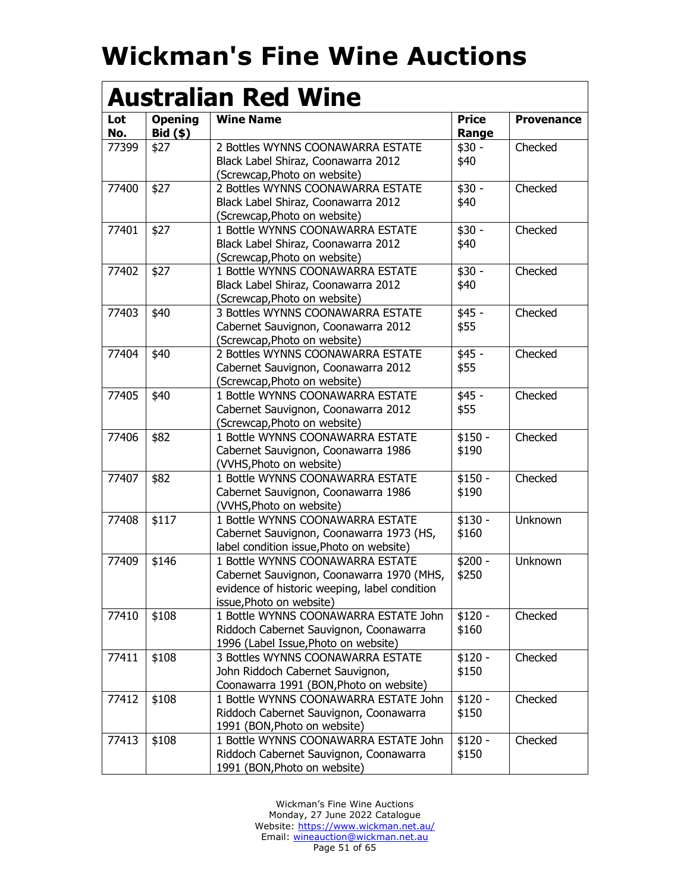# Wickman's Fine Wine Auctions

## Australian Red Wine

| Lot No. | Opening Bid ($) | Wine Name | Price Range | Provenance |
|---|---|---|---|---|
| 77399 | $27 | 2 Bottles WYNNS COONAWARRA ESTATE Black Label Shiraz, Coonawarra 2012 (Screwcap,Photo on website) | $30 - $40 | Checked |
| 77400 | $27 | 2 Bottles WYNNS COONAWARRA ESTATE Black Label Shiraz, Coonawarra 2012 (Screwcap,Photo on website) | $30 - $40 | Checked |
| 77401 | $27 | 1 Bottle WYNNS COONAWARRA ESTATE Black Label Shiraz, Coonawarra 2012 (Screwcap,Photo on website) | $30 - $40 | Checked |
| 77402 | $27 | 1 Bottle WYNNS COONAWARRA ESTATE Black Label Shiraz, Coonawarra 2012 (Screwcap,Photo on website) | $30 - $40 | Checked |
| 77403 | $40 | 3 Bottles WYNNS COONAWARRA ESTATE Cabernet Sauvignon, Coonawarra 2012 (Screwcap,Photo on website) | $45 - $55 | Checked |
| 77404 | $40 | 2 Bottles WYNNS COONAWARRA ESTATE Cabernet Sauvignon, Coonawarra 2012 (Screwcap,Photo on website) | $45 - $55 | Checked |
| 77405 | $40 | 1 Bottle WYNNS COONAWARRA ESTATE Cabernet Sauvignon, Coonawarra 2012 (Screwcap,Photo on website) | $45 - $55 | Checked |
| 77406 | $82 | 1 Bottle WYNNS COONAWARRA ESTATE Cabernet Sauvignon, Coonawarra 1986 (VVHS,Photo on website) | $150 - $190 | Checked |
| 77407 | $82 | 1 Bottle WYNNS COONAWARRA ESTATE Cabernet Sauvignon, Coonawarra 1986 (VVHS,Photo on website) | $150 - $190 | Checked |
| 77408 | $117 | 1 Bottle WYNNS COONAWARRA ESTATE Cabernet Sauvignon, Coonawarra 1973 (HS, label condition issue,Photo on website) | $130 - $160 | Unknown |
| 77409 | $146 | 1 Bottle WYNNS COONAWARRA ESTATE Cabernet Sauvignon, Coonawarra 1970 (MHS, evidence of historic weeping, label condition issue,Photo on website) | $200 - $250 | Unknown |
| 77410 | $108 | 1 Bottle WYNNS COONAWARRA ESTATE John Riddoch Cabernet Sauvignon, Coonawarra 1996 (Label Issue,Photo on website) | $120 - $160 | Checked |
| 77411 | $108 | 3 Bottles WYNNS COONAWARRA ESTATE John Riddoch Cabernet Sauvignon, Coonawarra 1991 (BON,Photo on website) | $120 - $150 | Checked |
| 77412 | $108 | 1 Bottle WYNNS COONAWARRA ESTATE John Riddoch Cabernet Sauvignon, Coonawarra 1991 (BON,Photo on website) | $120 - $150 | Checked |
| 77413 | $108 | 1 Bottle WYNNS COONAWARRA ESTATE John Riddoch Cabernet Sauvignon, Coonawarra 1991 (BON,Photo on website) | $120 - $150 | Checked |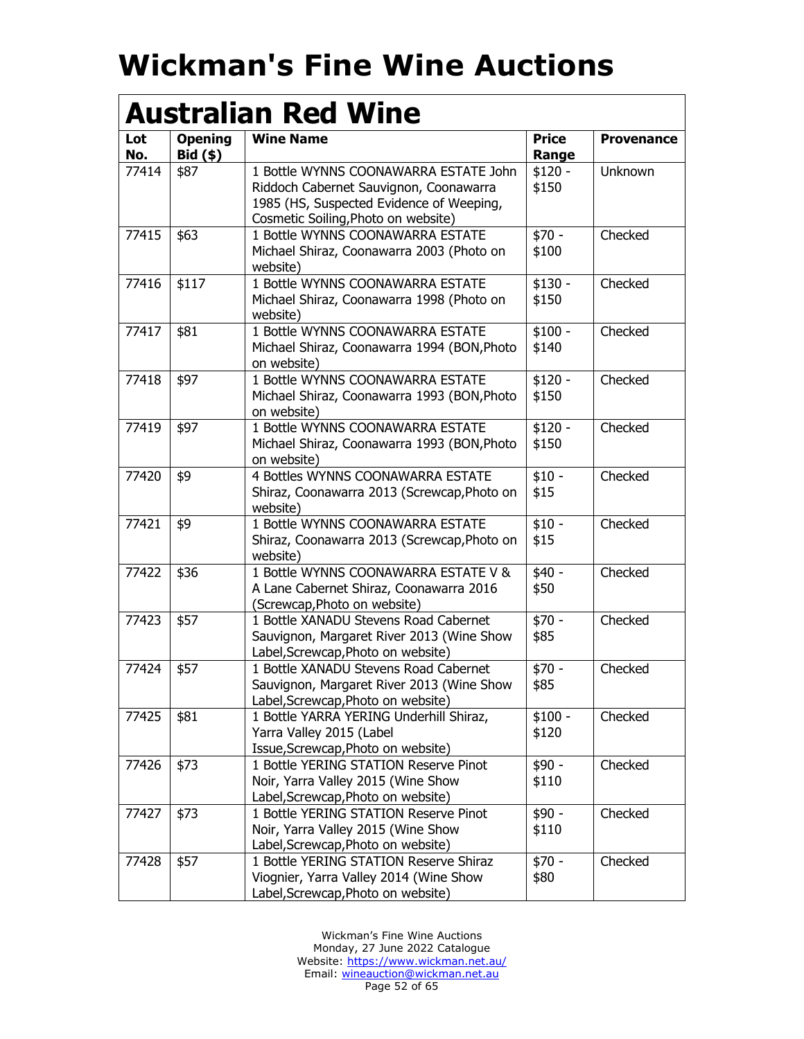# Wickman's Fine Wine Auctions

## Australian Red Wine

| Lot No. | Opening Bid ($) | Wine Name | Price Range | Provenance |
|---|---|---|---|---|
| 77414 | $87 | 1 Bottle WYNNS COONAWARRA ESTATE John Riddoch Cabernet Sauvignon, Coonawarra 1985 (HS, Suspected Evidence of Weeping, Cosmetic Soiling,Photo on website) | $120 - $150 | Unknown |
| 77415 | $63 | 1 Bottle WYNNS COONAWARRA ESTATE Michael Shiraz, Coonawarra 2003 (Photo on website) | $70 - $100 | Checked |
| 77416 | $117 | 1 Bottle WYNNS COONAWARRA ESTATE Michael Shiraz, Coonawarra 1998 (Photo on website) | $130 - $150 | Checked |
| 77417 | $81 | 1 Bottle WYNNS COONAWARRA ESTATE Michael Shiraz, Coonawarra 1994 (BON,Photo on website) | $100 - $140 | Checked |
| 77418 | $97 | 1 Bottle WYNNS COONAWARRA ESTATE Michael Shiraz, Coonawarra 1993 (BON,Photo on website) | $120 - $150 | Checked |
| 77419 | $97 | 1 Bottle WYNNS COONAWARRA ESTATE Michael Shiraz, Coonawarra 1993 (BON,Photo on website) | $120 - $150 | Checked |
| 77420 | $9 | 4 Bottles WYNNS COONAWARRA ESTATE Shiraz, Coonawarra 2013 (Screwcap,Photo on website) | $10 - $15 | Checked |
| 77421 | $9 | 1 Bottle WYNNS COONAWARRA ESTATE Shiraz, Coonawarra 2013 (Screwcap,Photo on website) | $10 - $15 | Checked |
| 77422 | $36 | 1 Bottle WYNNS COONAWARRA ESTATE V & A Lane Cabernet Shiraz, Coonawarra 2016 (Screwcap,Photo on website) | $40 - $50 | Checked |
| 77423 | $57 | 1 Bottle XANADU Stevens Road Cabernet Sauvignon, Margaret River 2013 (Wine Show Label,Screwcap,Photo on website) | $70 - $85 | Checked |
| 77424 | $57 | 1 Bottle XANADU Stevens Road Cabernet Sauvignon, Margaret River 2013 (Wine Show Label,Screwcap,Photo on website) | $70 - $85 | Checked |
| 77425 | $81 | 1 Bottle YARRA YERING Underhill Shiraz, Yarra Valley 2015 (Label Issue,Screwcap,Photo on website) | $100 - $120 | Checked |
| 77426 | $73 | 1 Bottle YERING STATION Reserve Pinot Noir, Yarra Valley 2015 (Wine Show Label,Screwcap,Photo on website) | $90 - $110 | Checked |
| 77427 | $73 | 1 Bottle YERING STATION Reserve Pinot Noir, Yarra Valley 2015 (Wine Show Label,Screwcap,Photo on website) | $90 - $110 | Checked |
| 77428 | $57 | 1 Bottle YERING STATION Reserve Shiraz Viognier, Yarra Valley 2014 (Wine Show Label,Screwcap,Photo on website) | $70 - $80 | Checked |

Wickman's Fine Wine Auctions
Monday, 27 June 2022 Catalogue
Website: https://www.wickman.net.au/
Email: wineauction@wickman.net.au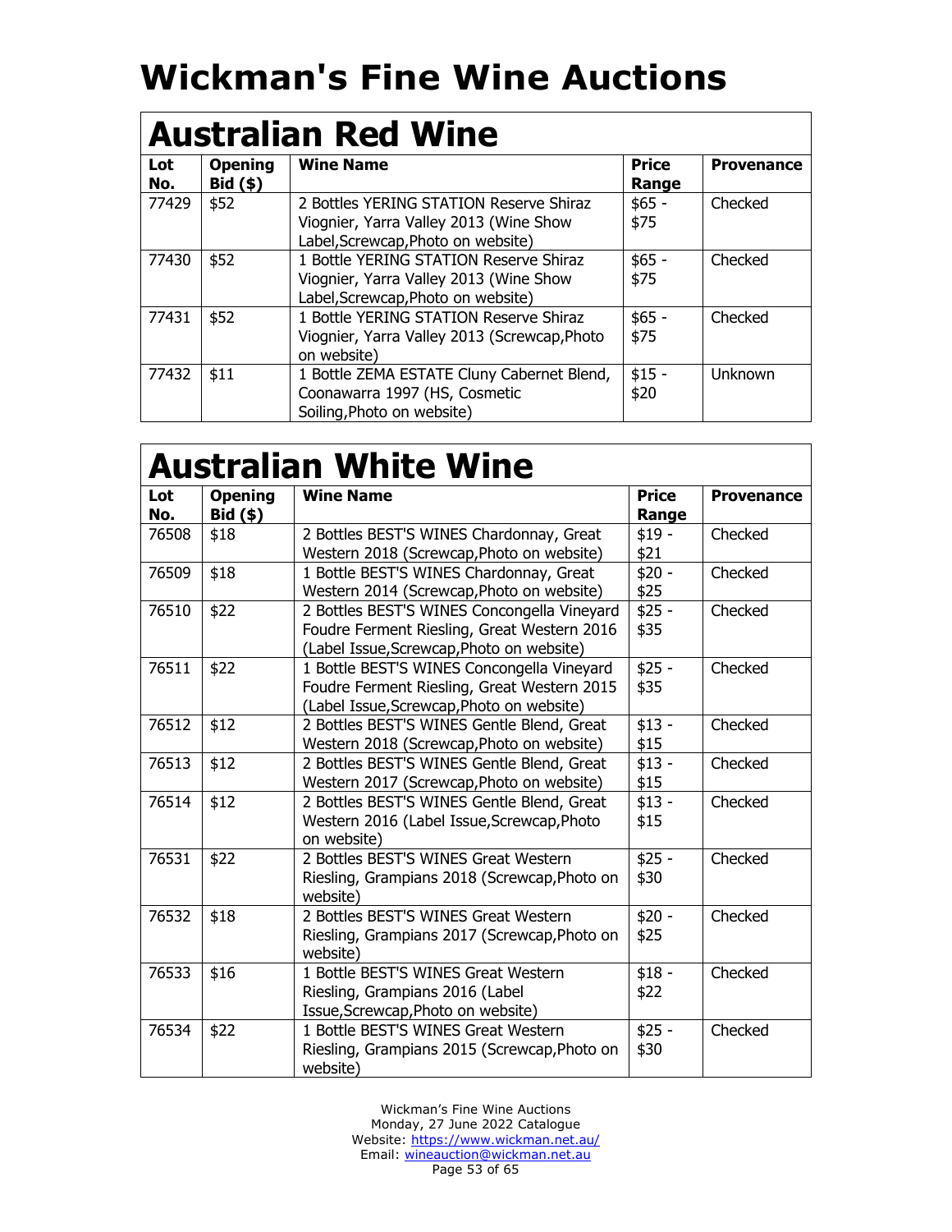# Wickman's Fine Wine Auctions

## Australian Red Wine

| Lot No. | Opening Bid ($) | Wine Name | Price Range | Provenance |
|---|---|---|---|---|
| 77429 | $52 | 2 Bottles YERING STATION Reserve Shiraz Viognier, Yarra Valley 2013 (Wine Show Label,Screwcap,Photo on website) | $65 - $75 | Checked |
| 77430 | $52 | 1 Bottle YERING STATION Reserve Shiraz Viognier, Yarra Valley 2013 (Wine Show Label,Screwcap,Photo on website) | $65 - $75 | Checked |
| 77431 | $52 | 1 Bottle YERING STATION Reserve Shiraz Viognier, Yarra Valley 2013 (Screwcap,Photo on website) | $65 - $75 | Checked |
| 77432 | $11 | 1 Bottle ZEMA ESTATE Cluny Cabernet Blend, Coonawarra 1997 (HS, Cosmetic Soiling,Photo on website) | $15 - $20 | Unknown |

## Australian White Wine

| Lot No. | Opening Bid ($) | Wine Name | Price Range | Provenance |
|---|---|---|---|---|
| 76508 | $18 | 2 Bottles BEST'S WINES Chardonnay, Great Western 2018 (Screwcap,Photo on website) | $19 - $21 | Checked |
| 76509 | $18 | 1 Bottle BEST'S WINES Chardonnay, Great Western 2014 (Screwcap,Photo on website) | $20 - $25 | Checked |
| 76510 | $22 | 2 Bottles BEST'S WINES Concongella Vineyard Foudre Ferment Riesling, Great Western 2016 (Label Issue,Screwcap,Photo on website) | $25 - $35 | Checked |
| 76511 | $22 | 1 Bottle BEST'S WINES Concongella Vineyard Foudre Ferment Riesling, Great Western 2015 (Label Issue,Screwcap,Photo on website) | $25 - $35 | Checked |
| 76512 | $12 | 2 Bottles BEST'S WINES Gentle Blend, Great Western 2018 (Screwcap,Photo on website) | $13 - $15 | Checked |
| 76513 | $12 | 2 Bottles BEST'S WINES Gentle Blend, Great Western 2017 (Screwcap,Photo on website) | $13 - $15 | Checked |
| 76514 | $12 | 2 Bottles BEST'S WINES Gentle Blend, Great Western 2016 (Label Issue,Screwcap,Photo on website) | $13 - $15 | Checked |
| 76531 | $22 | 2 Bottles BEST'S WINES Great Western Riesling, Grampians 2018 (Screwcap,Photo on website) | $25 - $30 | Checked |
| 76532 | $18 | 2 Bottles BEST'S WINES Great Western Riesling, Grampians 2017 (Screwcap,Photo on website) | $20 - $25 | Checked |
| 76533 | $16 | 1 Bottle BEST'S WINES Great Western Riesling, Grampians 2016 (Label Issue,Screwcap,Photo on website) | $18 - $22 | Checked |
| 76534 | $22 | 1 Bottle BEST'S WINES Great Western Riesling, Grampians 2015 (Screwcap,Photo on website) | $25 - $30 | Checked |

Wickman's Fine Wine Auctions
Monday, 27 June 2022 Catalogue
Website: https://www.wickman.net.au/
Email: wineauction@wickman.net.au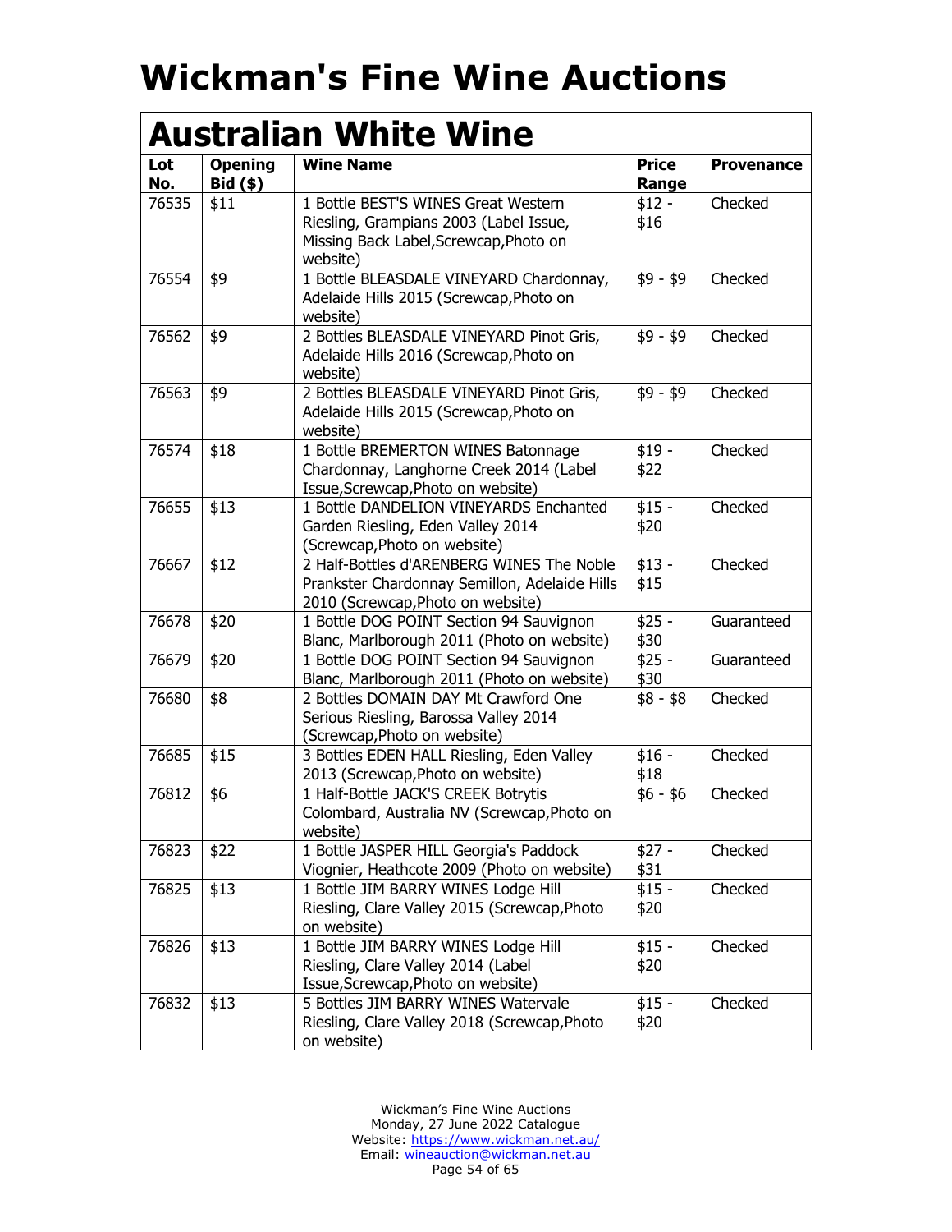# Wickman's Fine Wine Auctions

## Australian White Wine

| Lot No. | Opening Bid ($) | Wine Name | Price Range | Provenance |
|---|---|---|---|---|
| 76535 | $11 | 1 Bottle BEST'S WINES Great Western Riesling, Grampians 2003 (Label Issue, Missing Back Label,Screwcap,Photo on website) | $12 - $16 | Checked |
| 76554 | $9 | 1 Bottle BLEASDALE VINEYARD Chardonnay, Adelaide Hills 2015 (Screwcap,Photo on website) | $9 - $9 | Checked |
| 76562 | $9 | 2 Bottles BLEASDALE VINEYARD Pinot Gris, Adelaide Hills 2016 (Screwcap,Photo on website) | $9 - $9 | Checked |
| 76563 | $9 | 2 Bottles BLEASDALE VINEYARD Pinot Gris, Adelaide Hills 2015 (Screwcap,Photo on website) | $9 - $9 | Checked |
| 76574 | $18 | 1 Bottle BREMERTON WINES Batonnage Chardonnay, Langhorne Creek 2014 (Label Issue,Screwcap,Photo on website) | $19 - $22 | Checked |
| 76655 | $13 | 1 Bottle DANDELION VINEYARDS Enchanted Garden Riesling, Eden Valley 2014 (Screwcap,Photo on website) | $15 - $20 | Checked |
| 76667 | $12 | 2 Half-Bottles d'ARENBERG WINES The Noble Prankster Chardonnay Semillon, Adelaide Hills 2010 (Screwcap,Photo on website) | $13 - $15 | Checked |
| 76678 | $20 | 1 Bottle DOG POINT Section 94 Sauvignon Blanc, Marlborough 2011 (Photo on website) | $25 - $30 | Guaranteed |
| 76679 | $20 | 1 Bottle DOG POINT Section 94 Sauvignon Blanc, Marlborough 2011 (Photo on website) | $25 - $30 | Guaranteed |
| 76680 | $8 | 2 Bottles DOMAIN DAY Mt Crawford One Serious Riesling, Barossa Valley 2014 (Screwcap,Photo on website) | $8 - $8 | Checked |
| 76685 | $15 | 3 Bottles EDEN HALL Riesling, Eden Valley 2013 (Screwcap,Photo on website) | $16 - $18 | Checked |
| 76812 | $6 | 1 Half-Bottle JACK'S CREEK Botrytis Colombard, Australia NV (Screwcap,Photo on website) | $6 - $6 | Checked |
| 76823 | $22 | 1 Bottle JASPER HILL Georgia's Paddock Viognier, Heathcote 2009 (Photo on website) | $27 - $31 | Checked |
| 76825 | $13 | 1 Bottle JIM BARRY WINES Lodge Hill Riesling, Clare Valley 2015 (Screwcap,Photo on website) | $15 - $20 | Checked |
| 76826 | $13 | 1 Bottle JIM BARRY WINES Lodge Hill Riesling, Clare Valley 2014 (Label Issue,Screwcap,Photo on website) | $15 - $20 | Checked |
| 76832 | $13 | 5 Bottles JIM BARRY WINES Watervale Riesling, Clare Valley 2018 (Screwcap,Photo on website) | $15 - $20 | Checked |

Wickman's Fine Wine Auctions
Monday, 27 June 2022 Catalogue
Website: https://www.wickman.net.au/
Email: wineauction@wickman.net.au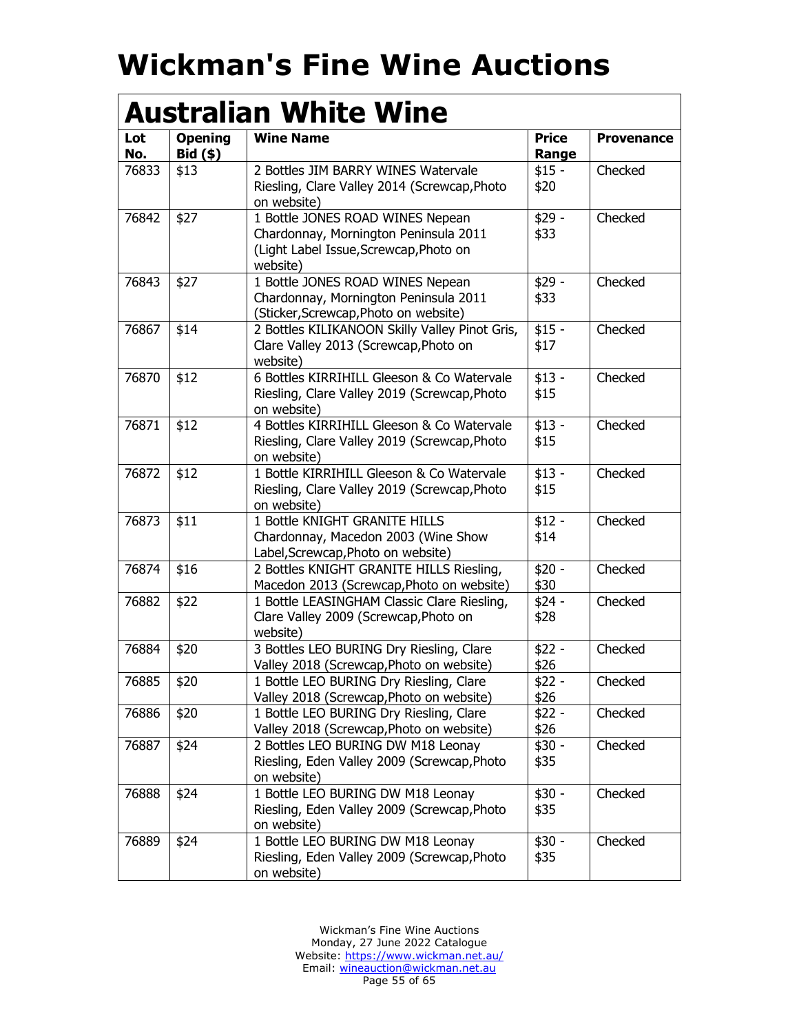# Wickman's Fine Wine Auctions

## Australian White Wine

| Lot No. | Opening Bid ($) | Wine Name | Price Range | Provenance |
|---|---|---|---|---|
| 76833 | $13 | 2 Bottles JIM BARRY WINES Watervale Riesling, Clare Valley 2014 (Screwcap,Photo on website) | $15 - $20 | Checked |
| 76842 | $27 | 1 Bottle JONES ROAD WINES Nepean Chardonnay, Mornington Peninsula 2011 (Light Label Issue,Screwcap,Photo on website) | $29 - $33 | Checked |
| 76843 | $27 | 1 Bottle JONES ROAD WINES Nepean Chardonnay, Mornington Peninsula 2011 (Sticker,Screwcap,Photo on website) | $29 - $33 | Checked |
| 76867 | $14 | 2 Bottles KILIKANOON Skilly Valley Pinot Gris, Clare Valley 2013 (Screwcap,Photo on website) | $15 - $17 | Checked |
| 76870 | $12 | 6 Bottles KIRRIHILL Gleeson & Co Watervale Riesling, Clare Valley 2019 (Screwcap,Photo on website) | $13 - $15 | Checked |
| 76871 | $12 | 4 Bottles KIRRIHILL Gleeson & Co Watervale Riesling, Clare Valley 2019 (Screwcap,Photo on website) | $13 - $15 | Checked |
| 76872 | $12 | 1 Bottle KIRRIHILL Gleeson & Co Watervale Riesling, Clare Valley 2019 (Screwcap,Photo on website) | $13 - $15 | Checked |
| 76873 | $11 | 1 Bottle KNIGHT GRANITE HILLS Chardonnay, Macedon 2003 (Wine Show Label,Screwcap,Photo on website) | $12 - $14 | Checked |
| 76874 | $16 | 2 Bottles KNIGHT GRANITE HILLS Riesling, Macedon 2013 (Screwcap,Photo on website) | $20 - $30 | Checked |
| 76882 | $22 | 1 Bottle LEASINGHAM Classic Clare Riesling, Clare Valley 2009 (Screwcap,Photo on website) | $24 - $28 | Checked |
| 76884 | $20 | 3 Bottles LEO BURING Dry Riesling, Clare Valley 2018 (Screwcap,Photo on website) | $22 - $26 | Checked |
| 76885 | $20 | 1 Bottle LEO BURING Dry Riesling, Clare Valley 2018 (Screwcap,Photo on website) | $22 - $26 | Checked |
| 76886 | $20 | 1 Bottle LEO BURING Dry Riesling, Clare Valley 2018 (Screwcap,Photo on website) | $22 - $26 | Checked |
| 76887 | $24 | 2 Bottles LEO BURING DW M18 Leonay Riesling, Eden Valley 2009 (Screwcap,Photo on website) | $30 - $35 | Checked |
| 76888 | $24 | 1 Bottle LEO BURING DW M18 Leonay Riesling, Eden Valley 2009 (Screwcap,Photo on website) | $30 - $35 | Checked |
| 76889 | $24 | 1 Bottle LEO BURING DW M18 Leonay Riesling, Eden Valley 2009 (Screwcap,Photo on website) | $30 - $35 | Checked |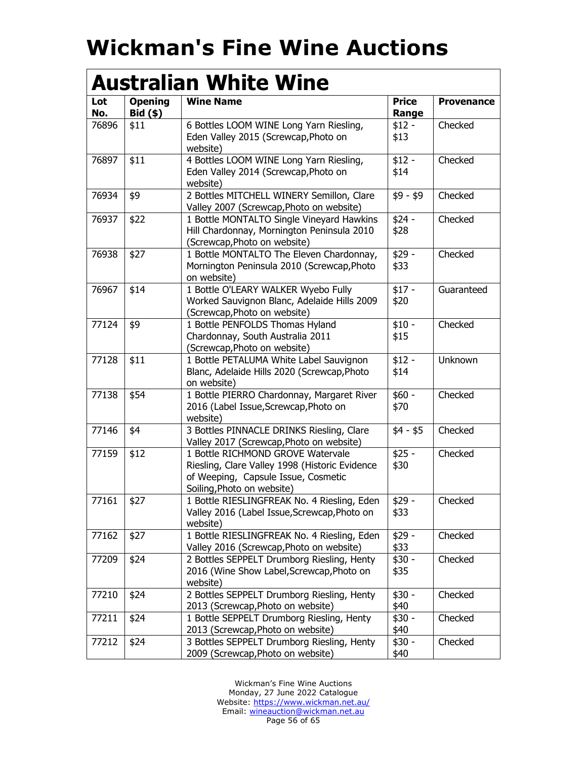# Wickman's Fine Wine Auctions

## Australian White Wine

| Lot No. | Opening Bid ($) | Wine Name | Price Range | Provenance |
|---|---|---|---|---|
| 76896 | $11 | 6 Bottles LOOM WINE Long Yarn Riesling, Eden Valley 2015 (Screwcap,Photo on website) | $12 - $13 | Checked |
| 76897 | $11 | 4 Bottles LOOM WINE Long Yarn Riesling, Eden Valley 2014 (Screwcap,Photo on website) | $12 - $14 | Checked |
| 76934 | $9 | 2 Bottles MITCHELL WINERY Semillon, Clare Valley 2007 (Screwcap,Photo on website) | $9 - $9 | Checked |
| 76937 | $22 | 1 Bottle MONTALTO Single Vineyard Hawkins Hill Chardonnay, Mornington Peninsula 2010 (Screwcap,Photo on website) | $24 - $28 | Checked |
| 76938 | $27 | 1 Bottle MONTALTO The Eleven Chardonnay, Mornington Peninsula 2010 (Screwcap,Photo on website) | $29 - $33 | Checked |
| 76967 | $14 | 1 Bottle O'LEARY WALKER Wyebo Fully Worked Sauvignon Blanc, Adelaide Hills 2009 (Screwcap,Photo on website) | $17 - $20 | Guaranteed |
| 77124 | $9 | 1 Bottle PENFOLDS Thomas Hyland Chardonnay, South Australia 2011 (Screwcap,Photo on website) | $10 - $15 | Checked |
| 77128 | $11 | 1 Bottle PETALUMA White Label Sauvignon Blanc, Adelaide Hills 2020 (Screwcap,Photo on website) | $12 - $14 | Unknown |
| 77138 | $54 | 1 Bottle PIERRO Chardonnay, Margaret River 2016 (Label Issue,Screwcap,Photo on website) | $60 - $70 | Checked |
| 77146 | $4 | 3 Bottles PINNACLE DRINKS Riesling, Clare Valley 2017 (Screwcap,Photo on website) | $4 - $5 | Checked |
| 77159 | $12 | 1 Bottle RICHMOND GROVE Watervale Riesling, Clare Valley 1998 (Historic Evidence of Weeping, Capsule Issue, Cosmetic Soiling,Photo on website) | $25 - $30 | Checked |
| 77161 | $27 | 1 Bottle RIESLINGFREAK No. 4 Riesling, Eden Valley 2016 (Label Issue,Screwcap,Photo on website) | $29 - $33 | Checked |
| 77162 | $27 | 1 Bottle RIESLINGFREAK No. 4 Riesling, Eden Valley 2016 (Screwcap,Photo on website) | $29 - $33 | Checked |
| 77209 | $24 | 2 Bottles SEPPELT Drumborg Riesling, Henty 2016 (Wine Show Label,Screwcap,Photo on website) | $30 - $35 | Checked |
| 77210 | $24 | 2 Bottles SEPPELT Drumborg Riesling, Henty 2013 (Screwcap,Photo on website) | $30 - $40 | Checked |
| 77211 | $24 | 1 Bottle SEPPELT Drumborg Riesling, Henty 2013 (Screwcap,Photo on website) | $30 - $40 | Checked |
| 77212 | $24 | 3 Bottles SEPPELT Drumborg Riesling, Henty 2009 (Screwcap,Photo on website) | $30 - $40 | Checked |

Wickman's Fine Wine Auctions
Monday, 27 June 2022 Catalogue
Website: https://www.wickman.net.au/
Email: wineauction@wickman.net.au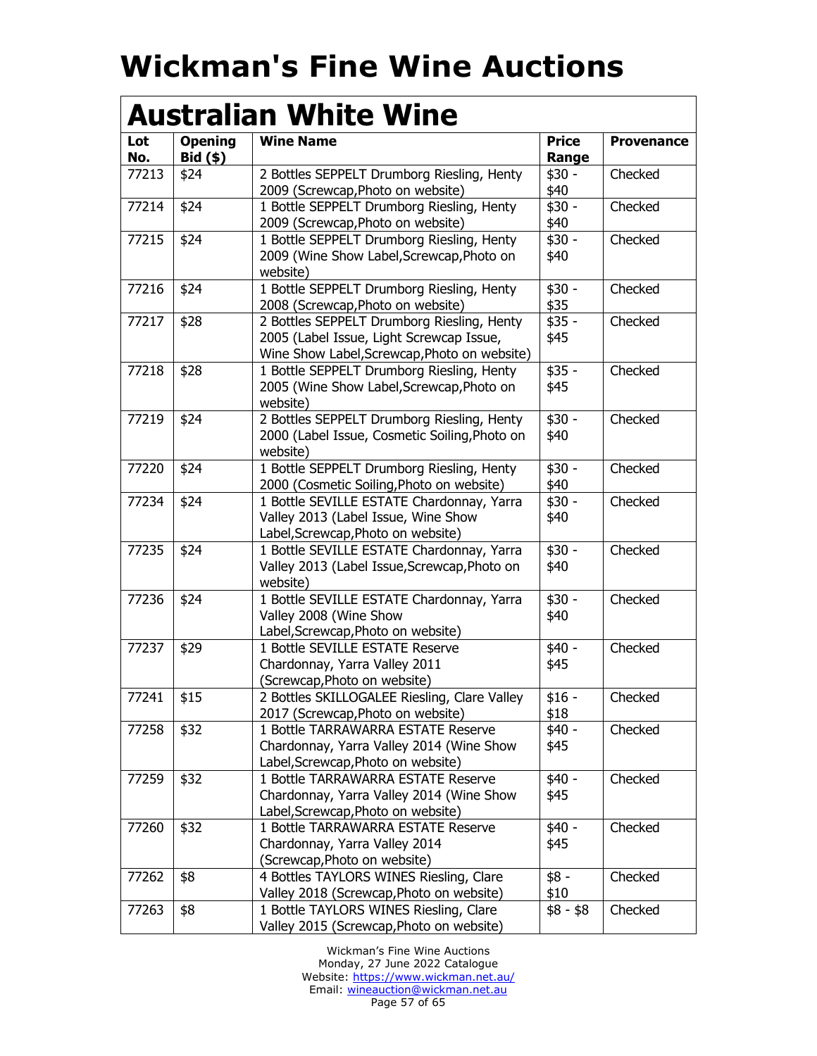# Wickman's Fine Wine Auctions

## Australian White Wine

| Lot No. | Opening Bid ($) | Wine Name | Price Range | Provenance |
|---|---|---|---|---|
| 77213 | $24 | 2 Bottles SEPPELT Drumborg Riesling, Henty 2009 (Screwcap,Photo on website) | $30 - $40 | Checked |
| 77214 | $24 | 1 Bottle SEPPELT Drumborg Riesling, Henty 2009 (Screwcap,Photo on website) | $30 - $40 | Checked |
| 77215 | $24 | 1 Bottle SEPPELT Drumborg Riesling, Henty 2009 (Wine Show Label,Screwcap,Photo on website) | $30 - $40 | Checked |
| 77216 | $24 | 1 Bottle SEPPELT Drumborg Riesling, Henty 2008 (Screwcap,Photo on website) | $30 - $35 | Checked |
| 77217 | $28 | 2 Bottles SEPPELT Drumborg Riesling, Henty 2005 (Label Issue, Light Screwcap Issue, Wine Show Label,Screwcap,Photo on website) | $35 - $45 | Checked |
| 77218 | $28 | 1 Bottle SEPPELT Drumborg Riesling, Henty 2005 (Wine Show Label,Screwcap,Photo on website) | $35 - $45 | Checked |
| 77219 | $24 | 2 Bottles SEPPELT Drumborg Riesling, Henty 2000 (Label Issue, Cosmetic Soiling,Photo on website) | $30 - $40 | Checked |
| 77220 | $24 | 1 Bottle SEPPELT Drumborg Riesling, Henty 2000 (Cosmetic Soiling,Photo on website) | $30 - $40 | Checked |
| 77234 | $24 | 1 Bottle SEVILLE ESTATE Chardonnay, Yarra Valley 2013 (Label Issue, Wine Show Label,Screwcap,Photo on website) | $30 - $40 | Checked |
| 77235 | $24 | 1 Bottle SEVILLE ESTATE Chardonnay, Yarra Valley 2013 (Label Issue,Screwcap,Photo on website) | $30 - $40 | Checked |
| 77236 | $24 | 1 Bottle SEVILLE ESTATE Chardonnay, Yarra Valley 2008 (Wine Show Label,Screwcap,Photo on website) | $30 - $40 | Checked |
| 77237 | $29 | 1 Bottle SEVILLE ESTATE Reserve Chardonnay, Yarra Valley 2011 (Screwcap,Photo on website) | $40 - $45 | Checked |
| 77241 | $15 | 2 Bottles SKILLOGALEE Riesling, Clare Valley 2017 (Screwcap,Photo on website) | $16 - $18 | Checked |
| 77258 | $32 | 1 Bottle TARRAWARRA ESTATE Reserve Chardonnay, Yarra Valley 2014 (Wine Show Label,Screwcap,Photo on website) | $40 - $45 | Checked |
| 77259 | $32 | 1 Bottle TARRAWARRA ESTATE Reserve Chardonnay, Yarra Valley 2014 (Wine Show Label,Screwcap,Photo on website) | $40 - $45 | Checked |
| 77260 | $32 | 1 Bottle TARRAWARRA ESTATE Reserve Chardonnay, Yarra Valley 2014 (Screwcap,Photo on website) | $40 - $45 | Checked |
| 77262 | $8 | 4 Bottles TAYLORS WINES Riesling, Clare Valley 2018 (Screwcap,Photo on website) | $8 - $10 | Checked |
| 77263 | $8 | 1 Bottle TAYLORS WINES Riesling, Clare Valley 2015 (Screwcap,Photo on website) | $8 - $8 | Checked |

Wickman's Fine Wine Auctions
Monday, 27 June 2022 Catalogue
Website: https://www.wickman.net.au/
Email: wineauction@wickman.net.au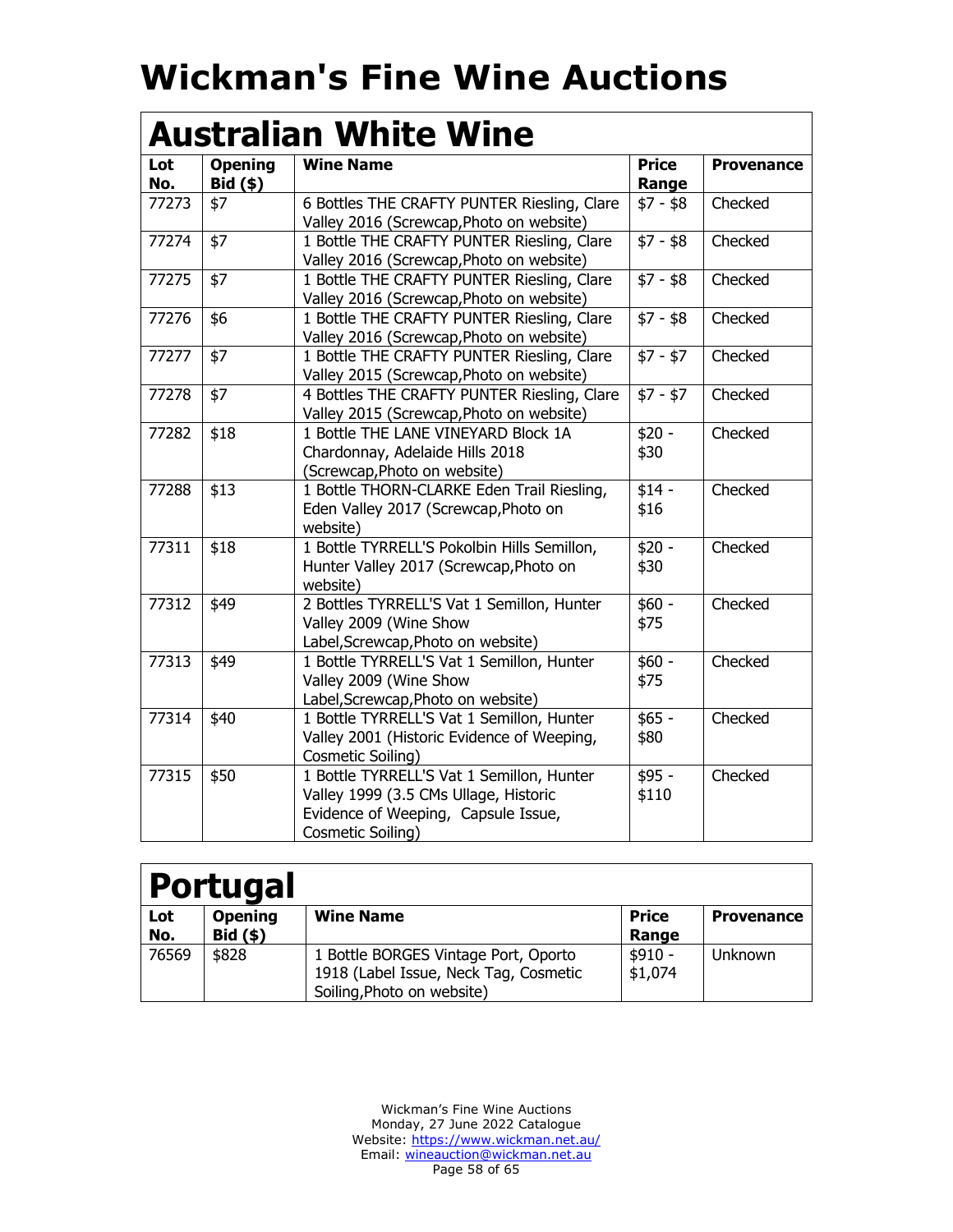# Wickman's Fine Wine Auctions

## Australian White Wine

| Lot No. | Opening Bid ($) | Wine Name | Price Range | Provenance |
|---|---|---|---|---|
| 77273 | $7 | 6 Bottles THE CRAFTY PUNTER Riesling, Clare Valley 2016 (Screwcap,Photo on website) | $7 - $8 | Checked |
| 77274 | $7 | 1 Bottle THE CRAFTY PUNTER Riesling, Clare Valley 2016 (Screwcap,Photo on website) | $7 - $8 | Checked |
| 77275 | $7 | 1 Bottle THE CRAFTY PUNTER Riesling, Clare Valley 2016 (Screwcap,Photo on website) | $7 - $8 | Checked |
| 77276 | $6 | 1 Bottle THE CRAFTY PUNTER Riesling, Clare Valley 2016 (Screwcap,Photo on website) | $7 - $8 | Checked |
| 77277 | $7 | 1 Bottle THE CRAFTY PUNTER Riesling, Clare Valley 2015 (Screwcap,Photo on website) | $7 - $7 | Checked |
| 77278 | $7 | 4 Bottles THE CRAFTY PUNTER Riesling, Clare Valley 2015 (Screwcap,Photo on website) | $7 - $7 | Checked |
| 77282 | $18 | 1 Bottle THE LANE VINEYARD Block 1A Chardonnay, Adelaide Hills 2018 (Screwcap,Photo on website) | $20 - $30 | Checked |
| 77288 | $13 | 1 Bottle THORN-CLARKE Eden Trail Riesling, Eden Valley 2017 (Screwcap,Photo on website) | $14 - $16 | Checked |
| 77311 | $18 | 1 Bottle TYRRELL'S Pokolbin Hills Semillon, Hunter Valley 2017 (Screwcap,Photo on website) | $20 - $30 | Checked |
| 77312 | $49 | 2 Bottles TYRRELL'S Vat 1 Semillon, Hunter Valley 2009 (Wine Show Label,Screwcap,Photo on website) | $60 - $75 | Checked |
| 77313 | $49 | 1 Bottle TYRRELL'S Vat 1 Semillon, Hunter Valley 2009 (Wine Show Label,Screwcap,Photo on website) | $60 - $75 | Checked |
| 77314 | $40 | 1 Bottle TYRRELL'S Vat 1 Semillon, Hunter Valley 2001 (Historic Evidence of Weeping, Cosmetic Soiling) | $65 - $80 | Checked |
| 77315 | $50 | 1 Bottle TYRRELL'S Vat 1 Semillon, Hunter Valley 1999 (3.5 CMs Ullage, Historic Evidence of Weeping, Capsule Issue, Cosmetic Soiling) | $95 - $110 | Checked |

## Portugal

| Lot No. | Opening Bid ($) | Wine Name | Price Range | Provenance |
|---|---|---|---|---|
| 76569 | $828 | 1 Bottle BORGES Vintage Port, Oporto 1918 (Label Issue, Neck Tag, Cosmetic Soiling,Photo on website) | $910 - $1,074 | Unknown |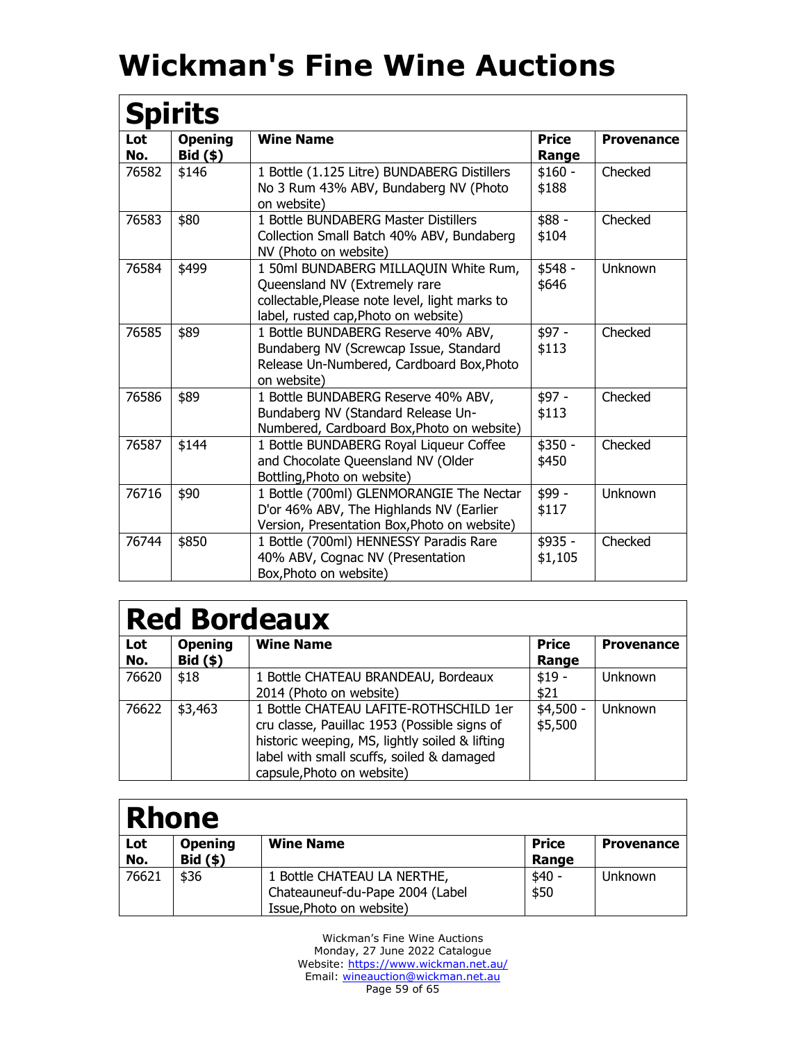# Wickman's Fine Wine Auctions

## Spirits

| Lot No. | Opening Bid ($) | Wine Name | Price Range | Provenance |
|---|---|---|---|---|
| 76582 | $146 | 1 Bottle (1.125 Litre) BUNDABERG Distillers No 3 Rum 43% ABV, Bundaberg NV (Photo on website) | $160 - $188 | Checked |
| 76583 | $80 | 1 Bottle BUNDABERG Master Distillers Collection Small Batch 40% ABV, Bundaberg NV (Photo on website) | $88 - $104 | Checked |
| 76584 | $499 | 1 50ml BUNDABERG MILLAQUIN White Rum, Queensland NV (Extremely rare collectable,Please note level, light marks to label, rusted cap,Photo on website) | $548 - $646 | Unknown |
| 76585 | $89 | 1 Bottle BUNDABERG Reserve 40% ABV, Bundaberg NV (Screwcap Issue, Standard Release Un-Numbered, Cardboard Box,Photo on website) | $97 - $113 | Checked |
| 76586 | $89 | 1 Bottle BUNDABERG Reserve 40% ABV, Bundaberg NV (Standard Release Un-Numbered, Cardboard Box,Photo on website) | $97 - $113 | Checked |
| 76587 | $144 | 1 Bottle BUNDABERG Royal Liqueur Coffee and Chocolate Queensland NV (Older Bottling,Photo on website) | $350 - $450 | Checked |
| 76716 | $90 | 1 Bottle (700ml) GLENMORANGIE The Nectar D'or 46% ABV, The Highlands NV (Earlier Version, Presentation Box,Photo on website) | $99 - $117 | Unknown |
| 76744 | $850 | 1 Bottle (700ml) HENNESSY Paradis Rare 40% ABV, Cognac NV (Presentation Box,Photo on website) | $935 - $1,105 | Checked |

## Red Bordeaux

| Lot No. | Opening Bid ($) | Wine Name | Price Range | Provenance |
|---|---|---|---|---|
| 76620 | $18 | 1 Bottle CHATEAU BRANDEAU, Bordeaux 2014 (Photo on website) | $19 - $21 | Unknown |
| 76622 | $3,463 | 1 Bottle CHATEAU LAFITE-ROTHSCHILD 1er cru classe, Pauillac 1953 (Possible signs of historic weeping, MS, lightly soiled & lifting label with small scuffs, soiled & damaged capsule,Photo on website) | $4,500 - $5,500 | Unknown |

## Rhone

| Lot No. | Opening Bid ($) | Wine Name | Price Range | Provenance |
|---|---|---|---|---|
| 76621 | $36 | 1 Bottle CHATEAU LA NERTHE, Chateauneuf-du-Pape 2004 (Label Issue,Photo on website) | $40 - $50 | Unknown |

Wickman's Fine Wine Auctions
Monday, 27 June 2022 Catalogue
Website: https://www.wickman.net.au/
Email: wineauction@wickman.net.au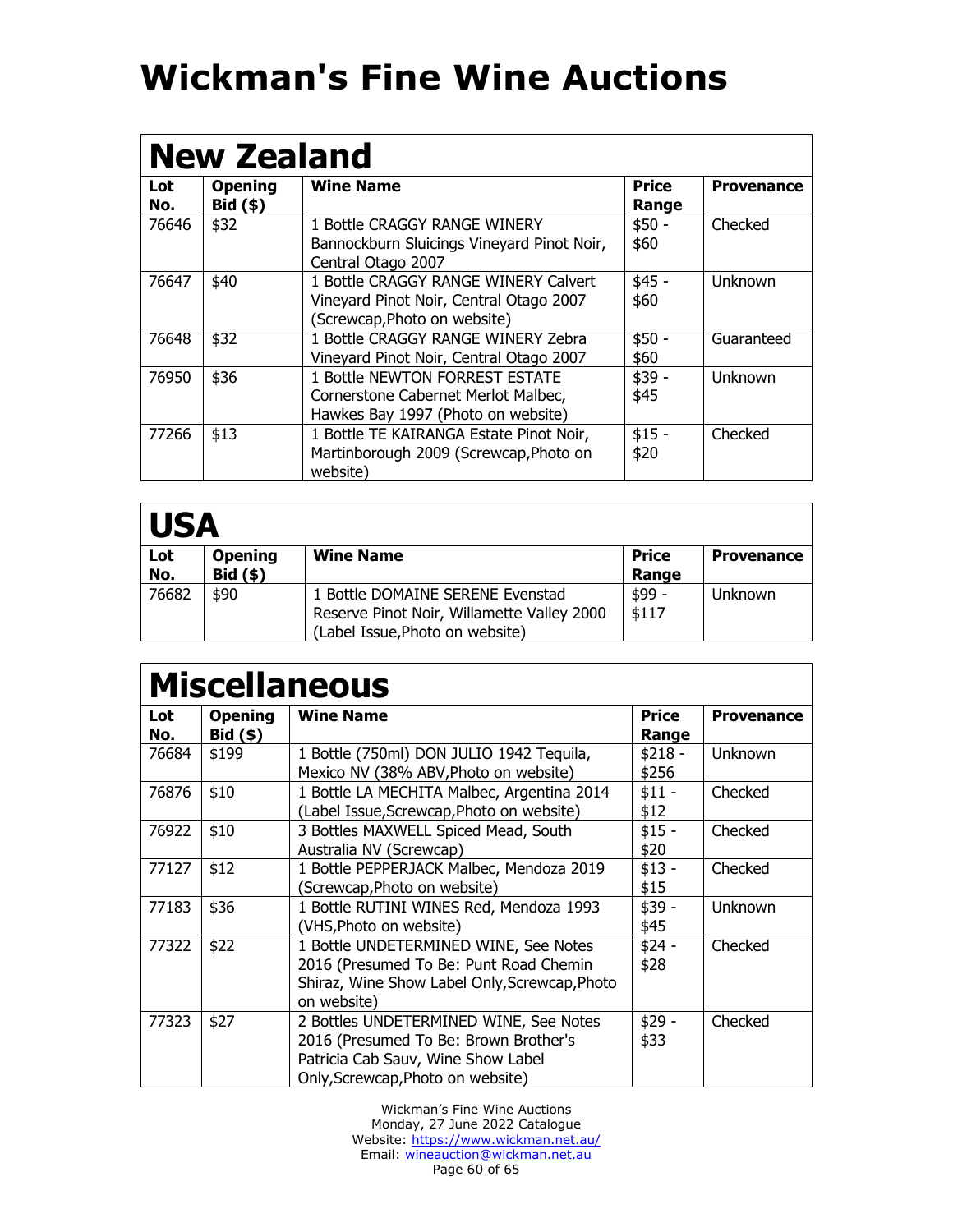# Wickman's Fine Wine Auctions

## New Zealand

| Lot No. | Opening Bid ($) | Wine Name | Price Range | Provenance |
|---|---|---|---|---|
| 76646 | $32 | 1 Bottle CRAGGY RANGE WINERY Bannockburn Sluicings Vineyard Pinot Noir, Central Otago 2007 | $50 - $60 | Checked |
| 76647 | $40 | 1 Bottle CRAGGY RANGE WINERY Calvert Vineyard Pinot Noir, Central Otago 2007 (Screwcap,Photo on website) | $45 - $60 | Unknown |
| 76648 | $32 | 1 Bottle CRAGGY RANGE WINERY Zebra Vineyard Pinot Noir, Central Otago 2007 | $50 - $60 | Guaranteed |
| 76950 | $36 | 1 Bottle NEWTON FORREST ESTATE Cornerstone Cabernet Merlot Malbec, Hawkes Bay 1997 (Photo on website) | $39 - $45 | Unknown |
| 77266 | $13 | 1 Bottle TE KAIRANGA Estate Pinot Noir, Martinborough 2009 (Screwcap,Photo on website) | $15 - $20 | Checked |

## USA

| Lot No. | Opening Bid ($) | Wine Name | Price Range | Provenance |
|---|---|---|---|---|
| 76682 | $90 | 1 Bottle DOMAINE SERENE Evenstad Reserve Pinot Noir, Willamette Valley 2000 (Label Issue,Photo on website) | $99 - $117 | Unknown |

## Miscellaneous

| Lot No. | Opening Bid ($) | Wine Name | Price Range | Provenance |
|---|---|---|---|---|
| 76684 | $199 | 1 Bottle (750ml) DON JULIO 1942 Tequila, Mexico NV (38% ABV,Photo on website) | $218 - $256 | Unknown |
| 76876 | $10 | 1 Bottle LA MECHITA Malbec, Argentina 2014 (Label Issue,Screwcap,Photo on website) | $11 - $12 | Checked |
| 76922 | $10 | 3 Bottles MAXWELL Spiced Mead, South Australia NV (Screwcap) | $15 - $20 | Checked |
| 77127 | $12 | 1 Bottle PEPPERJACK Malbec, Mendoza 2019 (Screwcap,Photo on website) | $13 - $15 | Checked |
| 77183 | $36 | 1 Bottle RUTINI WINES Red, Mendoza 1993 (VHS,Photo on website) | $39 - $45 | Unknown |
| 77322 | $22 | 1 Bottle UNDETERMINED WINE, See Notes 2016 (Presumed To Be: Punt Road Chemin Shiraz, Wine Show Label Only,Screwcap,Photo on website) | $24 - $28 | Checked |
| 77323 | $27 | 2 Bottles UNDETERMINED WINE, See Notes 2016 (Presumed To Be: Brown Brother's Patricia Cab Sauv, Wine Show Label Only,Screwcap,Photo on website) | $29 - $33 | Checked |

Wickman's Fine Wine Auctions
Monday, 27 June 2022 Catalogue
Website: https://www.wickman.net.au/
Email: wineauction@wickman.net.au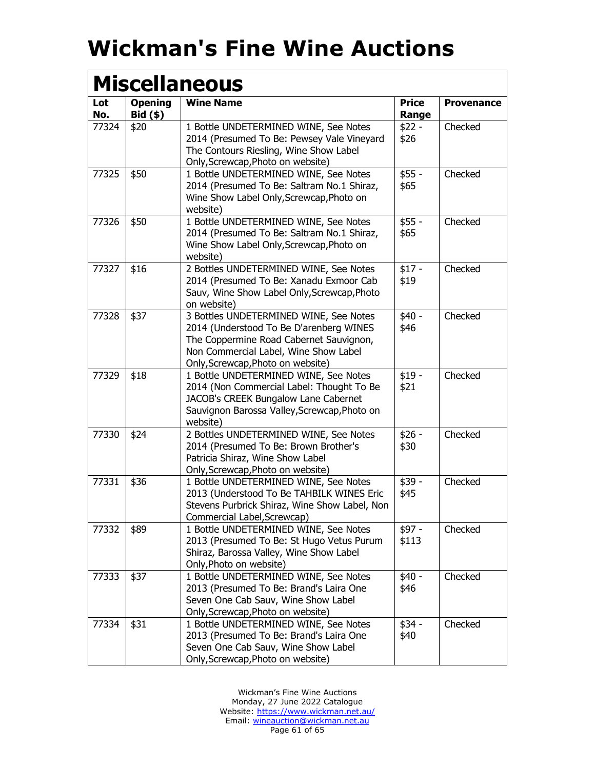# Wickman's Fine Wine Auctions

## Miscellaneous

| Lot No. | Opening Bid ($) | Wine Name | Price Range | Provenance |
|---|---|---|---|---|
| 77324 | $20 | 1 Bottle UNDETERMINED WINE, See Notes 2014 (Presumed To Be: Pewsey Vale Vineyard The Contours Riesling, Wine Show Label Only,Screwcap,Photo on website) | $22 - $26 | Checked |
| 77325 | $50 | 1 Bottle UNDETERMINED WINE, See Notes 2014 (Presumed To Be: Saltram No.1 Shiraz, Wine Show Label Only,Screwcap,Photo on website) | $55 - $65 | Checked |
| 77326 | $50 | 1 Bottle UNDETERMINED WINE, See Notes 2014 (Presumed To Be: Saltram No.1 Shiraz, Wine Show Label Only,Screwcap,Photo on website) | $55 - $65 | Checked |
| 77327 | $16 | 2 Bottles UNDETERMINED WINE, See Notes 2014 (Presumed To Be: Xanadu Exmoor Cab Sauv, Wine Show Label Only,Screwcap,Photo on website) | $17 - $19 | Checked |
| 77328 | $37 | 3 Bottles UNDETERMINED WINE, See Notes 2014 (Understood To Be D'arenberg WINES The Coppermine Road Cabernet Sauvignon, Non Commercial Label, Wine Show Label Only,Screwcap,Photo on website) | $40 - $46 | Checked |
| 77329 | $18 | 1 Bottle UNDETERMINED WINE, See Notes 2014 (Non Commercial Label: Thought To Be JACOB's CREEK Bungalow Lane Cabernet Sauvignon Barossa Valley,Screwcap,Photo on website) | $19 - $21 | Checked |
| 77330 | $24 | 2 Bottles UNDETERMINED WINE, See Notes 2014 (Presumed To Be: Brown Brother's Patricia Shiraz, Wine Show Label Only,Screwcap,Photo on website) | $26 - $30 | Checked |
| 77331 | $36 | 1 Bottle UNDETERMINED WINE, See Notes 2013 (Understood To Be TAHBILK WINES Eric Stevens Purbrick Shiraz, Wine Show Label, Non Commercial Label,Screwcap) | $39 - $45 | Checked |
| 77332 | $89 | 1 Bottle UNDETERMINED WINE, See Notes 2013 (Presumed To Be: St Hugo Vetus Purum Shiraz, Barossa Valley, Wine Show Label Only,Photo on website) | $97 - $113 | Checked |
| 77333 | $37 | 1 Bottle UNDETERMINED WINE, See Notes 2013 (Presumed To Be: Brand's Laira One Seven One Cab Sauv, Wine Show Label Only,Screwcap,Photo on website) | $40 - $46 | Checked |
| 77334 | $31 | 1 Bottle UNDETERMINED WINE, See Notes 2013 (Presumed To Be: Brand's Laira One Seven One Cab Sauv, Wine Show Label Only,Screwcap,Photo on website) | $34 - $40 | Checked |

Wickman's Fine Wine Auctions
Monday, 27 June 2022 Catalogue
Website: https://www.wickman.net.au/
Email: wineauction@wickman.net.au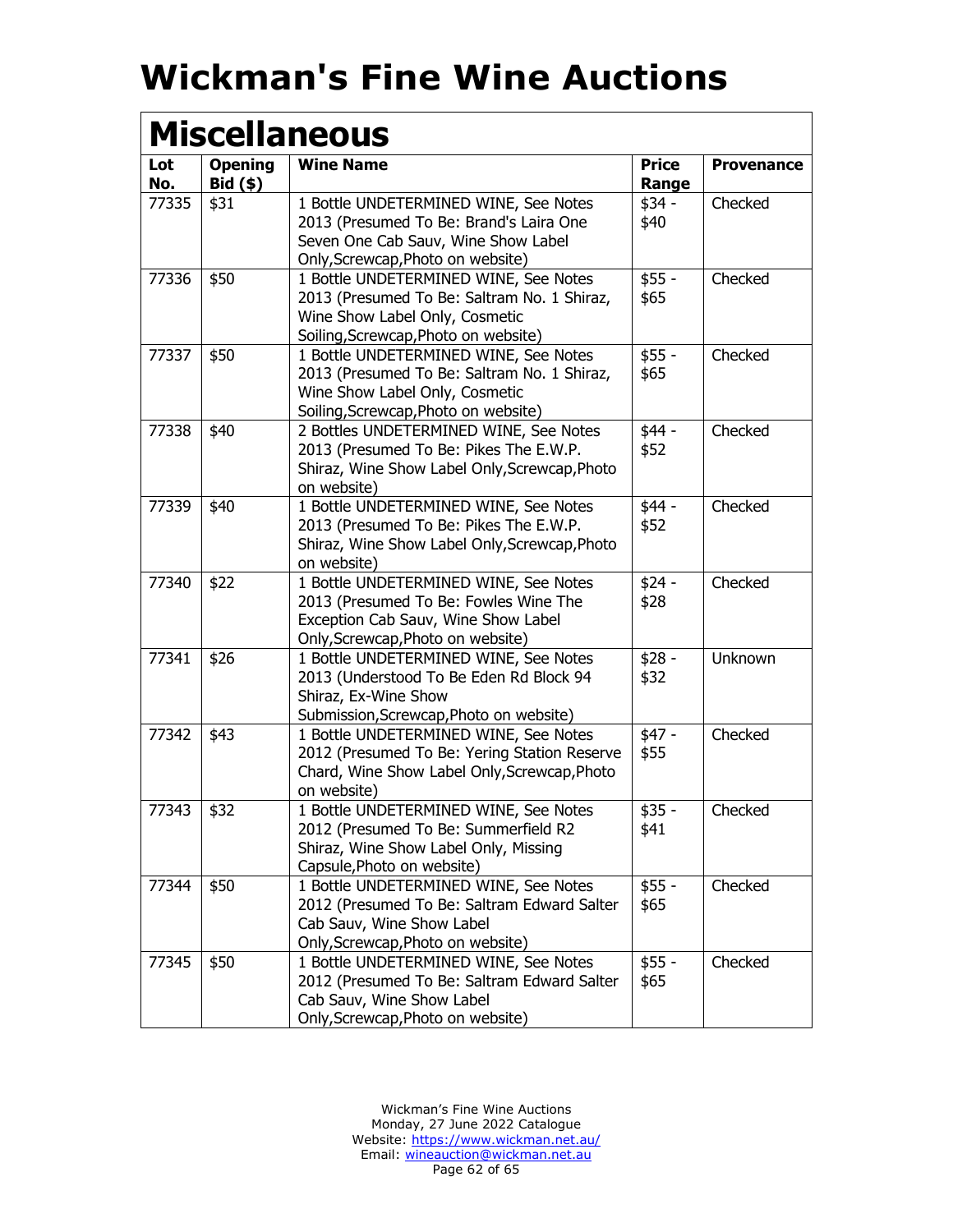# Wickman's Fine Wine Auctions

## Miscellaneous

| Lot No. | Opening Bid ($) | Wine Name | Price Range | Provenance |
|---|---|---|---|---|
| 77335 | $31 | 1 Bottle UNDETERMINED WINE, See Notes 2013 (Presumed To Be: Brand's Laira One Seven One Cab Sauv, Wine Show Label Only,Screwcap,Photo on website) | $34 - $40 | Checked |
| 77336 | $50 | 1 Bottle UNDETERMINED WINE, See Notes 2013 (Presumed To Be: Saltram No. 1 Shiraz, Wine Show Label Only, Cosmetic Soiling,Screwcap,Photo on website) | $55 - $65 | Checked |
| 77337 | $50 | 1 Bottle UNDETERMINED WINE, See Notes 2013 (Presumed To Be: Saltram No. 1 Shiraz, Wine Show Label Only, Cosmetic Soiling,Screwcap,Photo on website) | $55 - $65 | Checked |
| 77338 | $40 | 2 Bottles UNDETERMINED WINE, See Notes 2013 (Presumed To Be: Pikes The E.W.P. Shiraz, Wine Show Label Only,Screwcap,Photo on website) | $44 - $52 | Checked |
| 77339 | $40 | 1 Bottle UNDETERMINED WINE, See Notes 2013 (Presumed To Be: Pikes The E.W.P. Shiraz, Wine Show Label Only,Screwcap,Photo on website) | $44 - $52 | Checked |
| 77340 | $22 | 1 Bottle UNDETERMINED WINE, See Notes 2013 (Presumed To Be: Fowles Wine The Exception Cab Sauv, Wine Show Label Only,Screwcap,Photo on website) | $24 - $28 | Checked |
| 77341 | $26 | 1 Bottle UNDETERMINED WINE, See Notes 2013 (Understood To Be Eden Rd Block 94 Shiraz, Ex-Wine Show Submission,Screwcap,Photo on website) | $28 - $32 | Unknown |
| 77342 | $43 | 1 Bottle UNDETERMINED WINE, See Notes 2012 (Presumed To Be: Yering Station Reserve Chard, Wine Show Label Only,Screwcap,Photo on website) | $47 - $55 | Checked |
| 77343 | $32 | 1 Bottle UNDETERMINED WINE, See Notes 2012 (Presumed To Be: Summerfield R2 Shiraz, Wine Show Label Only, Missing Capsule,Photo on website) | $35 - $41 | Checked |
| 77344 | $50 | 1 Bottle UNDETERMINED WINE, See Notes 2012 (Presumed To Be: Saltram Edward Salter Cab Sauv, Wine Show Label Only,Screwcap,Photo on website) | $55 - $65 | Checked |
| 77345 | $50 | 1 Bottle UNDETERMINED WINE, See Notes 2012 (Presumed To Be: Saltram Edward Salter Cab Sauv, Wine Show Label Only,Screwcap,Photo on website) | $55 - $65 | Checked |

Wickman's Fine Wine Auctions
Monday, 27 June 2022 Catalogue
Website: https://www.wickman.net.au/
Email: wineauction@wickman.net.au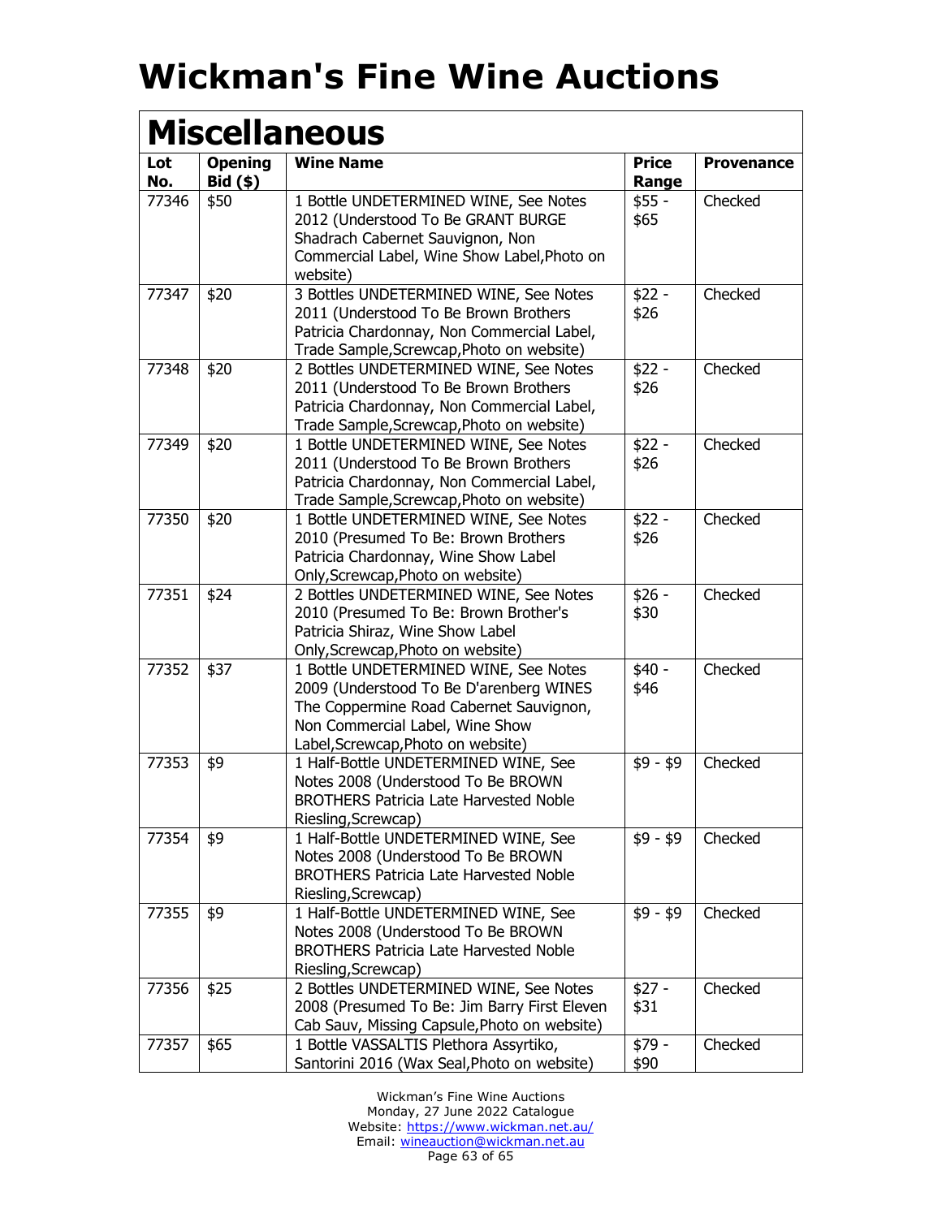# Wickman's Fine Wine Auctions

## Miscellaneous

| Lot No. | Opening Bid ($) | Wine Name | Price Range | Provenance |
|---|---|---|---|---|
| 77346 | $50 | 1 Bottle UNDETERMINED WINE, See Notes 2012 (Understood To Be GRANT BURGE Shadrach Cabernet Sauvignon, Non Commercial Label, Wine Show Label,Photo on website) | $55 - $65 | Checked |
| 77347 | $20 | 3 Bottles UNDETERMINED WINE, See Notes 2011 (Understood To Be Brown Brothers Patricia Chardonnay, Non Commercial Label, Trade Sample,Screwcap,Photo on website) | $22 - $26 | Checked |
| 77348 | $20 | 2 Bottles UNDETERMINED WINE, See Notes 2011 (Understood To Be Brown Brothers Patricia Chardonnay, Non Commercial Label, Trade Sample,Screwcap,Photo on website) | $22 - $26 | Checked |
| 77349 | $20 | 1 Bottle UNDETERMINED WINE, See Notes 2011 (Understood To Be Brown Brothers Patricia Chardonnay, Non Commercial Label, Trade Sample,Screwcap,Photo on website) | $22 - $26 | Checked |
| 77350 | $20 | 1 Bottle UNDETERMINED WINE, See Notes 2010 (Presumed To Be: Brown Brothers Patricia Chardonnay, Wine Show Label Only,Screwcap,Photo on website) | $22 - $26 | Checked |
| 77351 | $24 | 2 Bottles UNDETERMINED WINE, See Notes 2010 (Presumed To Be: Brown Brother's Patricia Shiraz, Wine Show Label Only,Screwcap,Photo on website) | $26 - $30 | Checked |
| 77352 | $37 | 1 Bottle UNDETERMINED WINE, See Notes 2009 (Understood To Be D'arenberg WINES The Coppermine Road Cabernet Sauvignon, Non Commercial Label, Wine Show Label,Screwcap,Photo on website) | $40 - $46 | Checked |
| 77353 | $9 | 1 Half-Bottle UNDETERMINED WINE, See Notes 2008 (Understood To Be BROWN BROTHERS Patricia Late Harvested Noble Riesling,Screwcap) | $9 - $9 | Checked |
| 77354 | $9 | 1 Half-Bottle UNDETERMINED WINE, See Notes 2008 (Understood To Be BROWN BROTHERS Patricia Late Harvested Noble Riesling,Screwcap) | $9 - $9 | Checked |
| 77355 | $9 | 1 Half-Bottle UNDETERMINED WINE, See Notes 2008 (Understood To Be BROWN BROTHERS Patricia Late Harvested Noble Riesling,Screwcap) | $9 - $9 | Checked |
| 77356 | $25 | 2 Bottles UNDETERMINED WINE, See Notes 2008 (Presumed To Be: Jim Barry First Eleven Cab Sauv, Missing Capsule,Photo on website) | $27 - $31 | Checked |
| 77357 | $65 | 1 Bottle VASSALTIS Plethora Assyrtiko, Santorini 2016 (Wax Seal,Photo on website) | $79 - $90 | Checked |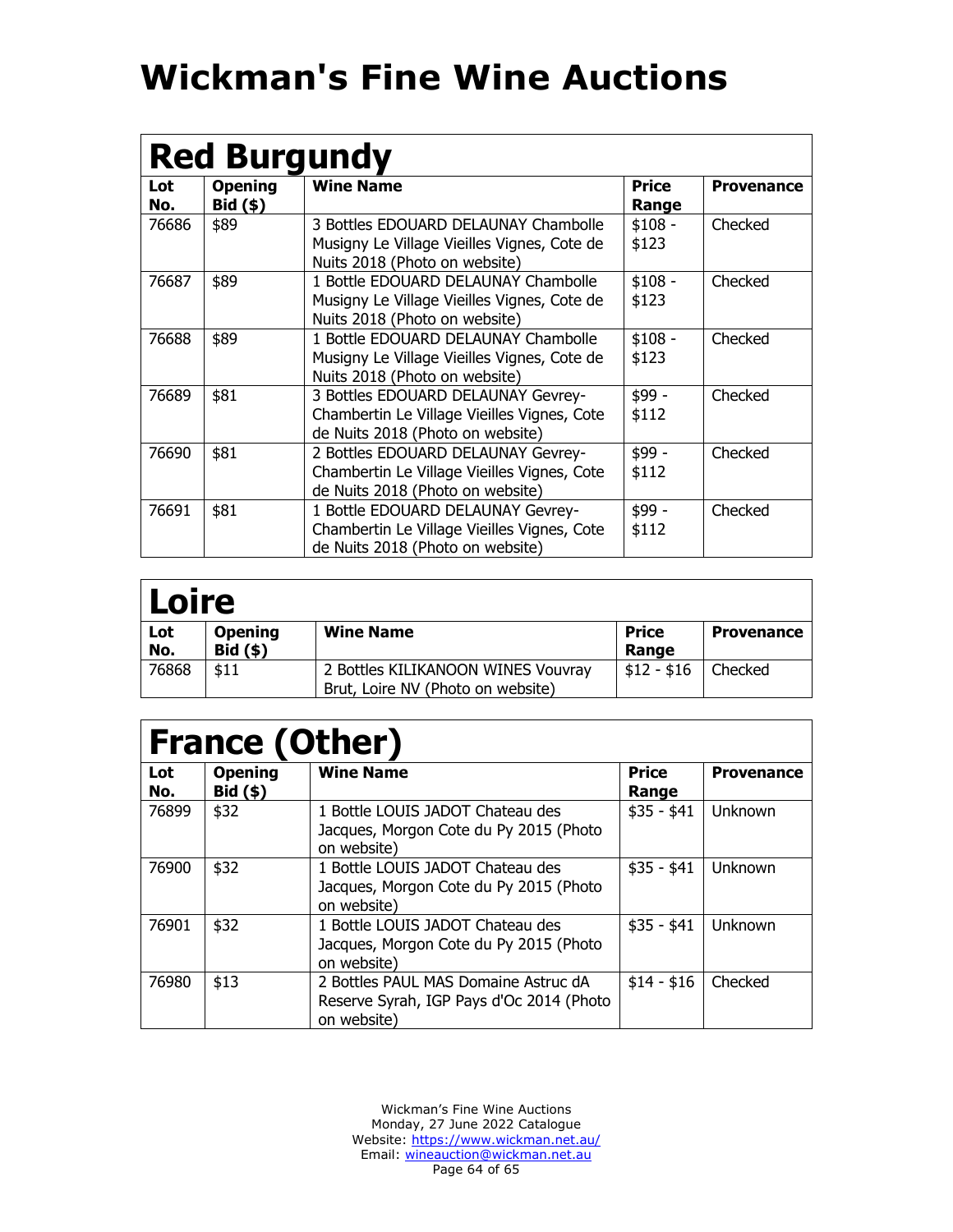# Wickman's Fine Wine Auctions

## Red Burgundy

| Lot No. | Opening Bid ($) | Wine Name | Price Range | Provenance |
|---|---|---|---|---|
| 76686 | $89 | 3 Bottles EDOUARD DELAUNAY Chambolle Musigny Le Village Vieilles Vignes, Cote de Nuits 2018 (Photo on website) | $108 - $123 | Checked |
| 76687 | $89 | 1 Bottle EDOUARD DELAUNAY Chambolle Musigny Le Village Vieilles Vignes, Cote de Nuits 2018 (Photo on website) | $108 - $123 | Checked |
| 76688 | $89 | 1 Bottle EDOUARD DELAUNAY Chambolle Musigny Le Village Vieilles Vignes, Cote de Nuits 2018 (Photo on website) | $108 - $123 | Checked |
| 76689 | $81 | 3 Bottles EDOUARD DELAUNAY Gevrey-Chambertin Le Village Vieilles Vignes, Cote de Nuits 2018 (Photo on website) | $99 - $112 | Checked |
| 76690 | $81 | 2 Bottles EDOUARD DELAUNAY Gevrey-Chambertin Le Village Vieilles Vignes, Cote de Nuits 2018 (Photo on website) | $99 - $112 | Checked |
| 76691 | $81 | 1 Bottle EDOUARD DELAUNAY Gevrey-Chambertin Le Village Vieilles Vignes, Cote de Nuits 2018 (Photo on website) | $99 - $112 | Checked |

## Loire

| Lot No. | Opening Bid ($) | Wine Name | Price Range | Provenance |
|---|---|---|---|---|
| 76868 | $11 | 2 Bottles KILIKANOON WINES Vouvray Brut, Loire NV (Photo on website) | $12 - $16 | Checked |

## France (Other)

| Lot No. | Opening Bid ($) | Wine Name | Price Range | Provenance |
|---|---|---|---|---|
| 76899 | $32 | 1 Bottle LOUIS JADOT Chateau des Jacques, Morgon Cote du Py 2015 (Photo on website) | $35 - $41 | Unknown |
| 76900 | $32 | 1 Bottle LOUIS JADOT Chateau des Jacques, Morgon Cote du Py 2015 (Photo on website) | $35 - $41 | Unknown |
| 76901 | $32 | 1 Bottle LOUIS JADOT Chateau des Jacques, Morgon Cote du Py 2015 (Photo on website) | $35 - $41 | Unknown |
| 76980 | $13 | 2 Bottles PAUL MAS Domaine Astruc dA Reserve Syrah, IGP Pays d'Oc 2014 (Photo on website) | $14 - $16 | Checked |

Wickman's Fine Wine Auctions
Monday, 27 June 2022 Catalogue
Website: https://www.wickman.net.au/
Email: wineauction@wickman.net.au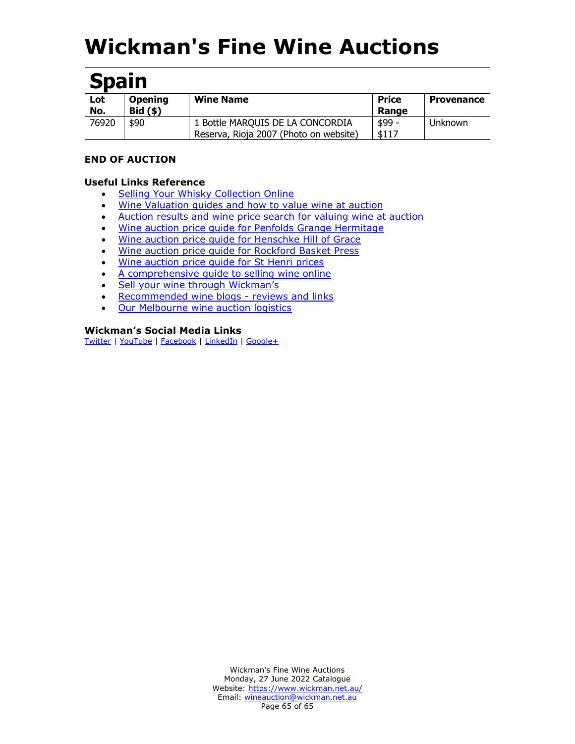# Wickman's Fine Wine Auctions

## Spain

| Lot No. | Opening Bid ($) | Wine Name | Price Range | Provenance |
|---|---|---|---|---|
| 76920 | $90 | 1 Bottle MARQUIS DE LA CONCORDIA Reserva, Rioja 2007 (Photo on website) | $99 - $117 | Unknown |

**END OF AUCTION**

**Useful Links Reference**

- Selling Your Whisky Collection Online
- Wine Valuation guides and how to value wine at auction
- Auction results and wine price search for valuing wine at auction
- Wine auction price guide for Penfolds Grange Hermitage
- Wine auction price guide for Henschke Hill of Grace
- Wine auction price guide for Rockford Basket Press
- Wine auction price guide for St Henri prices
- A comprehensive guide to selling wine online
- Sell your wine through Wickman's
- Recommended wine blogs - reviews and links
- Our Melbourne wine auction logistics

**Wickman's Social Media Links**

Twitter | YouTube | Facebook | LinkedIn | Google+